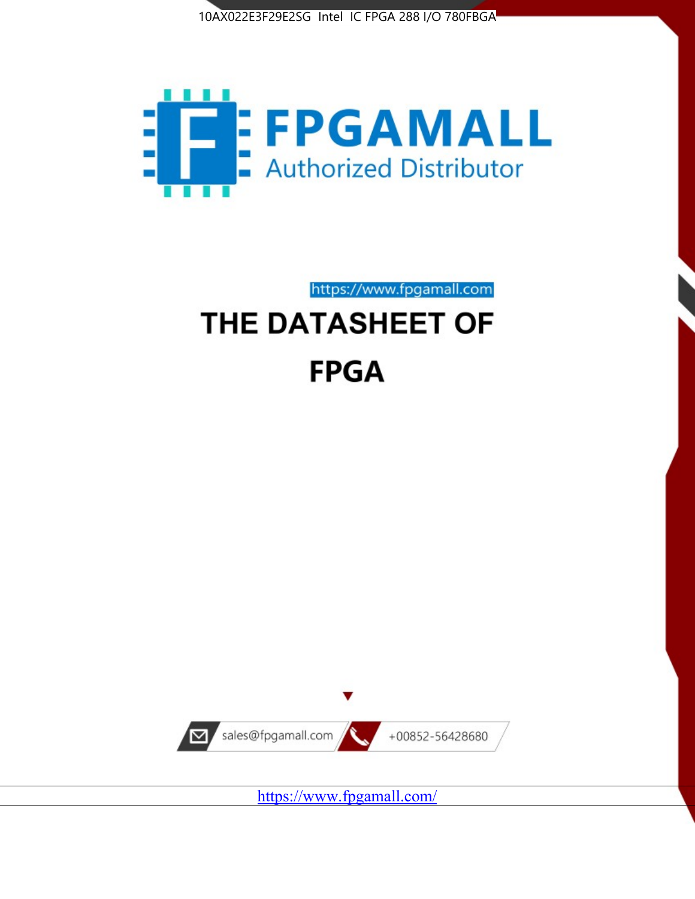10AX022E3F29E2SG Intel IC FPGA 288 I/O 780FBGA

FPGAMALL

Authorized Distributor

https://www.fpgamall.com

# THE DATASHEET OF

# FPGA

sales@fpgamall.com

+00852-56428680

https://www.fpgamall.com/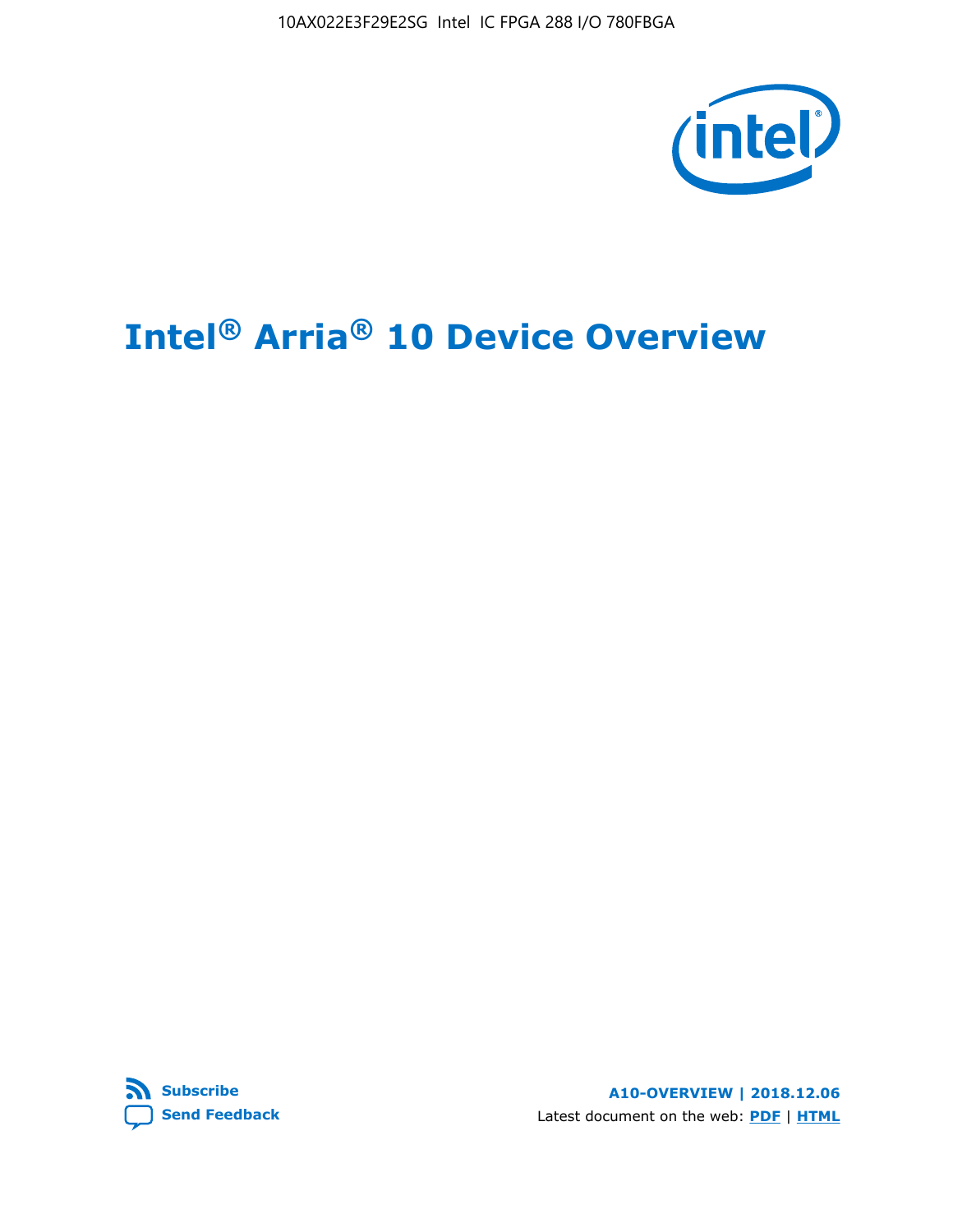# Intel® Arria® 10 Device Overview

**Subscribe**

**Send Feedback**

**A10-OVERVIEW | 2018.12.06**

Latest document on the web: **PDF** | **HTML**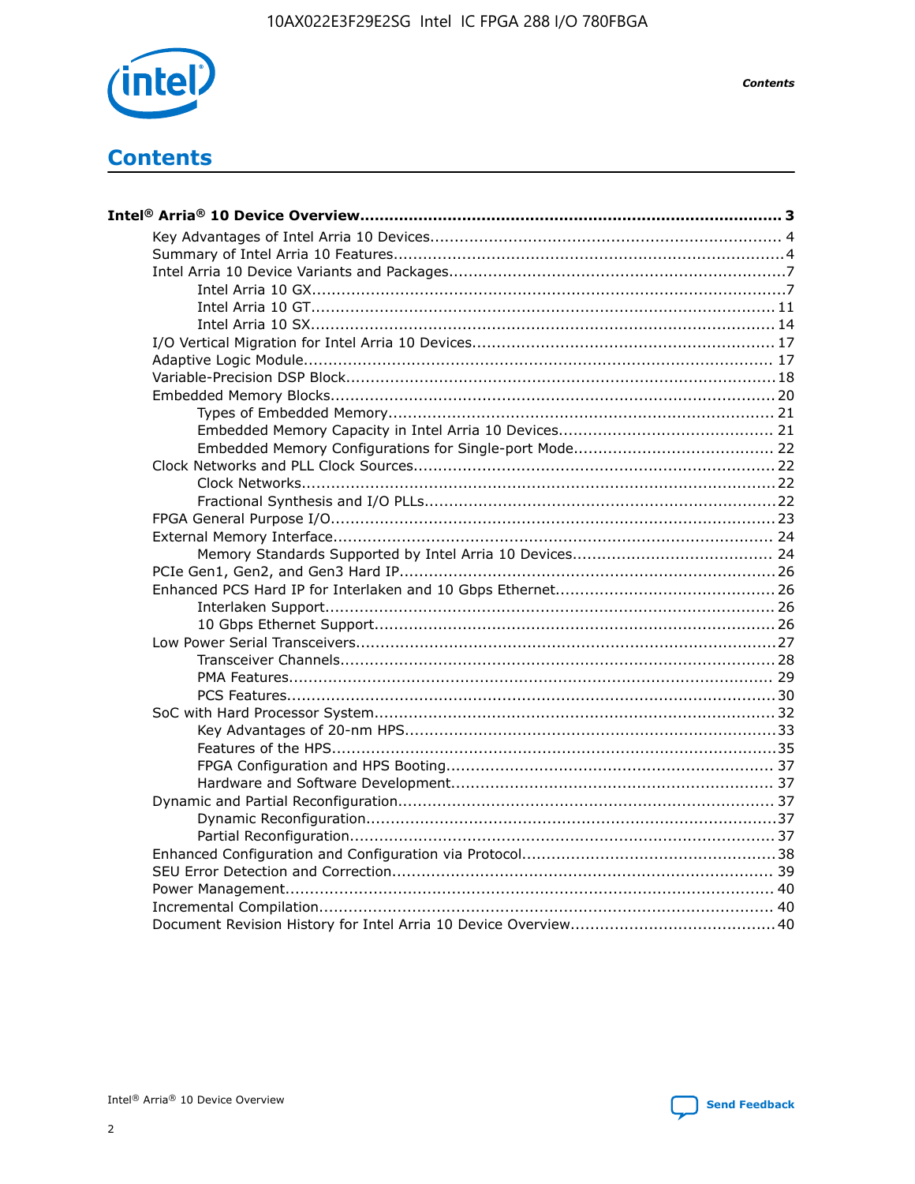# Contents

**Intel® Arria® 10 Device Overview....................................................................................... 3**

- Key Advantages of Intel Arria 10 Devices........................................................................ 4
- Summary of Intel Arria 10 Features................................................................................4
- Intel Arria 10 Device Variants and Packages.....................................................................7
  - Intel Arria 10 GX.................................................................................................7
  - Intel Arria 10 GT............................................................................................... 11
  - Intel Arria 10 SX............................................................................................... 14
- I/O Vertical Migration for Intel Arria 10 Devices.............................................................. 17
- Adaptive Logic Module................................................................................................ 17
- Variable-Precision DSP Block.......................................................................................18
- Embedded Memory Blocks........................................................................................... 20
  - Types of Embedded Memory............................................................................... 21
  - Embedded Memory Capacity in Intel Arria 10 Devices............................................ 21
  - Embedded Memory Configurations for Single-port Mode......................................... 22
- Clock Networks and PLL Clock Sources.........................................................................22
  - Clock Networks.................................................................................................22
  - Fractional Synthesis and I/O PLLs........................................................................22
- FPGA General Purpose I/O.......................................................................................... 23
- External Memory Interface.......................................................................................... 24
  - Memory Standards Supported by Intel Arria 10 Devices......................................... 24
- PCIe Gen1, Gen2, and Gen3 Hard IP.............................................................................26
- Enhanced PCS Hard IP for Interlaken and 10 Gbps Ethernet.............................................26
  - Interlaken Support............................................................................................ 26
  - 10 Gbps Ethernet Support.................................................................................. 26
- Low Power Serial Transceivers.....................................................................................27
  - Transceiver Channels.........................................................................................28
  - PMA Features................................................................................................... 29
  - PCS Features....................................................................................................30
- SoC with Hard Processor System..................................................................................32
  - Key Advantages of 20-nm HPS............................................................................33
  - Features of the HPS...........................................................................................35
  - FPGA Configuration and HPS Booting................................................................... 37
  - Hardware and Software Development.................................................................. 37
- Dynamic and Partial Reconfiguration.............................................................................37
  - Dynamic Reconfiguration....................................................................................37
  - Partial Reconfiguration.......................................................................................37
- Enhanced Configuration and Configuration via Protocol....................................................38
- SEU Error Detection and Correction.............................................................................. 39
- Power Management.................................................................................................... 40
- Incremental Compilation............................................................................................. 40
- Document Revision History for Intel Arria 10 Device Overview.......................................... 40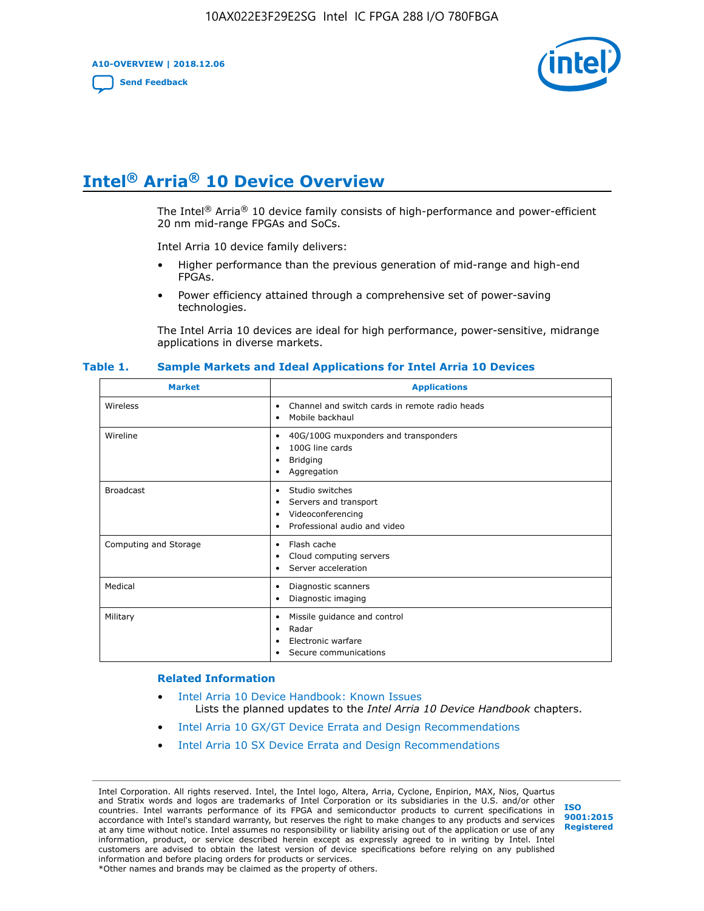# Intel® Arria® 10 Device Overview

The Intel® Arria® 10 device family consists of high-performance and power-efficient 20 nm mid-range FPGAs and SoCs.

Intel Arria 10 device family delivers:

- Higher performance than the previous generation of mid-range and high-end FPGAs.
- Power efficiency attained through a comprehensive set of power-saving technologies.

The Intel Arria 10 devices are ideal for high performance, power-sensitive, midrange applications in diverse markets.

**Table 1. Sample Markets and Ideal Applications for Intel Arria 10 Devices**

| Market | Applications |
|---|---|
| Wireless | • Channel and switch cards in remote radio heads<br>• Mobile backhaul |
| Wireline | • 40G/100G muxponders and transponders<br>• 100G line cards<br>• Bridging<br>• Aggregation |
| Broadcast | • Studio switches<br>• Servers and transport<br>• Videoconferencing<br>• Professional audio and video |
| Computing and Storage | • Flash cache<br>• Cloud computing servers<br>• Server acceleration |
| Medical | • Diagnostic scanners<br>• Diagnostic imaging |
| Military | • Missile guidance and control<br>• Radar<br>• Electronic warfare<br>• Secure communications |

### Related Information

- Intel Arria 10 Device Handbook: Known Issues
  Lists the planned updates to the *Intel Arria 10 Device Handbook* chapters.
- Intel Arria 10 GX/GT Device Errata and Design Recommendations
- Intel Arria 10 SX Device Errata and Design Recommendations

Intel Corporation. All rights reserved. Intel, the Intel logo, Altera, Arria, Cyclone, Enpirion, MAX, Nios, Quartus and Stratix words and logos are trademarks of Intel Corporation or its subsidiaries in the U.S. and/or other countries. Intel warrants performance of its FPGA and semiconductor products to current specifications in accordance with Intel's standard warranty, but reserves the right to make changes to any products and services at any time without notice. Intel assumes no responsibility or liability arising out of the application or use of any information, product, or service described herein except as expressly agreed to in writing by Intel. Intel customers are advised to obtain the latest version of device specifications before relying on any published information and before placing orders for products or services.
*Other names and brands may be claimed as the property of others.

ISO 9001:2015 Registered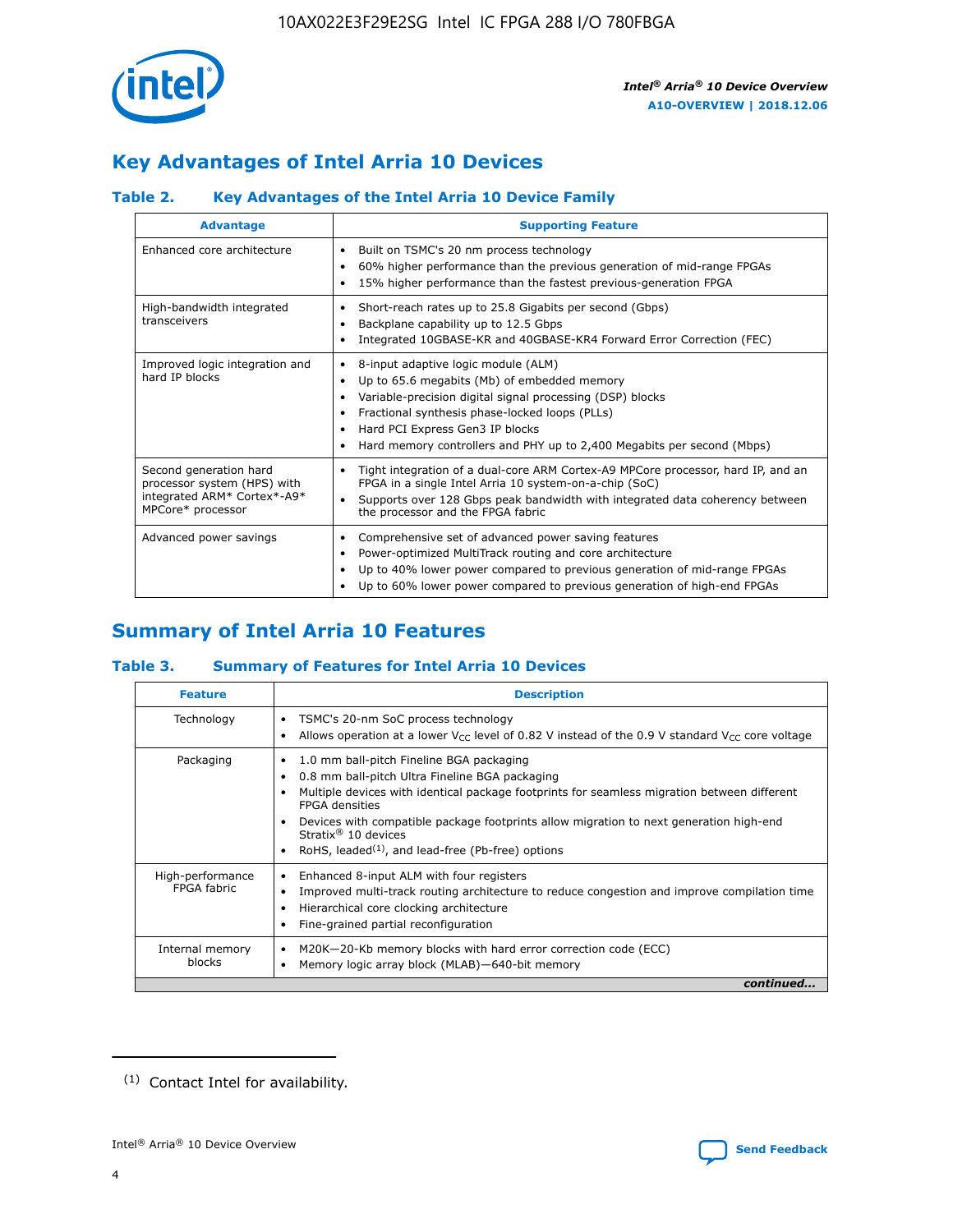## Key Advantages of Intel Arria 10 Devices

### Table 2. Key Advantages of the Intel Arria 10 Device Family

| Advantage | Supporting Feature |
|---|---|
| Enhanced core architecture | • Built on TSMC's 20 nm process technology<br>• 60% higher performance than the previous generation of mid-range FPGAs<br>• 15% higher performance than the fastest previous-generation FPGA |
| High-bandwidth integrated transceivers | • Short-reach rates up to 25.8 Gigabits per second (Gbps)<br>• Backplane capability up to 12.5 Gbps<br>• Integrated 10GBASE-KR and 40GBASE-KR4 Forward Error Correction (FEC) |
| Improved logic integration and hard IP blocks | • 8-input adaptive logic module (ALM)<br>• Up to 65.6 megabits (Mb) of embedded memory<br>• Variable-precision digital signal processing (DSP) blocks<br>• Fractional synthesis phase-locked loops (PLLs)<br>• Hard PCI Express Gen3 IP blocks<br>• Hard memory controllers and PHY up to 2,400 Megabits per second (Mbps) |
| Second generation hard processor system (HPS) with integrated ARM* Cortex*-A9* MPCore* processor | • Tight integration of a dual-core ARM Cortex-A9 MPCore processor, hard IP, and an FPGA in a single Intel Arria 10 system-on-a-chip (SoC)<br>• Supports over 128 Gbps peak bandwidth with integrated data coherency between the processor and the FPGA fabric |
| Advanced power savings | • Comprehensive set of advanced power saving features<br>• Power-optimized MultiTrack routing and core architecture<br>• Up to 40% lower power compared to previous generation of mid-range FPGAs<br>• Up to 60% lower power compared to previous generation of high-end FPGAs |

## Summary of Intel Arria 10 Features

### Table 3. Summary of Features for Intel Arria 10 Devices

| Feature | Description |
|---|---|
| Technology | • TSMC's 20-nm SoC process technology<br>• Allows operation at a lower $V_{CC}$ level of 0.82 V instead of the 0.9 V standard $V_{CC}$ core voltage |
| Packaging | • 1.0 mm ball-pitch Fineline BGA packaging<br>• 0.8 mm ball-pitch Ultra Fineline BGA packaging<br>• Multiple devices with identical package footprints for seamless migration between different FPGA densities<br>• Devices with compatible package footprints allow migration to next generation high-end Stratix® 10 devices<br>• RoHS, leaded[(1)], and lead-free (Pb-free) options |
| High-performance FPGA fabric | • Enhanced 8-input ALM with four registers<br>• Improved multi-track routing architecture to reduce congestion and improve compilation time<br>• Hierarchical core clocking architecture<br>• Fine-grained partial reconfiguration |
| Internal memory blocks | • M20K—20-Kb memory blocks with hard error correction code (ECC)<br>• Memory logic array block (MLAB)—640-bit memory |

*continued...*

(1) Contact Intel for availability.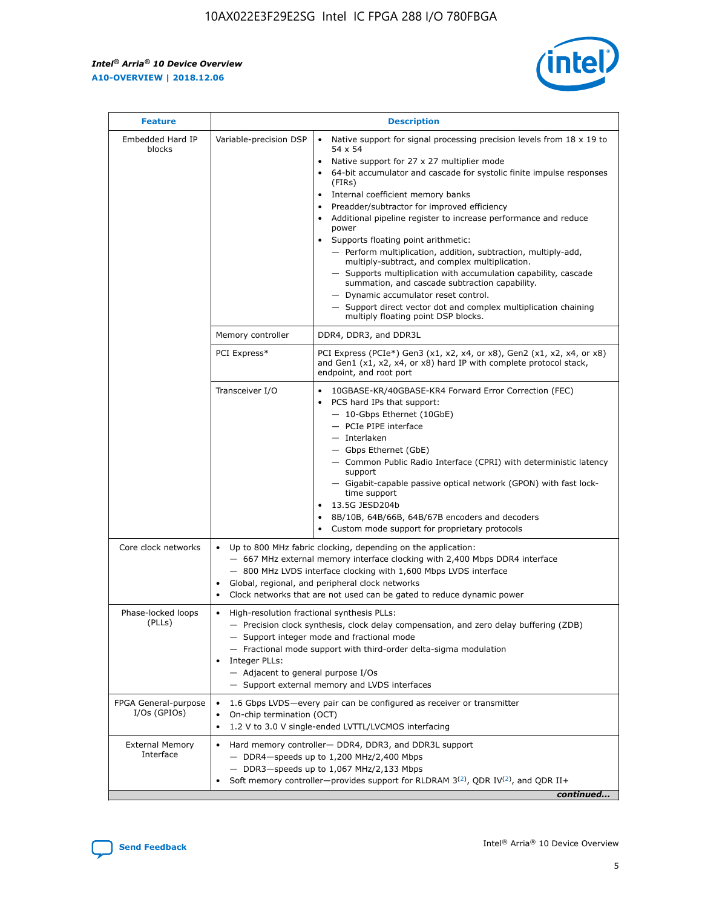| Feature | Description | |
|---|---|---|
| Embedded Hard IP blocks | Variable-precision DSP | • Native support for signal processing precision levels from 18 x 19 to 54 x 54<br>• Native support for 27 x 27 multiplier mode<br>• 64-bit accumulator and cascade for systolic finite impulse responses (FIRs)<br>• Internal coefficient memory banks<br>• Preadder/subtractor for improved efficiency<br>• Additional pipeline register to increase performance and reduce power<br>• Supports floating point arithmetic:<br>— Perform multiplication, addition, subtraction, multiply-add, multiply-subtract, and complex multiplication.<br>— Supports multiplication with accumulation capability, cascade summation, and cascade subtraction capability.<br>— Dynamic accumulator reset control.<br>— Support direct vector dot and complex multiplication chaining multiply floating point DSP blocks. |
| | Memory controller | DDR4, DDR3, and DDR3L |
| | PCI Express* | PCI Express (PCIe*) Gen3 (x1, x2, x4, or x8), Gen2 (x1, x2, x4, or x8) and Gen1 (x1, x2, x4, or x8) hard IP with complete protocol stack, endpoint, and root port |
| | Transceiver I/O | • 10GBASE-KR/40GBASE-KR4 Forward Error Correction (FEC)<br>• PCS hard IPs that support:<br>— 10-Gbps Ethernet (10GbE)<br>— PCIe PIPE interface<br>— Interlaken<br>— Gbps Ethernet (GbE)<br>— Common Public Radio Interface (CPRI) with deterministic latency support<br>— Gigabit-capable passive optical network (GPON) with fast lock-time support<br>• 13.5G JESD204b<br>• 8B/10B, 64B/66B, 64B/67B encoders and decoders<br>• Custom mode support for proprietary protocols |
| Core clock networks | • Up to 800 MHz fabric clocking, depending on the application:<br>— 667 MHz external memory interface clocking with 2,400 Mbps DDR4 interface<br>— 800 MHz LVDS interface clocking with 1,600 Mbps LVDS interface<br>• Global, regional, and peripheral clock networks<br>• Clock networks that are not used can be gated to reduce dynamic power | |
| Phase-locked loops (PLLs) | • High-resolution fractional synthesis PLLs:<br>— Precision clock synthesis, clock delay compensation, and zero delay buffering (ZDB)<br>— Support integer mode and fractional mode<br>— Fractional mode support with third-order delta-sigma modulation<br>• Integer PLLs:<br>— Adjacent to general purpose I/Os<br>— Support external memory and LVDS interfaces | |
| FPGA General-purpose I/Os (GPIOs) | • 1.6 Gbps LVDS—every pair can be configured as receiver or transmitter<br>• On-chip termination (OCT)<br>• 1.2 V to 3.0 V single-ended LVTTL/LVCMOS interfacing | |
| External Memory Interface | • Hard memory controller— DDR4, DDR3, and DDR3L support<br>— DDR4—speeds up to 1,200 MHz/2,400 Mbps<br>— DDR3—speeds up to 1,067 MHz/2,133 Mbps<br>• Soft memory controller—provides support for RLDRAM 3[(2)], QDR IV[(2)], and QDR II+ | |

*continued...*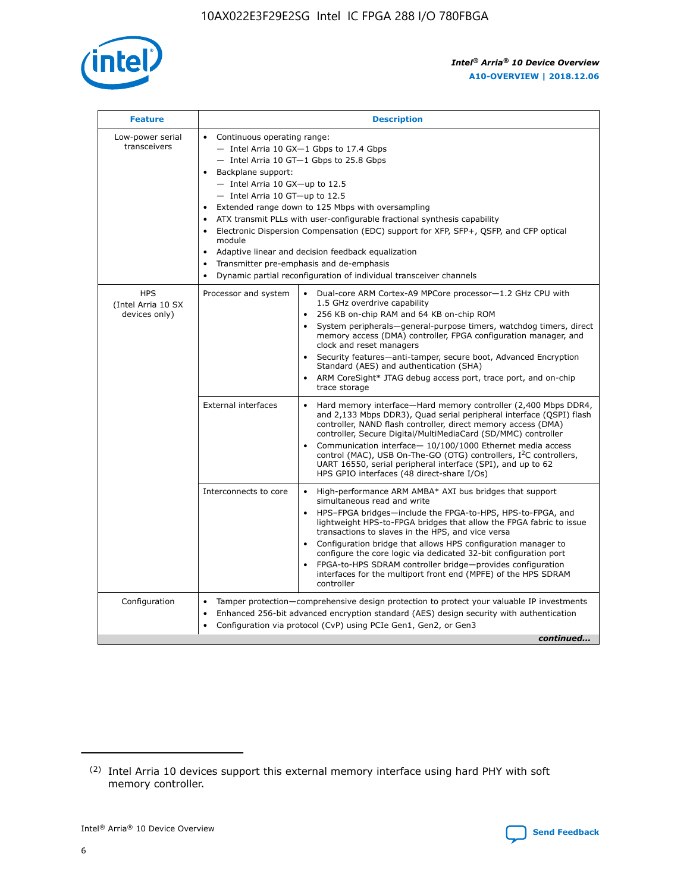| Feature | Description | |
|---|---|---|
| Low-power serial transceivers | • Continuous operating range:<br>— Intel Arria 10 GX—1 Gbps to 17.4 Gbps<br>— Intel Arria 10 GT—1 Gbps to 25.8 Gbps<br>• Backplane support:<br>— Intel Arria 10 GX—up to 12.5<br>— Intel Arria 10 GT—up to 12.5<br>• Extended range down to 125 Mbps with oversampling<br>• ATX transmit PLLs with user-configurable fractional synthesis capability<br>• Electronic Dispersion Compensation (EDC) support for XFP, SFP+, QSFP, and CFP optical module<br>• Adaptive linear and decision feedback equalization<br>• Transmitter pre-emphasis and de-emphasis<br>• Dynamic partial reconfiguration of individual transceiver channels | |
| HPS (Intel Arria 10 SX devices only) | Processor and system | • Dual-core ARM Cortex-A9 MPCore processor—1.2 GHz CPU with 1.5 GHz overdrive capability<br>• 256 KB on-chip RAM and 64 KB on-chip ROM<br>• System peripherals—general-purpose timers, watchdog timers, direct memory access (DMA) controller, FPGA configuration manager, and clock and reset managers<br>• Security features—anti-tamper, secure boot, Advanced Encryption Standard (AES) and authentication (SHA)<br>• ARM CoreSight* JTAG debug access port, trace port, and on-chip trace storage |
| | External interfaces | • Hard memory interface—Hard memory controller (2,400 Mbps DDR4, and 2,133 Mbps DDR3), Quad serial peripheral interface (QSPI) flash controller, NAND flash controller, direct memory access (DMA) controller, Secure Digital/MultiMediaCard (SD/MMC) controller<br>• Communication interface— 10/100/1000 Ethernet media access control (MAC), USB On-The-GO (OTG) controllers, I²C controllers, UART 16550, serial peripheral interface (SPI), and up to 62 HPS GPIO interfaces (48 direct-share I/Os) |
| | Interconnects to core | • High-performance ARM AMBA* AXI bus bridges that support simultaneous read and write<br>• HPS–FPGA bridges—include the FPGA-to-HPS, HPS-to-FPGA, and lightweight HPS-to-FPGA bridges that allow the FPGA fabric to issue transactions to slaves in the HPS, and vice versa<br>• Configuration bridge that allows HPS configuration manager to configure the core logic via dedicated 32-bit configuration port<br>• FPGA-to-HPS SDRAM controller bridge—provides configuration interfaces for the multiport front end (MPFE) of the HPS SDRAM controller |
| Configuration | • Tamper protection—comprehensive design protection to protect your valuable IP investments<br>• Enhanced 256-bit advanced encryption standard (AES) design security with authentication<br>• Configuration via protocol (CvP) using PCIe Gen1, Gen2, or Gen3 | |

*continued...*

(2) Intel Arria 10 devices support this external memory interface using hard PHY with soft memory controller.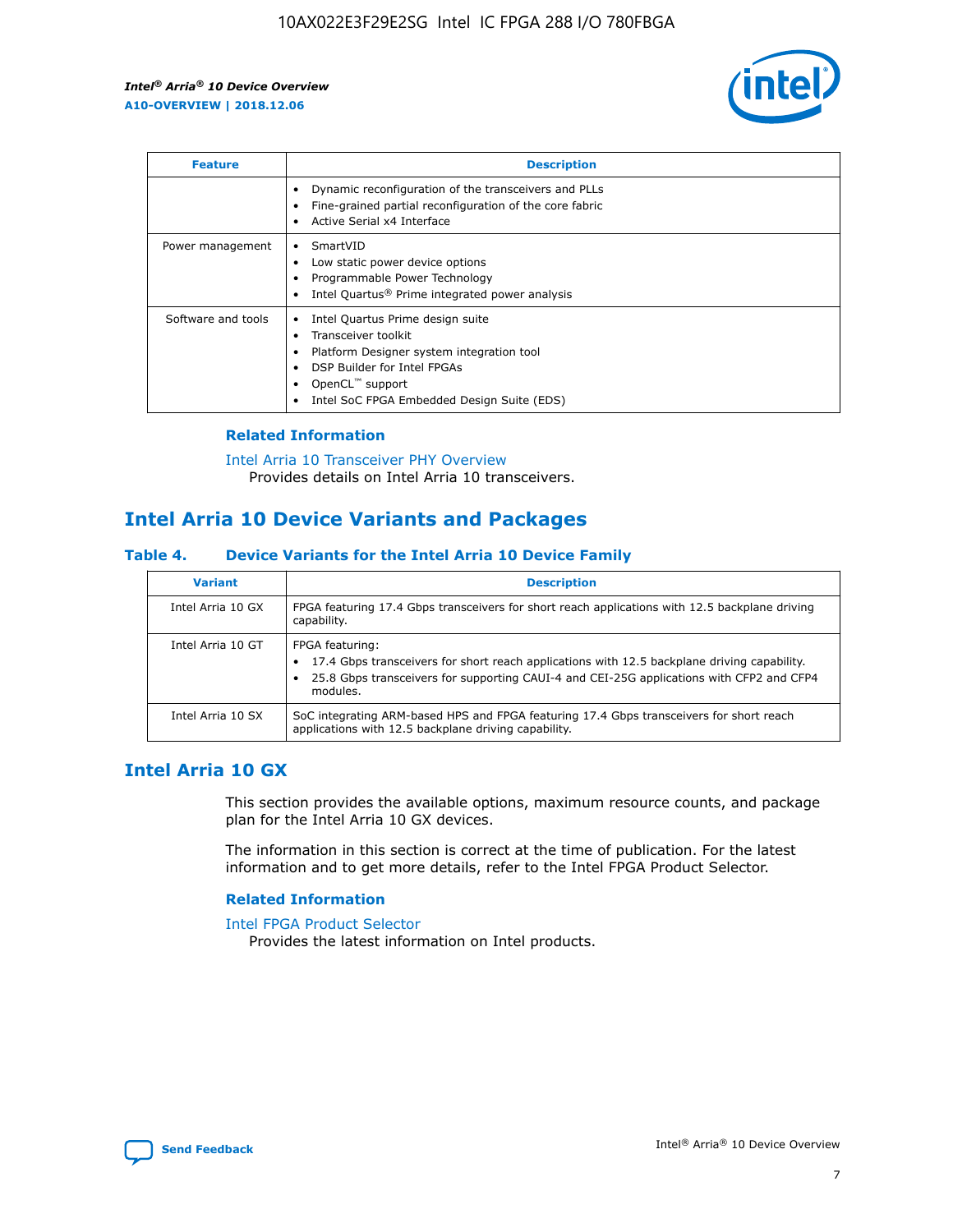| Feature | Description |
| --- | --- |
|  | • Dynamic reconfiguration of the transceivers and PLLs<br>• Fine-grained partial reconfiguration of the core fabric<br>• Active Serial x4 Interface |
| Power management | • SmartVID<br>• Low static power device options<br>• Programmable Power Technology<br>• Intel Quartus® Prime integrated power analysis |
| Software and tools | • Intel Quartus Prime design suite<br>• Transceiver toolkit<br>• Platform Designer system integration tool<br>• DSP Builder for Intel FPGAs<br>• OpenCL™ support<br>• Intel SoC FPGA Embedded Design Suite (EDS) |

### Related Information

Intel Arria 10 Transceiver PHY Overview
Provides details on Intel Arria 10 transceivers.

## Intel Arria 10 Device Variants and Packages

### Table 4. Device Variants for the Intel Arria 10 Device Family

| Variant | Description |
| --- | --- |
| Intel Arria 10 GX | FPGA featuring 17.4 Gbps transceivers for short reach applications with 12.5 backplane driving capability. |
| Intel Arria 10 GT | FPGA featuring:<br>• 17.4 Gbps transceivers for short reach applications with 12.5 backplane driving capability.<br>• 25.8 Gbps transceivers for supporting CAUI-4 and CEI-25G applications with CFP2 and CFP4 modules. |
| Intel Arria 10 SX | SoC integrating ARM-based HPS and FPGA featuring 17.4 Gbps transceivers for short reach applications with 12.5 backplane driving capability. |

## Intel Arria 10 GX

This section provides the available options, maximum resource counts, and package plan for the Intel Arria 10 GX devices.

The information in this section is correct at the time of publication. For the latest information and to get more details, refer to the Intel FPGA Product Selector.

### Related Information

Intel FPGA Product Selector
Provides the latest information on Intel products.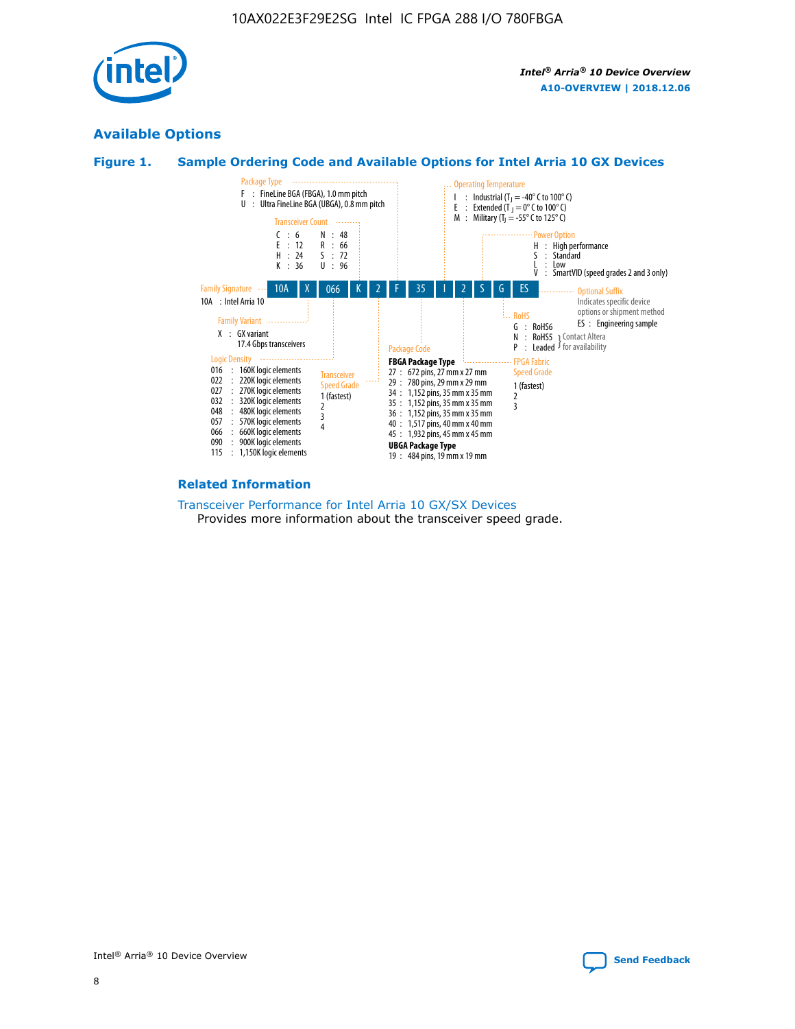## Available Options

### Figure 1. Sample Ordering Code and Available Options for Intel Arria 10 GX Devices

| 10A | X | 066 | K | 2 | F | 35 | I | 2 | S | G | ES |
|---|---|---|---|---|---|---|---|---|---|---|---|

**Family Signature**
10A : Intel Arria 10

**Family Variant**
X : GX variant
17.4 Gbps transceivers

**Logic Density**
016 : 160K logic elements
022 : 220K logic elements
027 : 270K logic elements
032 : 320K logic elements
048 : 480K logic elements
057 : 570K logic elements
066 : 660K logic elements
090 : 900K logic elements
115 : 1,150K logic elements

**Transceiver Count**
C : 6
E : 12
H : 24
K : 36
N : 48
R : 66
S : 72
U : 96

**Transceiver Speed Grade**
1 (fastest)
2
3
4

**Package Type**
F : FineLine BGA (FBGA), 1.0 mm pitch
U : Ultra FineLine BGA (UBGA), 0.8 mm pitch

**Package Code**

**FBGA Package Type**
27 : 672 pins, 27 mm x 27 mm
29 : 780 pins, 29 mm x 29 mm
34 : 1,152 pins, 35 mm x 35 mm
35 : 1,152 pins, 35 mm x 35 mm
36 : 1,152 pins, 35 mm x 35 mm
40 : 1,517 pins, 40 mm x 40 mm
45 : 1,932 pins, 45 mm x 45 mm

**UBGA Package Type**
19 : 484 pins, 19 mm x 19 mm

**Operating Temperature**
I : Industrial ($T_J$ = -40° C to 100° C)
E : Extended ($T_J$ = 0° C to 100° C)
M : Military ($T_J$ = -55° C to 125° C)

**FPGA Fabric Speed Grade**
1 (fastest)
2
3

**Power Option**
H : High performance
S : Standard
L : Low
V : SmartVID (speed grades 2 and 3 only)

**RoHS**
G : RoHS6
N : RoHS5 (Contact Altera for availability)
P : Leaded (Contact Altera for availability)

**Optional Suffix**
Indicates specific device options or shipment method
ES : Engineering sample

### Related Information

Transceiver Performance for Intel Arria 10 GX/SX Devices
Provides more information about the transceiver speed grade.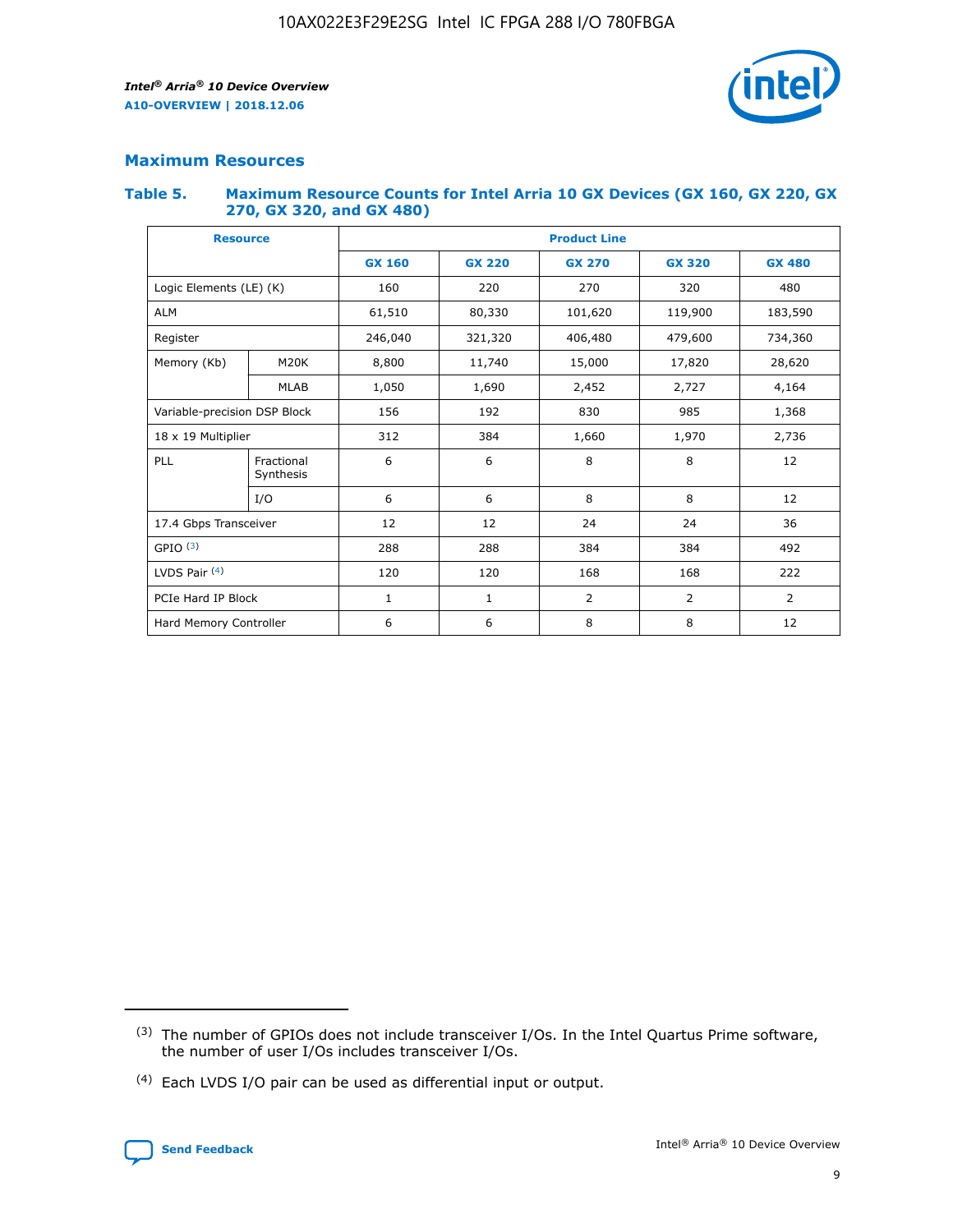## Maximum Resources

### Table 5. Maximum Resource Counts for Intel Arria 10 GX Devices (GX 160, GX 220, GX 270, GX 320, and GX 480)

| Resource | | Product Line | | | | |
|---|---|---|---|---|---|---|
| | | GX 160 | GX 220 | GX 270 | GX 320 | GX 480 |
| Logic Elements (LE) (K) | | 160 | 220 | 270 | 320 | 480 |
| ALM | | 61,510 | 80,330 | 101,620 | 119,900 | 183,590 |
| Register | | 246,040 | 321,320 | 406,480 | 479,600 | 734,360 |
| Memory (Kb) | M20K | 8,800 | 11,740 | 15,000 | 17,820 | 28,620 |
| | MLAB | 1,050 | 1,690 | 2,452 | 2,727 | 4,164 |
| Variable-precision DSP Block | | 156 | 192 | 830 | 985 | 1,368 |
| 18 x 19 Multiplier | | 312 | 384 | 1,660 | 1,970 | 2,736 |
| PLL | Fractional Synthesis | 6 | 6 | 8 | 8 | 12 |
| | I/O | 6 | 6 | 8 | 8 | 12 |
| 17.4 Gbps Transceiver | | 12 | 12 | 24 | 24 | 36 |
| GPIO (3) | | 288 | 288 | 384 | 384 | 492 |
| LVDS Pair (4) | | 120 | 120 | 168 | 168 | 222 |
| PCIe Hard IP Block | | 1 | 1 | 2 | 2 | 2 |
| Hard Memory Controller | | 6 | 6 | 8 | 8 | 12 |

(3) The number of GPIOs does not include transceiver I/Os. In the Intel Quartus Prime software, the number of user I/Os includes transceiver I/Os.

(4) Each LVDS I/O pair can be used as differential input or output.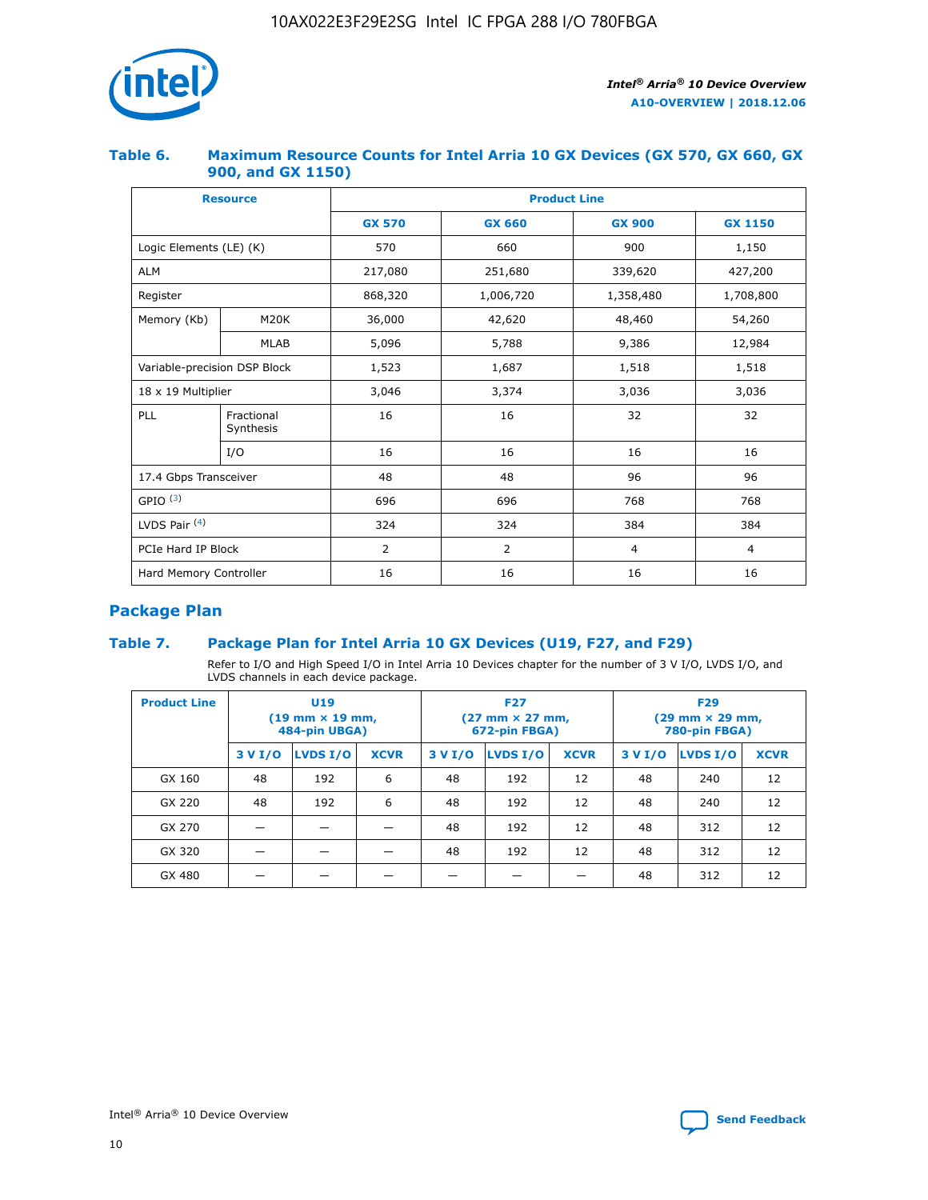### Table 6. Maximum Resource Counts for Intel Arria 10 GX Devices (GX 570, GX 660, GX 900, and GX 1150)

| Resource | | Product Line | | | |
|---|---|---|---|---|---|
| | | GX 570 | GX 660 | GX 900 | GX 1150 |
| Logic Elements (LE) (K) | | 570 | 660 | 900 | 1,150 |
| ALM | | 217,080 | 251,680 | 339,620 | 427,200 |
| Register | | 868,320 | 1,006,720 | 1,358,480 | 1,708,800 |
| Memory (Kb) | M20K | 36,000 | 42,620 | 48,460 | 54,260 |
| | MLAB | 5,096 | 5,788 | 9,386 | 12,984 |
| Variable-precision DSP Block | | 1,523 | 1,687 | 1,518 | 1,518 |
| 18 x 19 Multiplier | | 3,046 | 3,374 | 3,036 | 3,036 |
| PLL | Fractional Synthesis | 16 | 16 | 32 | 32 |
| | I/O | 16 | 16 | 16 | 16 |
| 17.4 Gbps Transceiver | | 48 | 48 | 96 | 96 |
| GPIO [(3)] | | 696 | 696 | 768 | 768 |
| LVDS Pair [(4)] | | 324 | 324 | 384 | 384 |
| PCIe Hard IP Block | | 2 | 2 | 4 | 4 |
| Hard Memory Controller | | 16 | 16 | 16 | 16 |

## Package Plan

### Table 7. Package Plan for Intel Arria 10 GX Devices (U19, F27, and F29)

Refer to I/O and High Speed I/O in Intel Arria 10 Devices chapter for the number of 3 V I/O, LVDS I/O, and LVDS channels in each device package.

| Product Line | U19 (19 mm × 19 mm, 484-pin UBGA) | | | F27 (27 mm × 27 mm, 672-pin FBGA) | | | F29 (29 mm × 29 mm, 780-pin FBGA) | | |
|---|---|---|---|---|---|---|---|---|---|
| | 3 V I/O | LVDS I/O | XCVR | 3 V I/O | LVDS I/O | XCVR | 3 V I/O | LVDS I/O | XCVR |
| GX 160 | 48 | 192 | 6 | 48 | 192 | 12 | 48 | 240 | 12 |
| GX 220 | 48 | 192 | 6 | 48 | 192 | 12 | 48 | 240 | 12 |
| GX 270 | — | — | — | 48 | 192 | 12 | 48 | 312 | 12 |
| GX 320 | — | — | — | 48 | 192 | 12 | 48 | 312 | 12 |
| GX 480 | — | — | — | — | — | — | 48 | 312 | 12 |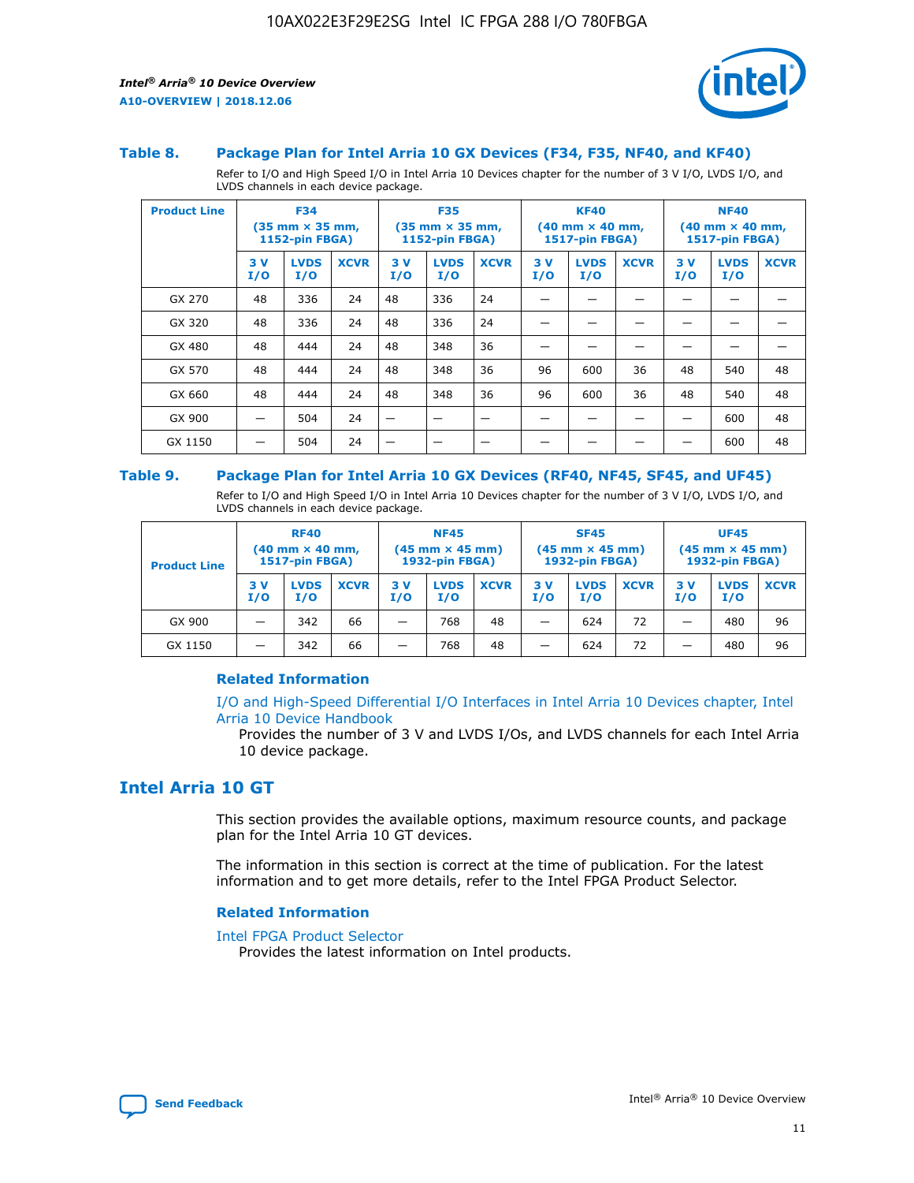### Table 8. Package Plan for Intel Arria 10 GX Devices (F34, F35, NF40, and KF40)

Refer to I/O and High Speed I/O in Intel Arria 10 Devices chapter for the number of 3 V I/O, LVDS I/O, and LVDS channels in each device package.

| Product Line | F34 (35 mm × 35 mm, 1152-pin FBGA) | | | F35 (35 mm × 35 mm, 1152-pin FBGA) | | | KF40 (40 mm × 40 mm, 1517-pin FBGA) | | | NF40 (40 mm × 40 mm, 1517-pin FBGA) | | |
|---|---|---|---|---|---|---|---|---|---|---|---|---|
| | 3 V I/O | LVDS I/O | XCVR | 3 V I/O | LVDS I/O | XCVR | 3 V I/O | LVDS I/O | XCVR | 3 V I/O | LVDS I/O | XCVR |
| GX 270 | 48 | 336 | 24 | 48 | 336 | 24 | — | — | — | — | — | — |
| GX 320 | 48 | 336 | 24 | 48 | 336 | 24 | — | — | — | — | — | — |
| GX 480 | 48 | 444 | 24 | 48 | 348 | 36 | — | — | — | — | — | — |
| GX 570 | 48 | 444 | 24 | 48 | 348 | 36 | 96 | 600 | 36 | 48 | 540 | 48 |
| GX 660 | 48 | 444 | 24 | 48 | 348 | 36 | 96 | 600 | 36 | 48 | 540 | 48 |
| GX 900 | — | 504 | 24 | — | — | — | — | — | — | — | 600 | 48 |
| GX 1150 | — | 504 | 24 | — | — | — | — | — | — | — | 600 | 48 |

### Table 9. Package Plan for Intel Arria 10 GX Devices (RF40, NF45, SF45, and UF45)

Refer to I/O and High Speed I/O in Intel Arria 10 Devices chapter for the number of 3 V I/O, LVDS I/O, and LVDS channels in each device package.

| Product Line | RF40 (40 mm × 40 mm, 1517-pin FBGA) | | | NF45 (45 mm × 45 mm) 1932-pin FBGA) | | | SF45 (45 mm × 45 mm) 1932-pin FBGA) | | | UF45 (45 mm × 45 mm) 1932-pin FBGA) | | |
|---|---|---|---|---|---|---|---|---|---|---|---|---|
| | 3 V I/O | LVDS I/O | XCVR | 3 V I/O | LVDS I/O | XCVR | 3 V I/O | LVDS I/O | XCVR | 3 V I/O | LVDS I/O | XCVR |
| GX 900 | — | 342 | 66 | — | 768 | 48 | — | 624 | 72 | — | 480 | 96 |
| GX 1150 | — | 342 | 66 | — | 768 | 48 | — | 624 | 72 | — | 480 | 96 |

#### Related Information

I/O and High-Speed Differential I/O Interfaces in Intel Arria 10 Devices chapter, Intel Arria 10 Device Handbook

Provides the number of 3 V and LVDS I/Os, and LVDS channels for each Intel Arria 10 device package.

## Intel Arria 10 GT

This section provides the available options, maximum resource counts, and package plan for the Intel Arria 10 GT devices.

The information in this section is correct at the time of publication. For the latest information and to get more details, refer to the Intel FPGA Product Selector.

#### Related Information

Intel FPGA Product Selector

Provides the latest information on Intel products.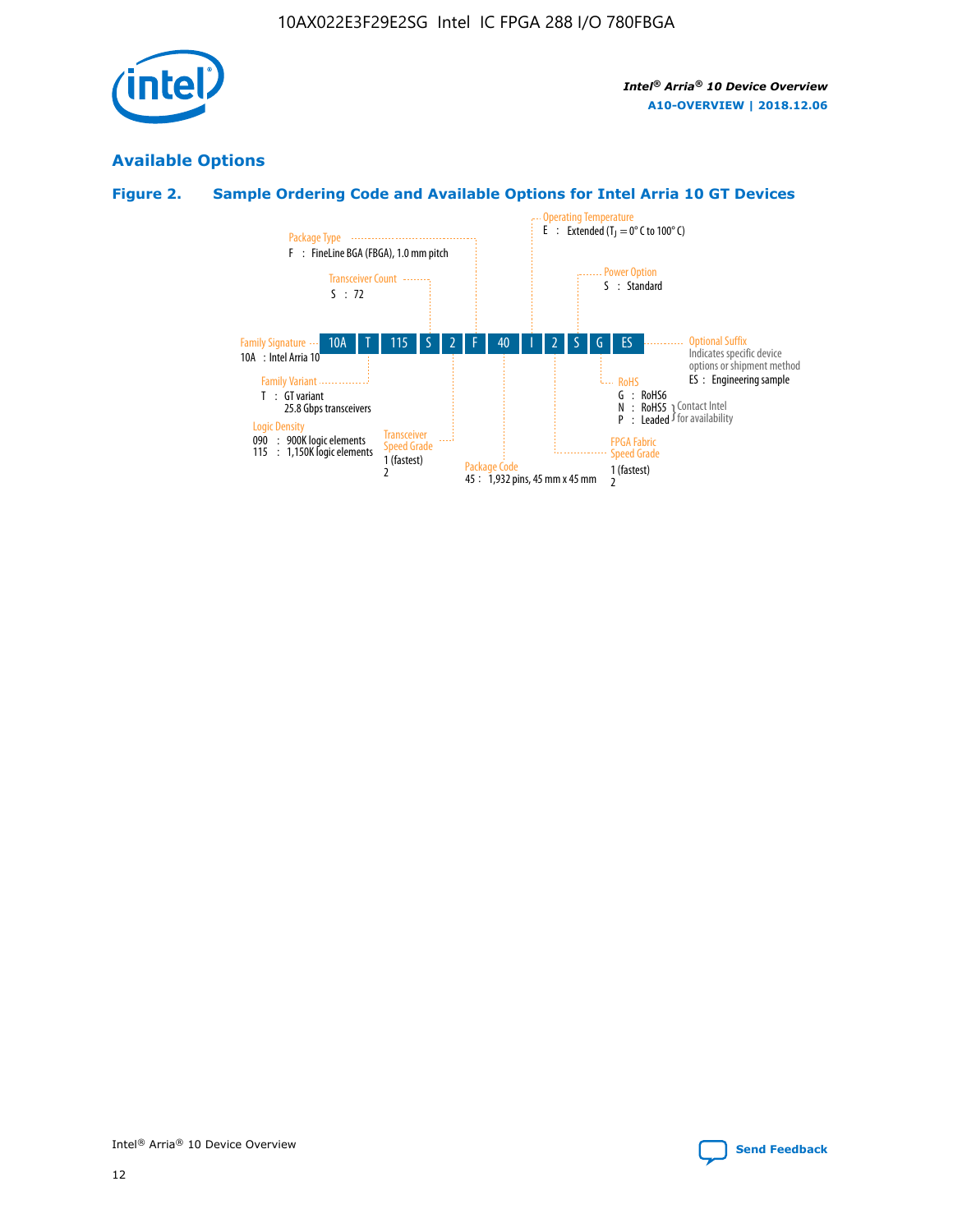## Available Options

### Figure 2. Sample Ordering Code and Available Options for Intel Arria 10 GT Devices

| 10A | T | 115 | S | 2 | F | 40 | I | 2 | S | G | ES |
|---|---|---|---|---|---|---|---|---|---|---|---|

**Family Signature**
10A : Intel Arria 10

**Family Variant**
T : GT variant
25.8 Gbps transceivers

**Logic Density**
090 : 900K logic elements
115 : 1,150K logic elements

**Transceiver Count**
S : 72

**Transceiver Speed Grade**
1 (fastest)
2

**Package Type**
F : FineLine BGA (FBGA), 1.0 mm pitch

**Package Code**
45 : 1,932 pins, 45 mm x 45 mm

**Operating Temperature**
E : Extended ($T_J$ = 0° C to 100° C)

**FPGA Fabric Speed Grade**
1 (fastest)
2

**Power Option**
S : Standard

**RoHS**
G : RoHS6
N : RoHS5 } Contact Intel for availability
P : Leaded } Contact Intel for availability

**Optional Suffix**
Indicates specific device options or shipment method
ES : Engineering sample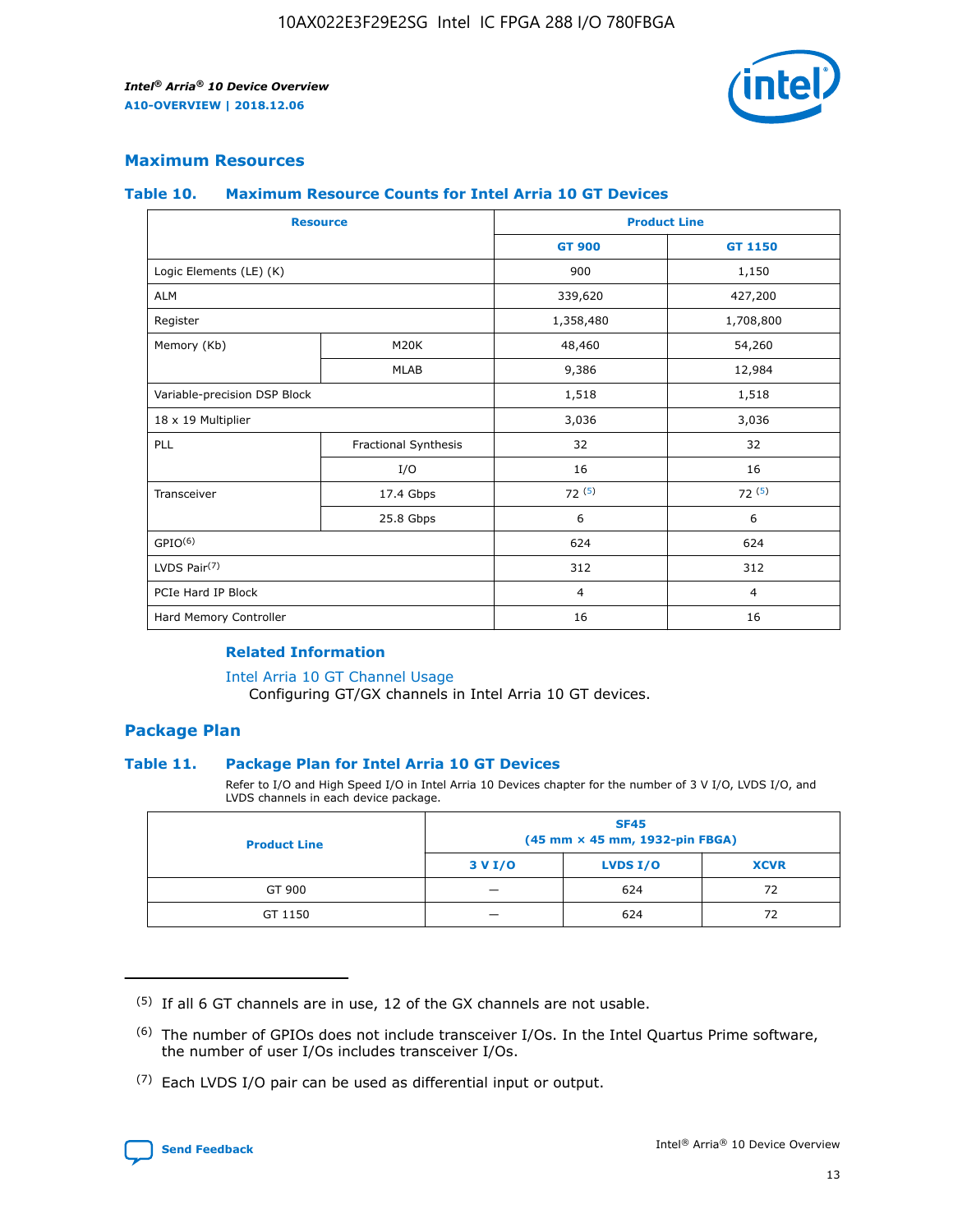## Maximum Resources

### Table 10. Maximum Resource Counts for Intel Arria 10 GT Devices

| Resource | | Product Line | |
|---|---|---|---|
| | | GT 900 | GT 1150 |
| Logic Elements (LE) (K) | | 900 | 1,150 |
| ALM | | 339,620 | 427,200 |
| Register | | 1,358,480 | 1,708,800 |
| Memory (Kb) | M20K | 48,460 | 54,260 |
| | MLAB | 9,386 | 12,984 |
| Variable-precision DSP Block | | 1,518 | 1,518 |
| 18 x 19 Multiplier | | 3,036 | 3,036 |
| PLL | Fractional Synthesis | 32 | 32 |
| | I/O | 16 | 16 |
| Transceiver | 17.4 Gbps | 72 [(5)] | 72 [(5)] |
| | 25.8 Gbps | 6 | 6 |
| GPIO[(6)] | | 624 | 624 |
| LVDS Pair[(7)] | | 312 | 312 |
| PCIe Hard IP Block | | 4 | 4 |
| Hard Memory Controller | | 16 | 16 |

#### Related Information

Intel Arria 10 GT Channel Usage
Configuring GT/GX channels in Intel Arria 10 GT devices.

## Package Plan

### Table 11. Package Plan for Intel Arria 10 GT Devices

Refer to I/O and High Speed I/O in Intel Arria 10 Devices chapter for the number of 3 V I/O, LVDS I/O, and LVDS channels in each device package.

| Product Line | SF45 (45 mm × 45 mm, 1932-pin FBGA) | | |
|---|---|---|---|
| | 3 V I/O | LVDS I/O | XCVR |
| GT 900 | — | 624 | 72 |
| GT 1150 | — | 624 | 72 |

(5) If all 6 GT channels are in use, 12 of the GX channels are not usable.

(6) The number of GPIOs does not include transceiver I/Os. In the Intel Quartus Prime software, the number of user I/Os includes transceiver I/Os.

(7) Each LVDS I/O pair can be used as differential input or output.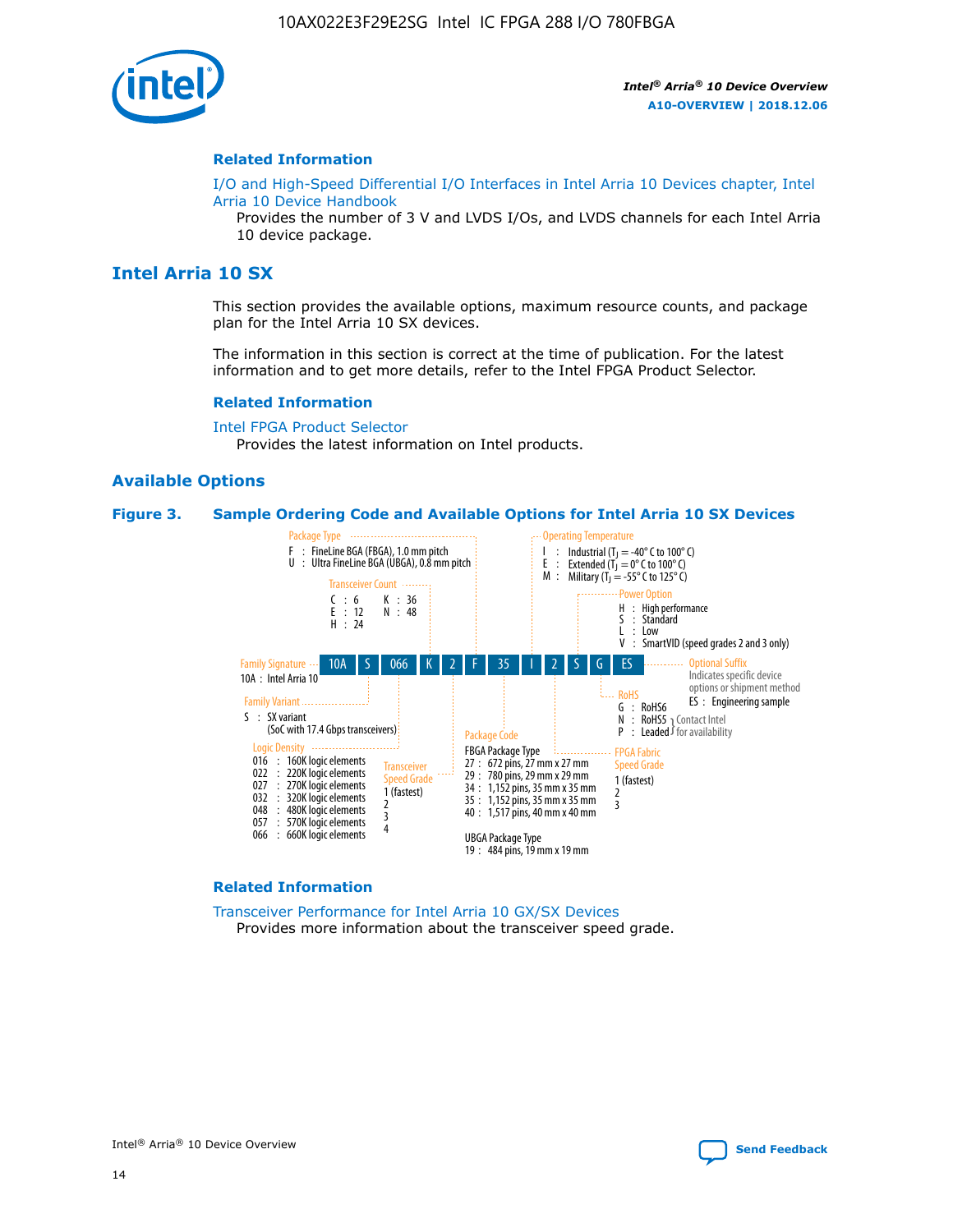## Related Information

I/O and High-Speed Differential I/O Interfaces in Intel Arria 10 Devices chapter, Intel Arria 10 Device Handbook
   Provides the number of 3 V and LVDS I/Os, and LVDS channels for each Intel Arria 10 device package.

# Intel Arria 10 SX

This section provides the available options, maximum resource counts, and package plan for the Intel Arria 10 SX devices.

The information in this section is correct at the time of publication. For the latest information and to get more details, refer to the Intel FPGA Product Selector.

## Related Information

Intel FPGA Product Selector
   Provides the latest information on Intel products.

## Available Options

**Figure 3. Sample Ordering Code and Available Options for Intel Arria 10 SX Devices**

Sample ordering code: 10A S 066 K 2 F 35 I 2 S G ES

- **Family Signature**
  - 10A : Intel Arria 10
- **Family Variant**
  - S : SX variant (SoC with 17.4 Gbps transceivers)
- **Logic Density**
  - 016 : 160K logic elements
  - 022 : 220K logic elements
  - 027 : 270K logic elements
  - 032 : 320K logic elements
  - 048 : 480K logic elements
  - 057 : 570K logic elements
  - 066 : 660K logic elements
- **Transceiver Count**
  - C : 6
  - E : 12
  - H : 24
  - K : 36
  - N : 48
- **Transceiver Speed Grade**
  - 1 (fastest)
  - 2
  - 3
  - 4
- **Package Type**
  - F : FineLine BGA (FBGA), 1.0 mm pitch
  - U : Ultra FineLine BGA (UBGA), 0.8 mm pitch
- **Package Code**
  - FBGA Package Type
    - 27 : 672 pins, 27 mm x 27 mm
    - 29 : 780 pins, 29 mm x 29 mm
    - 34 : 1,152 pins, 35 mm x 35 mm
    - 35 : 1,152 pins, 35 mm x 35 mm
    - 40 : 1,517 pins, 40 mm x 40 mm
  - UBGA Package Type
    - 19 : 484 pins, 19 mm x 19 mm
- **Operating Temperature**
  - I : Industrial ($T_J$ = -40° C to 100° C)
  - E : Extended ($T_J$ = 0° C to 100° C)
  - M : Military ($T_J$ = -55° C to 125° C)
- **FPGA Fabric Speed Grade**
  - 1 (fastest)
  - 2
  - 3
- **Power Option**
  - H : High performance
  - S : Standard
  - L : Low
  - V : SmartVID (speed grades 2 and 3 only)
- **RoHS**
  - G : RoHS6
  - N : RoHS5 (Contact Intel for availability)
  - P : Leaded (Contact Intel for availability)
- **Optional Suffix**
  - Indicates specific device options or shipment method
  - ES : Engineering sample

## Related Information

Transceiver Performance for Intel Arria 10 GX/SX Devices
   Provides more information about the transceiver speed grade.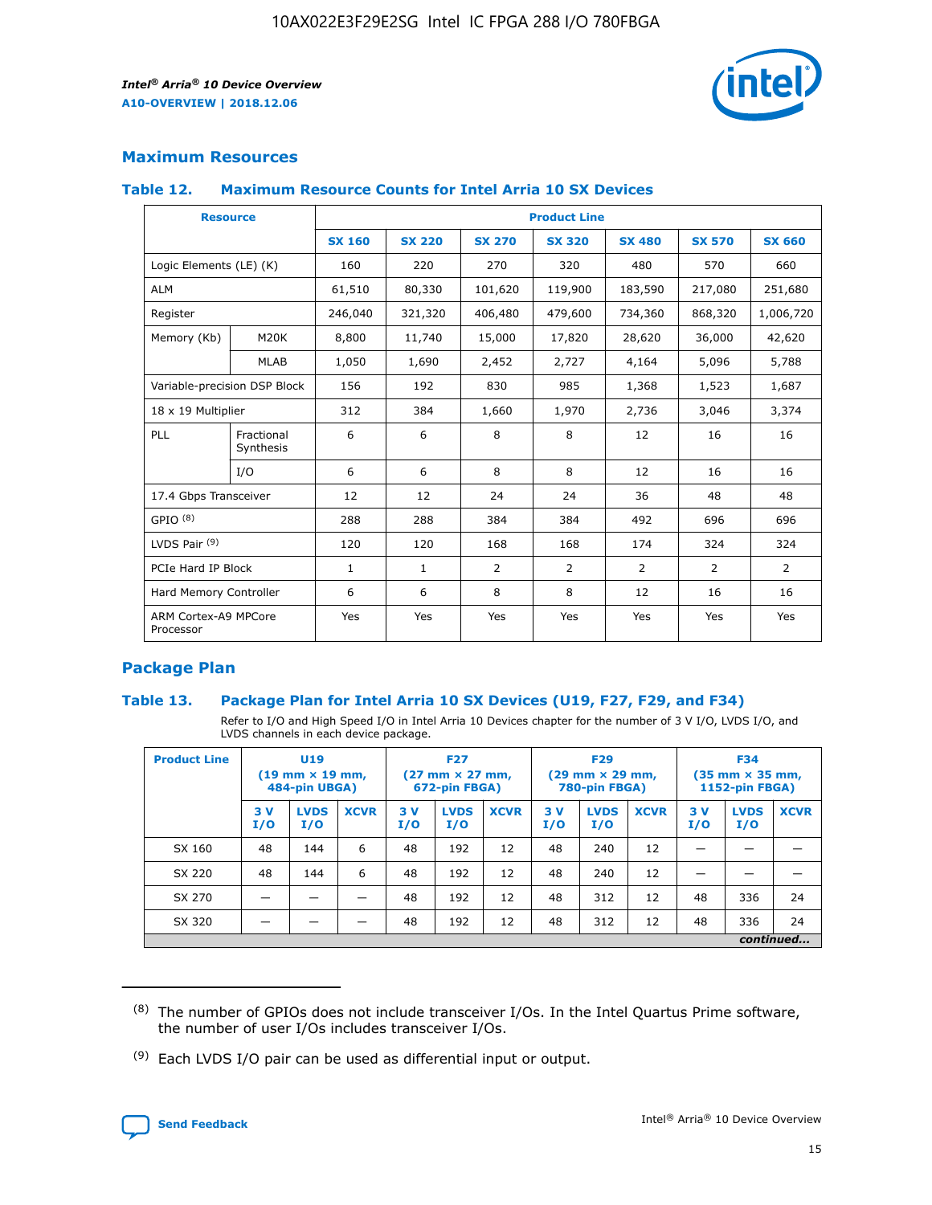## Maximum Resources

### Table 12. Maximum Resource Counts for Intel Arria 10 SX Devices

| Resource | | Product Line | | | | | | |
|---|---|---|---|---|---|---|---|---|
| | | SX 160 | SX 220 | SX 270 | SX 320 | SX 480 | SX 570 | SX 660 |
| Logic Elements (LE) (K) | | 160 | 220 | 270 | 320 | 480 | 570 | 660 |
| ALM | | 61,510 | 80,330 | 101,620 | 119,900 | 183,590 | 217,080 | 251,680 |
| Register | | 246,040 | 321,320 | 406,480 | 479,600 | 734,360 | 868,320 | 1,006,720 |
| Memory (Kb) | M20K | 8,800 | 11,740 | 15,000 | 17,820 | 28,620 | 36,000 | 42,620 |
| | MLAB | 1,050 | 1,690 | 2,452 | 2,727 | 4,164 | 5,096 | 5,788 |
| Variable-precision DSP Block | | 156 | 192 | 830 | 985 | 1,368 | 1,523 | 1,687 |
| 18 x 19 Multiplier | | 312 | 384 | 1,660 | 1,970 | 2,736 | 3,046 | 3,374 |
| PLL | Fractional Synthesis | 6 | 6 | 8 | 8 | 12 | 16 | 16 |
| | I/O | 6 | 6 | 8 | 8 | 12 | 16 | 16 |
| 17.4 Gbps Transceiver | | 12 | 12 | 24 | 24 | 36 | 48 | 48 |
| GPIO (8) | | 288 | 288 | 384 | 384 | 492 | 696 | 696 |
| LVDS Pair (9) | | 120 | 120 | 168 | 168 | 174 | 324 | 324 |
| PCIe Hard IP Block | | 1 | 1 | 2 | 2 | 2 | 2 | 2 |
| Hard Memory Controller | | 6 | 6 | 8 | 8 | 12 | 16 | 16 |
| ARM Cortex-A9 MPCore Processor | | Yes | Yes | Yes | Yes | Yes | Yes | Yes |

## Package Plan

### Table 13. Package Plan for Intel Arria 10 SX Devices (U19, F27, F29, and F34)

Refer to I/O and High Speed I/O in Intel Arria 10 Devices chapter for the number of 3 V I/O, LVDS I/O, and LVDS channels in each device package.

| Product Line | U19 (19 mm × 19 mm, 484-pin UBGA) | | | F27 (27 mm × 27 mm, 672-pin FBGA) | | | F29 (29 mm × 29 mm, 780-pin FBGA) | | | F34 (35 mm × 35 mm, 1152-pin FBGA) | | |
|---|---|---|---|---|---|---|---|---|---|---|---|---|
| | 3 V I/O | LVDS I/O | XCVR | 3 V I/O | LVDS I/O | XCVR | 3 V I/O | LVDS I/O | XCVR | 3 V I/O | LVDS I/O | XCVR |
| SX 160 | 48 | 144 | 6 | 48 | 192 | 12 | 48 | 240 | 12 | — | — | — |
| SX 220 | 48 | 144 | 6 | 48 | 192 | 12 | 48 | 240 | 12 | — | — | — |
| SX 270 | — | — | — | 48 | 192 | 12 | 48 | 312 | 12 | 48 | 336 | 24 |
| SX 320 | — | — | — | 48 | 192 | 12 | 48 | 312 | 12 | 48 | 336 | 24 |

*continued...*

(8) The number of GPIOs does not include transceiver I/Os. In the Intel Quartus Prime software, the number of user I/Os includes transceiver I/Os.

(9) Each LVDS I/O pair can be used as differential input or output.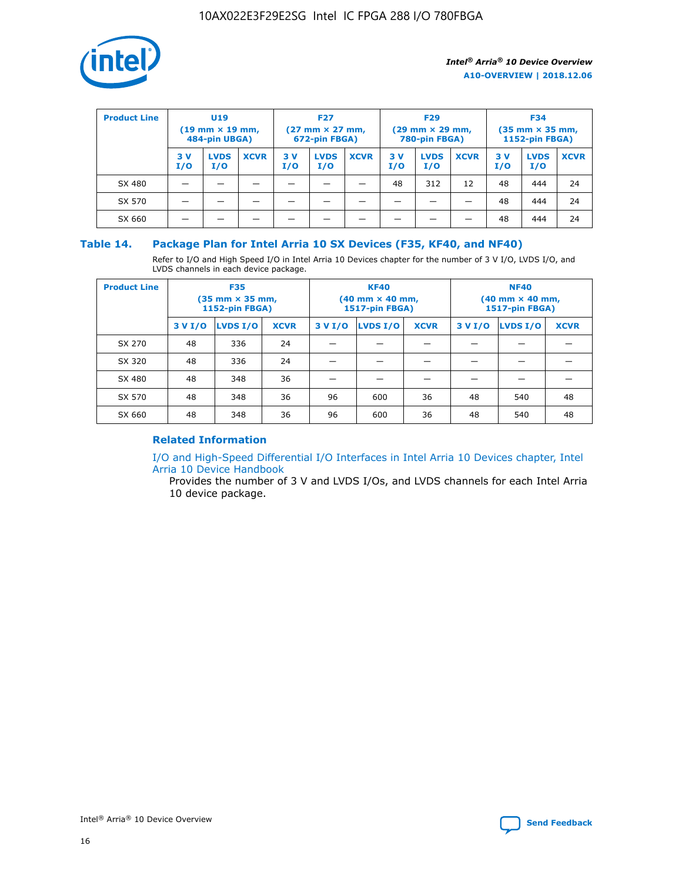| Product Line | U19 (19 mm × 19 mm, 484-pin UBGA) | | | F27 (27 mm × 27 mm, 672-pin FBGA) | | | F29 (29 mm × 29 mm, 780-pin FBGA) | | | F34 (35 mm × 35 mm, 1152-pin FBGA) | | |
|---|---|---|---|---|---|---|---|---|---|---|---|---|
| | 3 V I/O | LVDS I/O | XCVR | 3 V I/O | LVDS I/O | XCVR | 3 V I/O | LVDS I/O | XCVR | 3 V I/O | LVDS I/O | XCVR |
| SX 480 | — | — | — | — | — | — | 48 | 312 | 12 | 48 | 444 | 24 |
| SX 570 | — | — | — | — | — | — | — | — | — | 48 | 444 | 24 |
| SX 660 | — | — | — | — | — | — | — | — | — | 48 | 444 | 24 |

### Table 14. Package Plan for Intel Arria 10 SX Devices (F35, KF40, and NF40)

Refer to I/O and High Speed I/O in Intel Arria 10 Devices chapter for the number of 3 V I/O, LVDS I/O, and LVDS channels in each device package.

| Product Line | F35 (35 mm × 35 mm, 1152-pin FBGA) | | | KF40 (40 mm × 40 mm, 1517-pin FBGA) | | | NF40 (40 mm × 40 mm, 1517-pin FBGA) | | |
|---|---|---|---|---|---|---|---|---|---|
| | 3 V I/O | LVDS I/O | XCVR | 3 V I/O | LVDS I/O | XCVR | 3 V I/O | LVDS I/O | XCVR |
| SX 270 | 48 | 336 | 24 | — | — | — | — | — | — |
| SX 320 | 48 | 336 | 24 | — | — | — | — | — | — |
| SX 480 | 48 | 348 | 36 | — | — | — | — | — | — |
| SX 570 | 48 | 348 | 36 | 96 | 600 | 36 | 48 | 540 | 48 |
| SX 660 | 48 | 348 | 36 | 96 | 600 | 36 | 48 | 540 | 48 |

#### Related Information

I/O and High-Speed Differential I/O Interfaces in Intel Arria 10 Devices chapter, Intel Arria 10 Device Handbook

Provides the number of 3 V and LVDS I/Os, and LVDS channels for each Intel Arria 10 device package.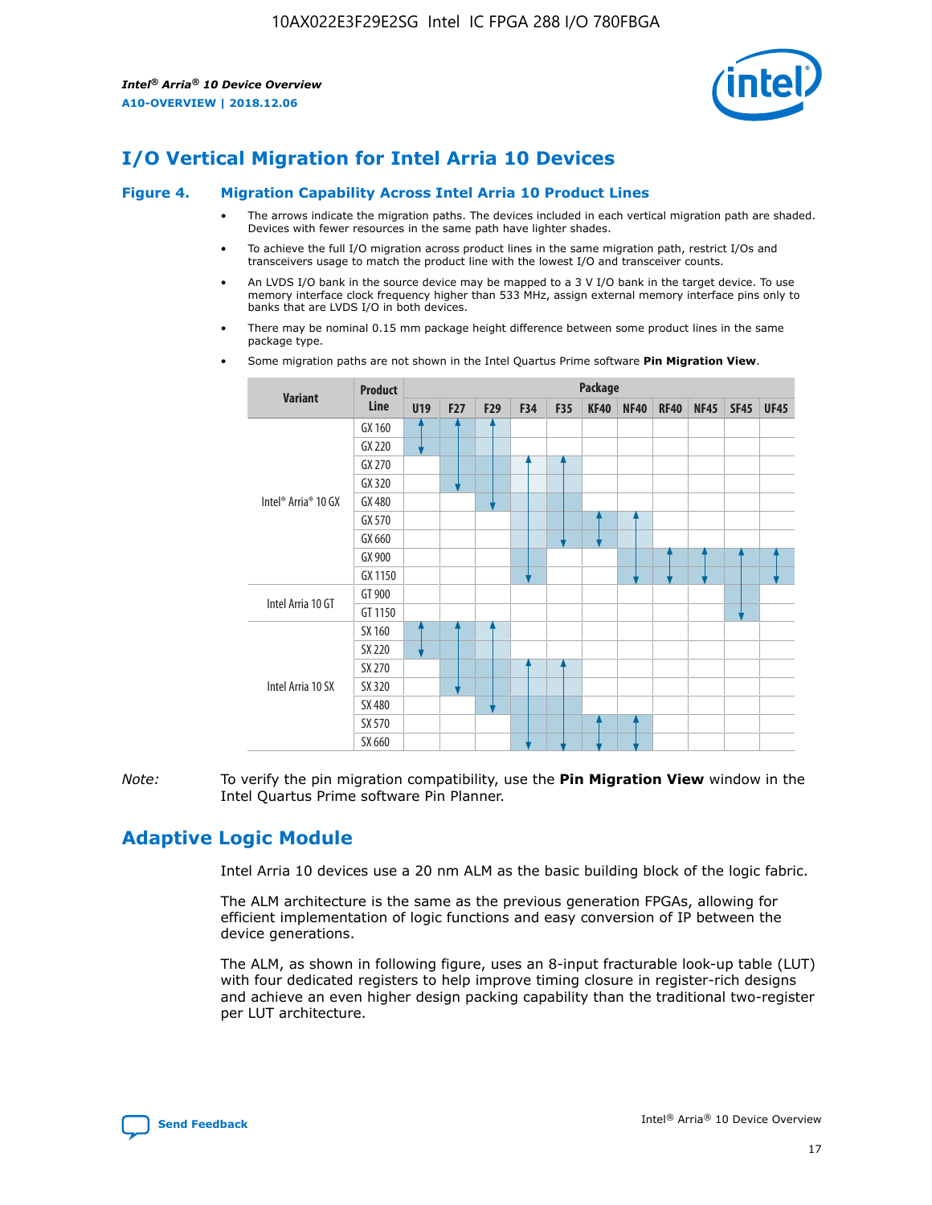# I/O Vertical Migration for Intel Arria 10 Devices

**Figure 4. Migration Capability Across Intel Arria 10 Product Lines**

- The arrows indicate the migration paths. The devices included in each vertical migration path are shaded. Devices with fewer resources in the same path have lighter shades.
- To achieve the full I/O migration across product lines in the same migration path, restrict I/Os and transceivers usage to match the product line with the lowest I/O and transceiver counts.
- An LVDS I/O bank in the source device may be mapped to a 3 V I/O bank in the target device. To use memory interface clock frequency higher than 533 MHz, assign external memory interface pins only to banks that are LVDS I/O in both devices.
- There may be nominal 0.15 mm package height difference between some product lines in the same package type.
- Some migration paths are not shown in the Intel Quartus Prime software **Pin Migration View**.

| Variant | Product Line | Package | | | | | | | | | | |
|---|---|---|---|---|---|---|---|---|---|---|---|---|
| | | U19 | F27 | F29 | F34 | F35 | KF40 | NF40 | RF40 | NF45 | SF45 | UF45 |
| Intel® Arria® 10 GX | GX 160 | | | | | | | | | | | |
| | GX 220 | | | | | | | | | | | |
| | GX 270 | | | | | | | | | | | |
| | GX 320 | | | | | | | | | | | |
| | GX 480 | | | | | | | | | | | |
| | GX 570 | | | | | | | | | | | |
| | GX 660 | | | | | | | | | | | |
| | GX 900 | | | | | | | | | | | |
| | GX 1150 | | | | | | | | | | | |
| Intel Arria 10 GT | GT 900 | | | | | | | | | | | |
| | GT 1150 | | | | | | | | | | | |
| Intel Arria 10 SX | SX 160 | | | | | | | | | | | |
| | SX 220 | | | | | | | | | | | |
| | SX 270 | | | | | | | | | | | |
| | SX 320 | | | | | | | | | | | |
| | SX 480 | | | | | | | | | | | |
| | SX 570 | | | | | | | | | | | |
| | SX 660 | | | | | | | | | | | |

*Note:* To verify the pin migration compatibility, use the **Pin Migration View** window in the Intel Quartus Prime software Pin Planner.

# Adaptive Logic Module

Intel Arria 10 devices use a 20 nm ALM as the basic building block of the logic fabric.

The ALM architecture is the same as the previous generation FPGAs, allowing for efficient implementation of logic functions and easy conversion of IP between the device generations.

The ALM, as shown in following figure, uses an 8-input fracturable look-up table (LUT) with four dedicated registers to help improve timing closure in register-rich designs and achieve an even higher design packing capability than the traditional two-register per LUT architecture.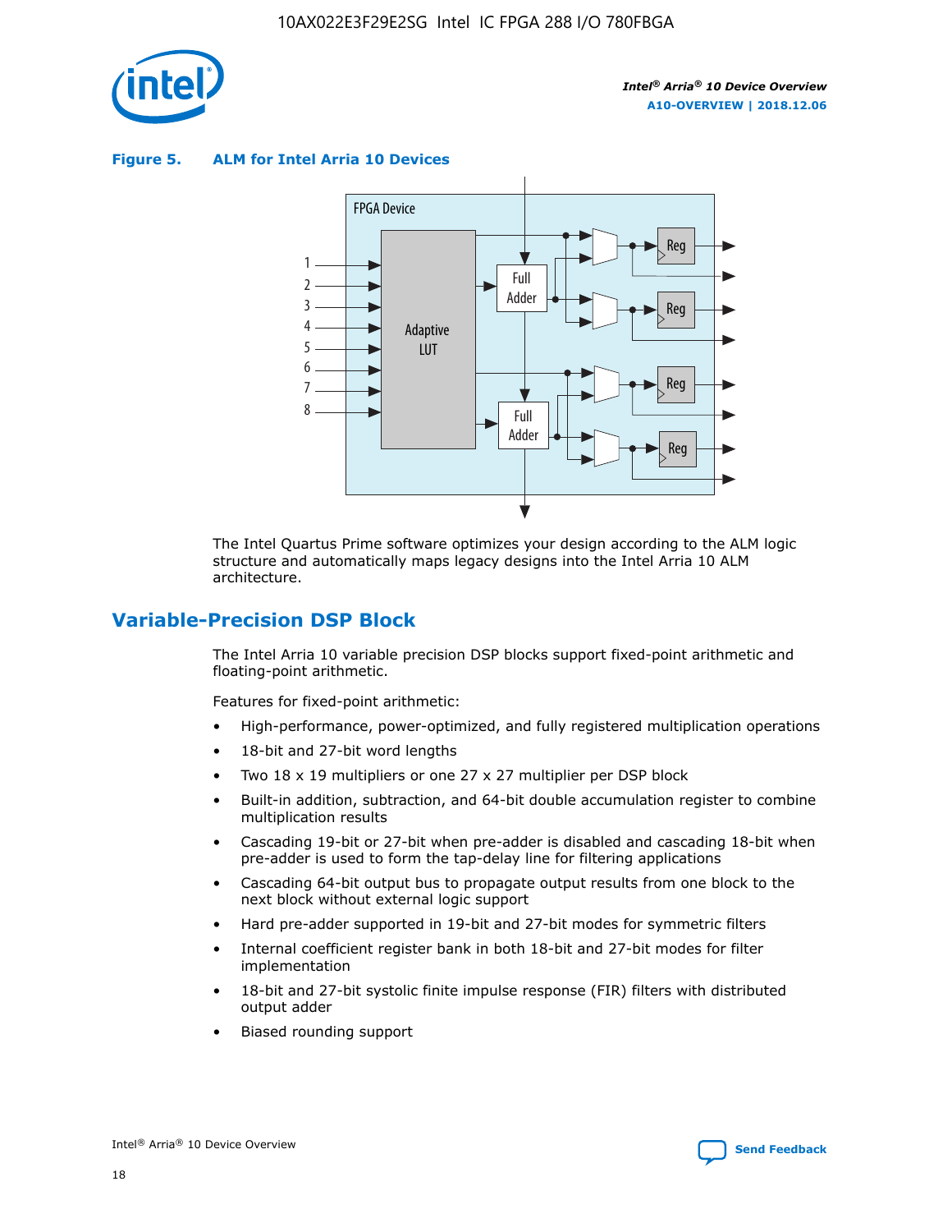**Figure 5. ALM for Intel Arria 10 Devices**

The Intel Quartus Prime software optimizes your design according to the ALM logic structure and automatically maps legacy designs into the Intel Arria 10 ALM architecture.

## Variable-Precision DSP Block

The Intel Arria 10 variable precision DSP blocks support fixed-point arithmetic and floating-point arithmetic.

Features for fixed-point arithmetic:

- High-performance, power-optimized, and fully registered multiplication operations
- 18-bit and 27-bit word lengths
- Two 18 x 19 multipliers or one 27 x 27 multiplier per DSP block
- Built-in addition, subtraction, and 64-bit double accumulation register to combine multiplication results
- Cascading 19-bit or 27-bit when pre-adder is disabled and cascading 18-bit when pre-adder is used to form the tap-delay line for filtering applications
- Cascading 64-bit output bus to propagate output results from one block to the next block without external logic support
- Hard pre-adder supported in 19-bit and 27-bit modes for symmetric filters
- Internal coefficient register bank in both 18-bit and 27-bit modes for filter implementation
- 18-bit and 27-bit systolic finite impulse response (FIR) filters with distributed output adder
- Biased rounding support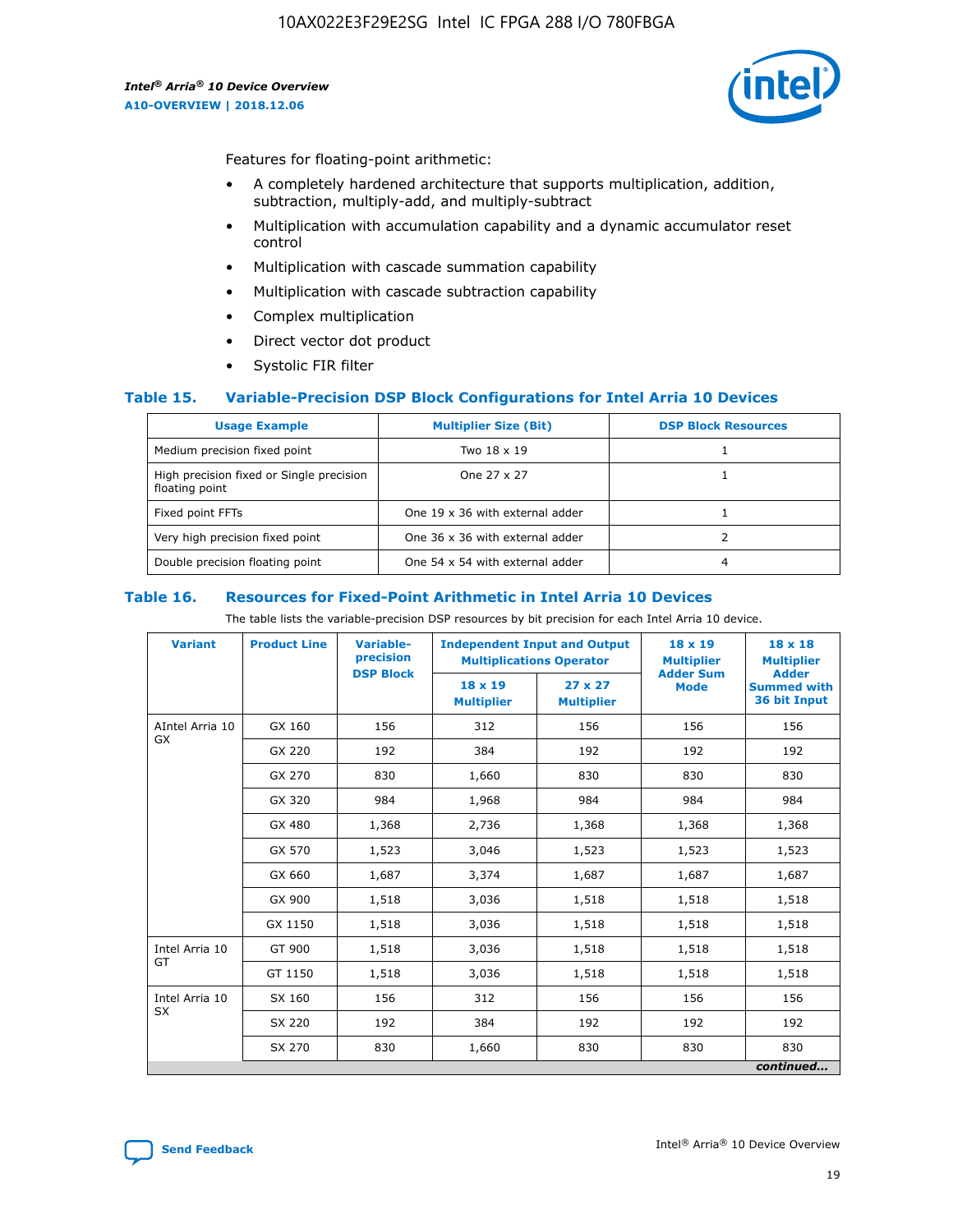Features for floating-point arithmetic:

- A completely hardened architecture that supports multiplication, addition, subtraction, multiply-add, and multiply-subtract
- Multiplication with accumulation capability and a dynamic accumulator reset control
- Multiplication with cascade summation capability
- Multiplication with cascade subtraction capability
- Complex multiplication
- Direct vector dot product
- Systolic FIR filter

## Table 15. Variable-Precision DSP Block Configurations for Intel Arria 10 Devices

| Usage Example | Multiplier Size (Bit) | DSP Block Resources |
|---|---|---|
| Medium precision fixed point | Two 18 x 19 | 1 |
| High precision fixed or Single precision floating point | One 27 x 27 | 1 |
| Fixed point FFTs | One 19 x 36 with external adder | 1 |
| Very high precision fixed point | One 36 x 36 with external adder | 2 |
| Double precision floating point | One 54 x 54 with external adder | 4 |

## Table 16. Resources for Fixed-Point Arithmetic in Intel Arria 10 Devices

The table lists the variable-precision DSP resources by bit precision for each Intel Arria 10 device.

| Variant | Product Line | Variable-precision DSP Block | Independent Input and Output Multiplications Operator | | 18 x 19 Multiplier Adder Sum Mode | 18 x 18 Multiplier Adder Summed with 36 bit Input |
|---|---|---|---|---|---|---|
| | | | 18 x 19 Multiplier | 27 x 27 Multiplier | | |
| AIntel Arria 10 GX | GX 160 | 156 | 312 | 156 | 156 | 156 |
| | GX 220 | 192 | 384 | 192 | 192 | 192 |
| | GX 270 | 830 | 1,660 | 830 | 830 | 830 |
| | GX 320 | 984 | 1,968 | 984 | 984 | 984 |
| | GX 480 | 1,368 | 2,736 | 1,368 | 1,368 | 1,368 |
| | GX 570 | 1,523 | 3,046 | 1,523 | 1,523 | 1,523 |
| | GX 660 | 1,687 | 3,374 | 1,687 | 1,687 | 1,687 |
| | GX 900 | 1,518 | 3,036 | 1,518 | 1,518 | 1,518 |
| | GX 1150 | 1,518 | 3,036 | 1,518 | 1,518 | 1,518 |
| Intel Arria 10 GT | GT 900 | 1,518 | 3,036 | 1,518 | 1,518 | 1,518 |
| | GT 1150 | 1,518 | 3,036 | 1,518 | 1,518 | 1,518 |
| Intel Arria 10 SX | SX 160 | 156 | 312 | 156 | 156 | 156 |
| | SX 220 | 192 | 384 | 192 | 192 | 192 |
| | SX 270 | 830 | 1,660 | 830 | 830 | 830 |

*continued...*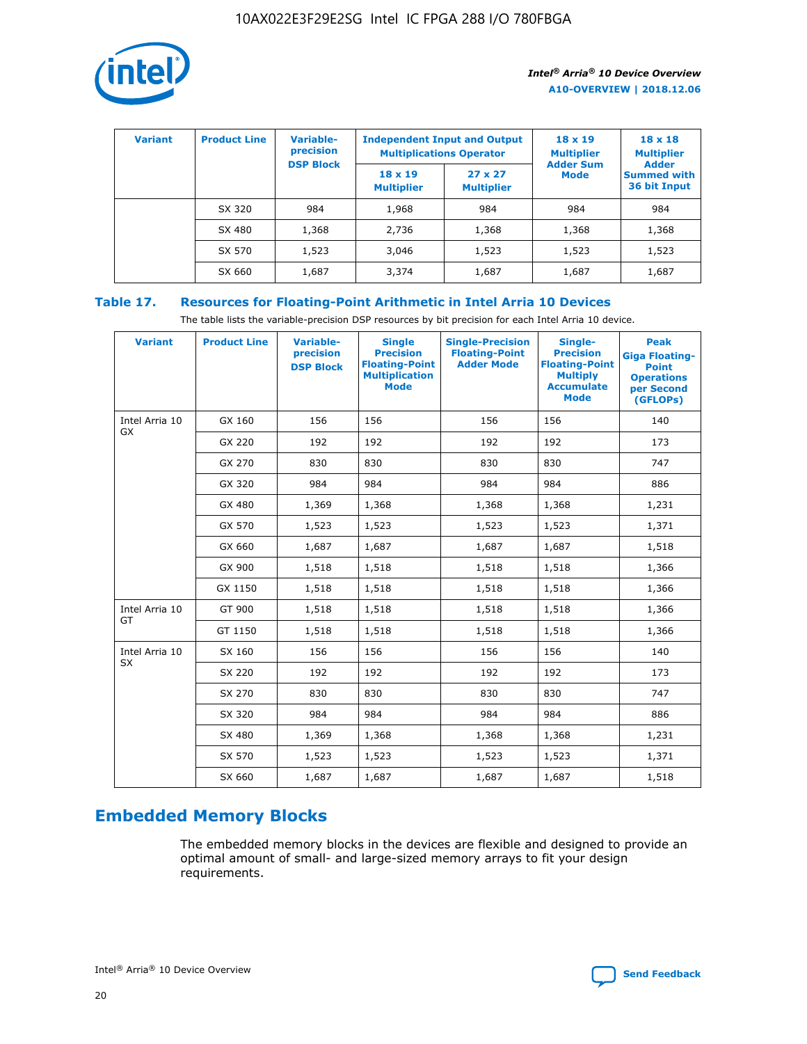| Variant | Product Line | Variable-precision DSP Block | Independent Input and Output Multiplications Operator | | 18 x 19 Multiplier Adder Sum Mode | 18 x 18 Multiplier Adder Summed with 36 bit Input |
|---|---|---|---|---|---|---|
| | | | 18 x 19 Multiplier | 27 x 27 Multiplier | | |
| | SX 320 | 984 | 1,968 | 984 | 984 | 984 |
| | SX 480 | 1,368 | 2,736 | 1,368 | 1,368 | 1,368 |
| | SX 570 | 1,523 | 3,046 | 1,523 | 1,523 | 1,523 |
| | SX 660 | 1,687 | 3,374 | 1,687 | 1,687 | 1,687 |

**Table 17. Resources for Floating-Point Arithmetic in Intel Arria 10 Devices**

The table lists the variable-precision DSP resources by bit precision for each Intel Arria 10 device.

| Variant | Product Line | Variable-precision DSP Block | Single Precision Floating-Point Multiplication Mode | Single-Precision Floating-Point Adder Mode | Single-Precision Floating-Point Multiply Accumulate Mode | Peak Giga Floating-Point Operations per Second (GFLOPs) |
|---|---|---|---|---|---|---|
| Intel Arria 10 GX | GX 160 | 156 | 156 | 156 | 156 | 140 |
| | GX 220 | 192 | 192 | 192 | 192 | 173 |
| | GX 270 | 830 | 830 | 830 | 830 | 747 |
| | GX 320 | 984 | 984 | 984 | 984 | 886 |
| | GX 480 | 1,369 | 1,368 | 1,368 | 1,368 | 1,231 |
| | GX 570 | 1,523 | 1,523 | 1,523 | 1,523 | 1,371 |
| | GX 660 | 1,687 | 1,687 | 1,687 | 1,687 | 1,518 |
| | GX 900 | 1,518 | 1,518 | 1,518 | 1,518 | 1,366 |
| | GX 1150 | 1,518 | 1,518 | 1,518 | 1,518 | 1,366 |
| Intel Arria 10 GT | GT 900 | 1,518 | 1,518 | 1,518 | 1,518 | 1,366 |
| | GT 1150 | 1,518 | 1,518 | 1,518 | 1,518 | 1,366 |
| Intel Arria 10 SX | SX 160 | 156 | 156 | 156 | 156 | 140 |
| | SX 220 | 192 | 192 | 192 | 192 | 173 |
| | SX 270 | 830 | 830 | 830 | 830 | 747 |
| | SX 320 | 984 | 984 | 984 | 984 | 886 |
| | SX 480 | 1,369 | 1,368 | 1,368 | 1,368 | 1,231 |
| | SX 570 | 1,523 | 1,523 | 1,523 | 1,523 | 1,371 |
| | SX 660 | 1,687 | 1,687 | 1,687 | 1,687 | 1,518 |

## Embedded Memory Blocks

The embedded memory blocks in the devices are flexible and designed to provide an optimal amount of small- and large-sized memory arrays to fit your design requirements.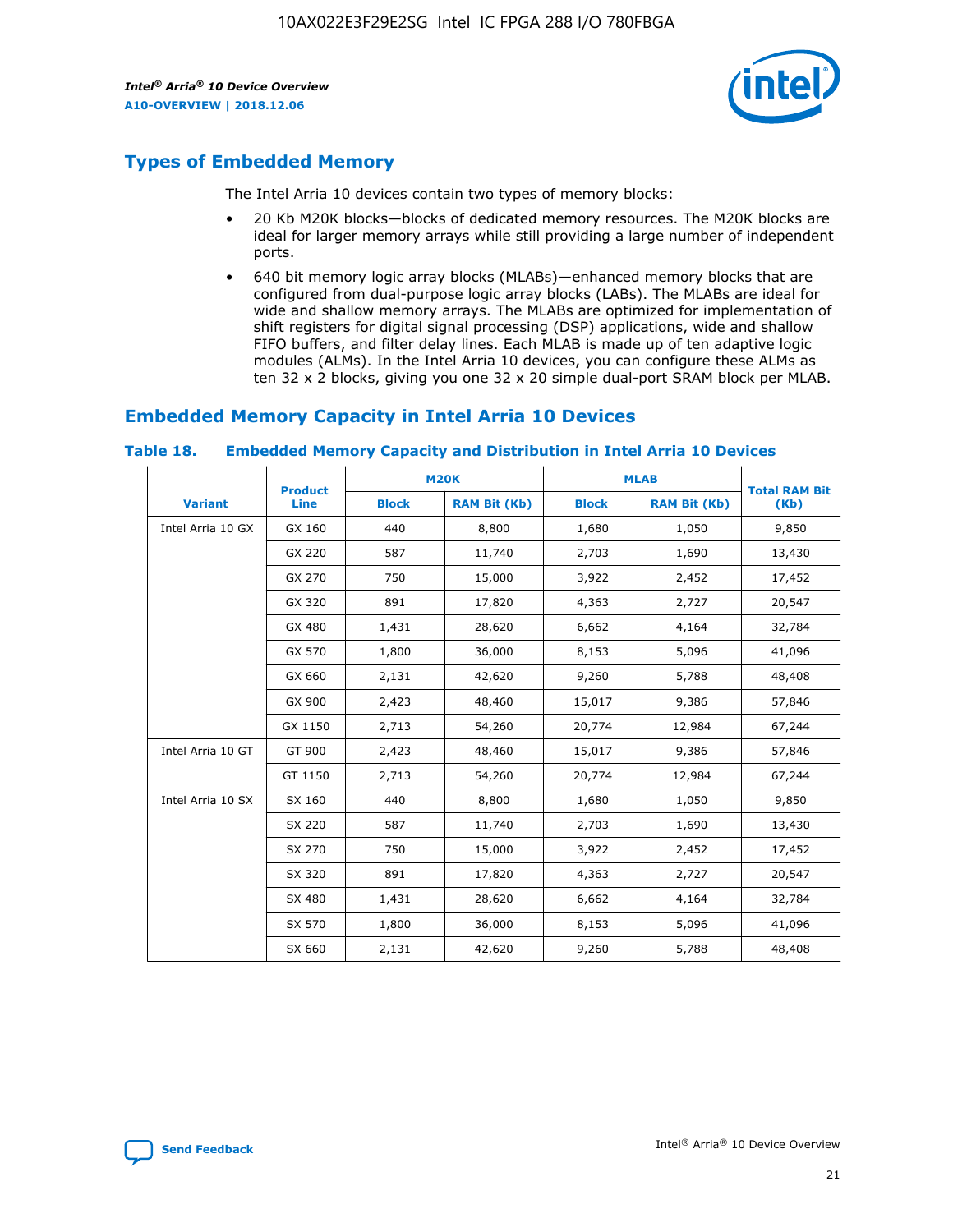## Types of Embedded Memory

The Intel Arria 10 devices contain two types of memory blocks:

- 20 Kb M20K blocks—blocks of dedicated memory resources. The M20K blocks are ideal for larger memory arrays while still providing a large number of independent ports.
- 640 bit memory logic array blocks (MLABs)—enhanced memory blocks that are configured from dual-purpose logic array blocks (LABs). The MLABs are ideal for wide and shallow memory arrays. The MLABs are optimized for implementation of shift registers for digital signal processing (DSP) applications, wide and shallow FIFO buffers, and filter delay lines. Each MLAB is made up of ten adaptive logic modules (ALMs). In the Intel Arria 10 devices, you can configure these ALMs as ten 32 x 2 blocks, giving you one 32 x 20 simple dual-port SRAM block per MLAB.

## Embedded Memory Capacity in Intel Arria 10 Devices

**Table 18. Embedded Memory Capacity and Distribution in Intel Arria 10 Devices**

| Variant | Product Line | M20K | | MLAB | | Total RAM Bit (Kb) |
|---|---|---|---|---|---|---|
| | | Block | RAM Bit (Kb) | Block | RAM Bit (Kb) | |
| Intel Arria 10 GX | GX 160 | 440 | 8,800 | 1,680 | 1,050 | 9,850 |
| | GX 220 | 587 | 11,740 | 2,703 | 1,690 | 13,430 |
| | GX 270 | 750 | 15,000 | 3,922 | 2,452 | 17,452 |
| | GX 320 | 891 | 17,820 | 4,363 | 2,727 | 20,547 |
| | GX 480 | 1,431 | 28,620 | 6,662 | 4,164 | 32,784 |
| | GX 570 | 1,800 | 36,000 | 8,153 | 5,096 | 41,096 |
| | GX 660 | 2,131 | 42,620 | 9,260 | 5,788 | 48,408 |
| | GX 900 | 2,423 | 48,460 | 15,017 | 9,386 | 57,846 |
| | GX 1150 | 2,713 | 54,260 | 20,774 | 12,984 | 67,244 |
| Intel Arria 10 GT | GT 900 | 2,423 | 48,460 | 15,017 | 9,386 | 57,846 |
| | GT 1150 | 2,713 | 54,260 | 20,774 | 12,984 | 67,244 |
| Intel Arria 10 SX | SX 160 | 440 | 8,800 | 1,680 | 1,050 | 9,850 |
| | SX 220 | 587 | 11,740 | 2,703 | 1,690 | 13,430 |
| | SX 270 | 750 | 15,000 | 3,922 | 2,452 | 17,452 |
| | SX 320 | 891 | 17,820 | 4,363 | 2,727 | 20,547 |
| | SX 480 | 1,431 | 28,620 | 6,662 | 4,164 | 32,784 |
| | SX 570 | 1,800 | 36,000 | 8,153 | 5,096 | 41,096 |
| | SX 660 | 2,131 | 42,620 | 9,260 | 5,788 | 48,408 |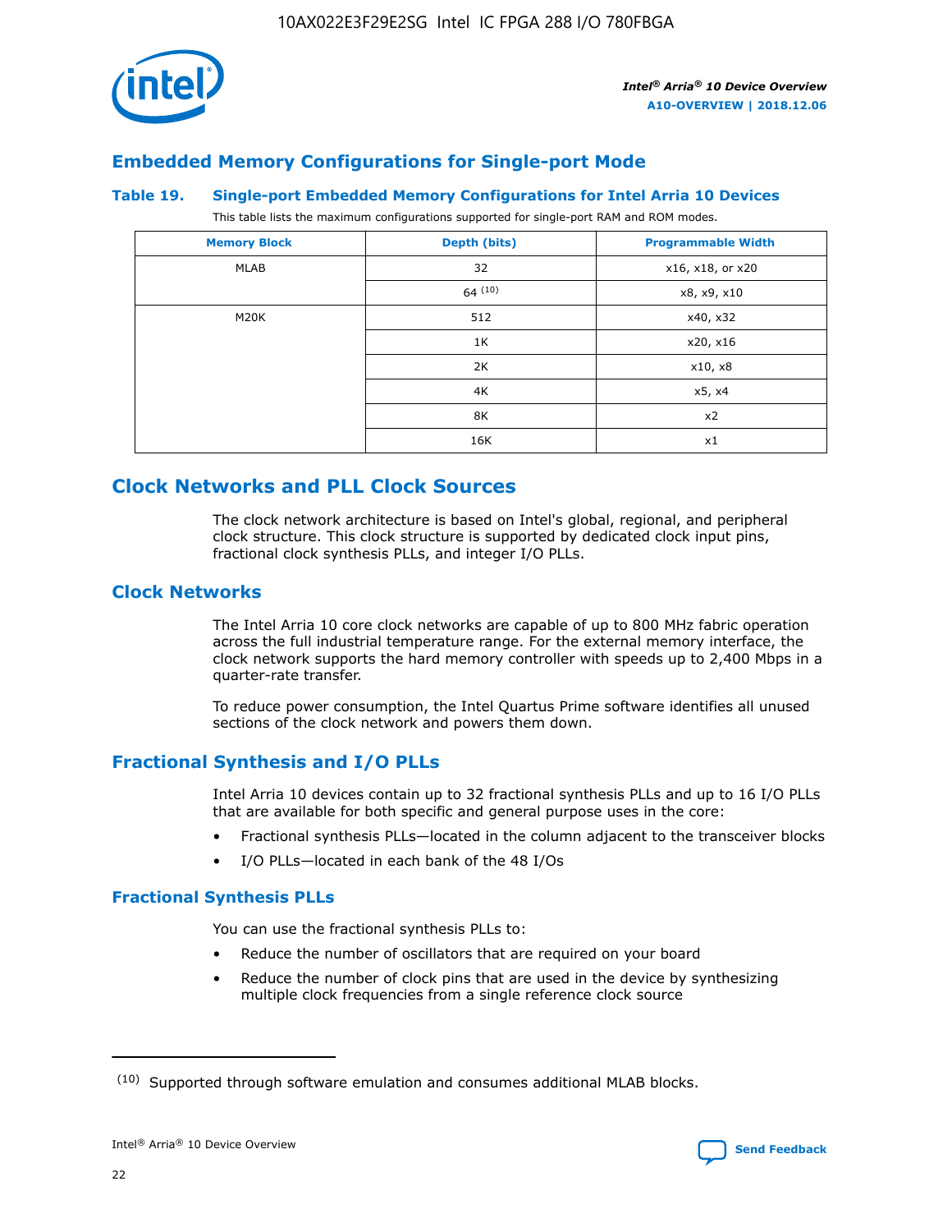## Embedded Memory Configurations for Single-port Mode

### Table 19. Single-port Embedded Memory Configurations for Intel Arria 10 Devices

This table lists the maximum configurations supported for single-port RAM and ROM modes.

| Memory Block | Depth (bits) | Programmable Width |
|---|---|---|
| MLAB | 32 | x16, x18, or x20 |
| | 64 [(10)] | x8, x9, x10 |
| M20K | 512 | x40, x32 |
| | 1K | x20, x16 |
| | 2K | x10, x8 |
| | 4K | x5, x4 |
| | 8K | x2 |
| | 16K | x1 |

# Clock Networks and PLL Clock Sources

The clock network architecture is based on Intel's global, regional, and peripheral clock structure. This clock structure is supported by dedicated clock input pins, fractional clock synthesis PLLs, and integer I/O PLLs.

## Clock Networks

The Intel Arria 10 core clock networks are capable of up to 800 MHz fabric operation across the full industrial temperature range. For the external memory interface, the clock network supports the hard memory controller with speeds up to 2,400 Mbps in a quarter-rate transfer.

To reduce power consumption, the Intel Quartus Prime software identifies all unused sections of the clock network and powers them down.

## Fractional Synthesis and I/O PLLs

Intel Arria 10 devices contain up to 32 fractional synthesis PLLs and up to 16 I/O PLLs that are available for both specific and general purpose uses in the core:

- Fractional synthesis PLLs—located in the column adjacent to the transceiver blocks
- I/O PLLs—located in each bank of the 48 I/Os

### Fractional Synthesis PLLs

You can use the fractional synthesis PLLs to:

- Reduce the number of oscillators that are required on your board
- Reduce the number of clock pins that are used in the device by synthesizing multiple clock frequencies from a single reference clock source

(10) Supported through software emulation and consumes additional MLAB blocks.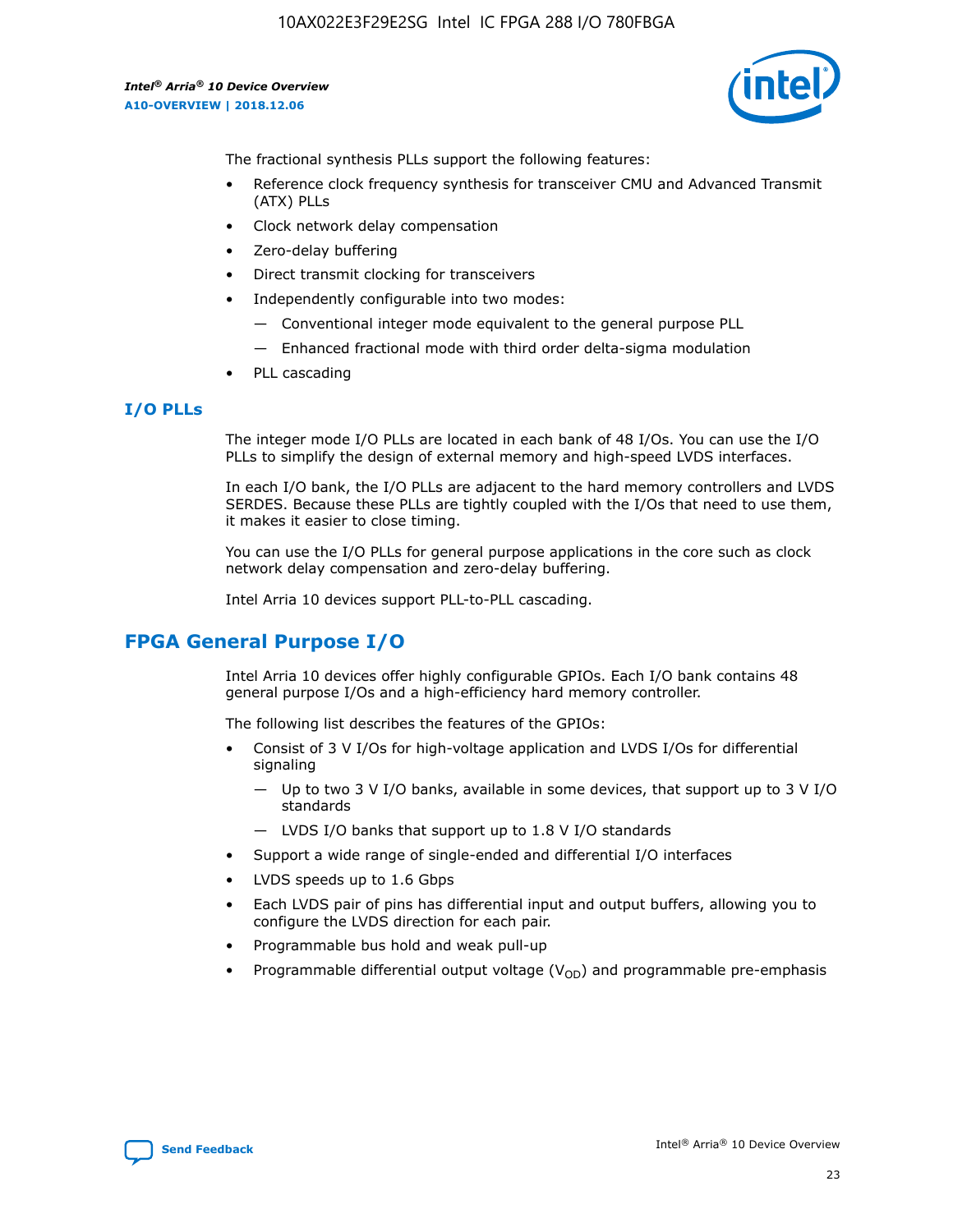The fractional synthesis PLLs support the following features:

- Reference clock frequency synthesis for transceiver CMU and Advanced Transmit (ATX) PLLs
- Clock network delay compensation
- Zero-delay buffering
- Direct transmit clocking for transceivers
- Independently configurable into two modes:
  - — Conventional integer mode equivalent to the general purpose PLL
  - — Enhanced fractional mode with third order delta-sigma modulation
- PLL cascading

### I/O PLLs

The integer mode I/O PLLs are located in each bank of 48 I/Os. You can use the I/O PLLs to simplify the design of external memory and high-speed LVDS interfaces.

In each I/O bank, the I/O PLLs are adjacent to the hard memory controllers and LVDS SERDES. Because these PLLs are tightly coupled with the I/Os that need to use them, it makes it easier to close timing.

You can use the I/O PLLs for general purpose applications in the core such as clock network delay compensation and zero-delay buffering.

Intel Arria 10 devices support PLL-to-PLL cascading.

## FPGA General Purpose I/O

Intel Arria 10 devices offer highly configurable GPIOs. Each I/O bank contains 48 general purpose I/Os and a high-efficiency hard memory controller.

The following list describes the features of the GPIOs:

- Consist of 3 V I/Os for high-voltage application and LVDS I/Os for differential signaling
  - — Up to two 3 V I/O banks, available in some devices, that support up to 3 V I/O standards
  - — LVDS I/O banks that support up to 1.8 V I/O standards
- Support a wide range of single-ended and differential I/O interfaces
- LVDS speeds up to 1.6 Gbps
- Each LVDS pair of pins has differential input and output buffers, allowing you to configure the LVDS direction for each pair.
- Programmable bus hold and weak pull-up
- Programmable differential output voltage ($V_{OD}$) and programmable pre-emphasis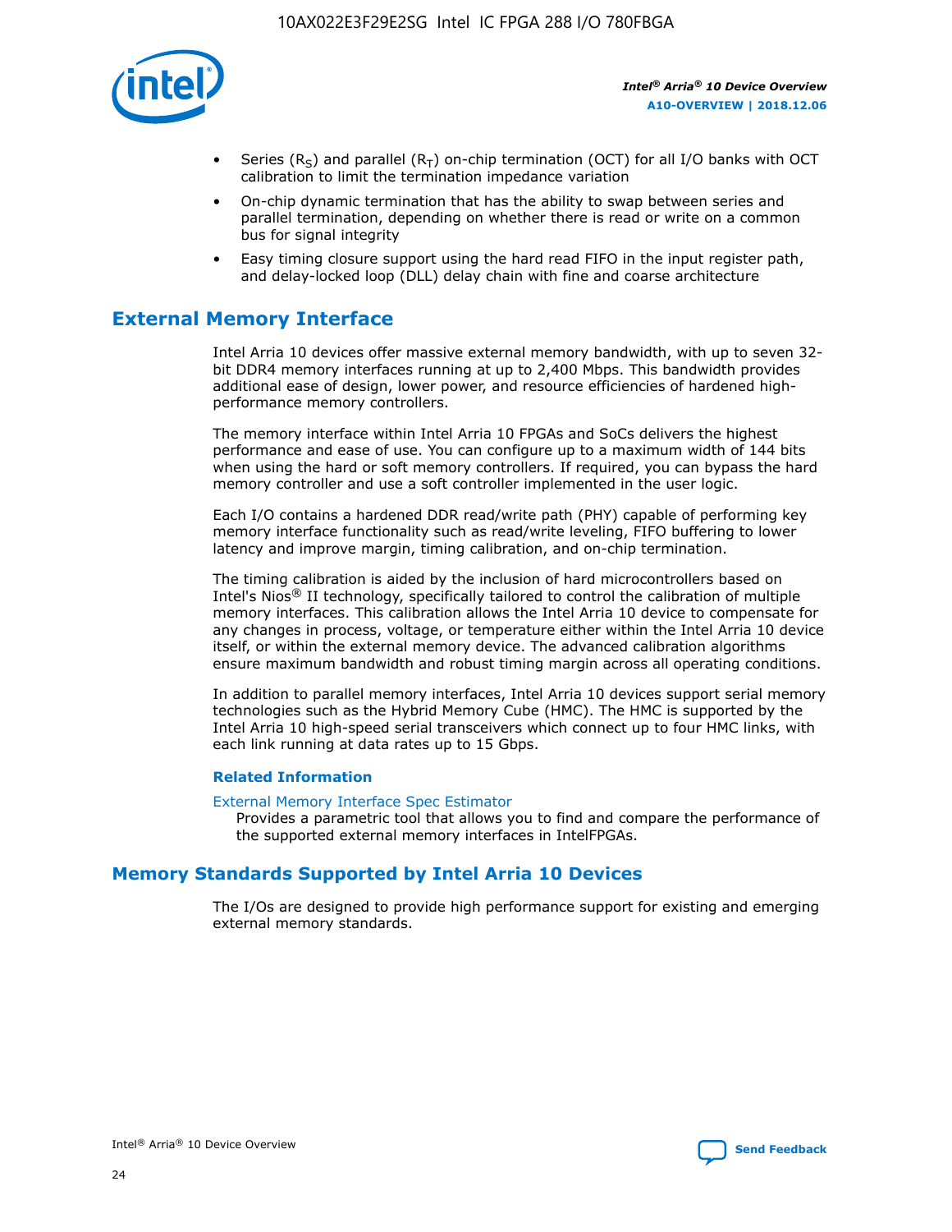- Series ($R_S$) and parallel ($R_T$) on-chip termination (OCT) for all I/O banks with OCT calibration to limit the termination impedance variation
- On-chip dynamic termination that has the ability to swap between series and parallel termination, depending on whether there is read or write on a common bus for signal integrity
- Easy timing closure support using the hard read FIFO in the input register path, and delay-locked loop (DLL) delay chain with fine and coarse architecture

## External Memory Interface

Intel Arria 10 devices offer massive external memory bandwidth, with up to seven 32-bit DDR4 memory interfaces running at up to 2,400 Mbps. This bandwidth provides additional ease of design, lower power, and resource efficiencies of hardened high-performance memory controllers.

The memory interface within Intel Arria 10 FPGAs and SoCs delivers the highest performance and ease of use. You can configure up to a maximum width of 144 bits when using the hard or soft memory controllers. If required, you can bypass the hard memory controller and use a soft controller implemented in the user logic.

Each I/O contains a hardened DDR read/write path (PHY) capable of performing key memory interface functionality such as read/write leveling, FIFO buffering to lower latency and improve margin, timing calibration, and on-chip termination.

The timing calibration is aided by the inclusion of hard microcontrollers based on Intel's Nios® II technology, specifically tailored to control the calibration of multiple memory interfaces. This calibration allows the Intel Arria 10 device to compensate for any changes in process, voltage, or temperature either within the Intel Arria 10 device itself, or within the external memory device. The advanced calibration algorithms ensure maximum bandwidth and robust timing margin across all operating conditions.

In addition to parallel memory interfaces, Intel Arria 10 devices support serial memory technologies such as the Hybrid Memory Cube (HMC). The HMC is supported by the Intel Arria 10 high-speed serial transceivers which connect up to four HMC links, with each link running at data rates up to 15 Gbps.

### Related Information

External Memory Interface Spec Estimator
Provides a parametric tool that allows you to find and compare the performance of the supported external memory interfaces in IntelFPGAs.

## Memory Standards Supported by Intel Arria 10 Devices

The I/Os are designed to provide high performance support for existing and emerging external memory standards.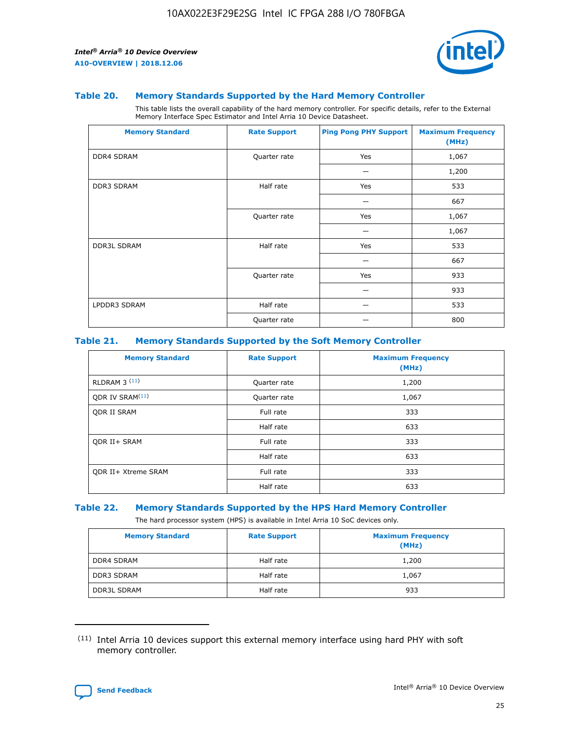### Table 20. Memory Standards Supported by the Hard Memory Controller

This table lists the overall capability of the hard memory controller. For specific details, refer to the External Memory Interface Spec Estimator and Intel Arria 10 Device Datasheet.

| Memory Standard | Rate Support | Ping Pong PHY Support | Maximum Frequency (MHz) |
|---|---|---|---|
| DDR4 SDRAM | Quarter rate | Yes | 1,067 |
| | | — | 1,200 |
| DDR3 SDRAM | Half rate | Yes | 533 |
| | | — | 667 |
| | Quarter rate | Yes | 1,067 |
| | | — | 1,067 |
| DDR3L SDRAM | Half rate | Yes | 533 |
| | | — | 667 |
| | Quarter rate | Yes | 933 |
| | | — | 933 |
| LPDDR3 SDRAM | Half rate | — | 533 |
| | Quarter rate | — | 800 |

### Table 21. Memory Standards Supported by the Soft Memory Controller

| Memory Standard | Rate Support | Maximum Frequency (MHz) |
|---|---|---|
| RLDRAM 3 (11) | Quarter rate | 1,200 |
| QDR IV SRAM(11) | Quarter rate | 1,067 |
| QDR II SRAM | Full rate | 333 |
| | Half rate | 633 |
| QDR II+ SRAM | Full rate | 333 |
| | Half rate | 633 |
| QDR II+ Xtreme SRAM | Full rate | 333 |
| | Half rate | 633 |

### Table 22. Memory Standards Supported by the HPS Hard Memory Controller

The hard processor system (HPS) is available in Intel Arria 10 SoC devices only.

| Memory Standard | Rate Support | Maximum Frequency (MHz) |
|---|---|---|
| DDR4 SDRAM | Half rate | 1,200 |
| DDR3 SDRAM | Half rate | 1,067 |
| DDR3L SDRAM | Half rate | 933 |

(11) Intel Arria 10 devices support this external memory interface using hard PHY with soft memory controller.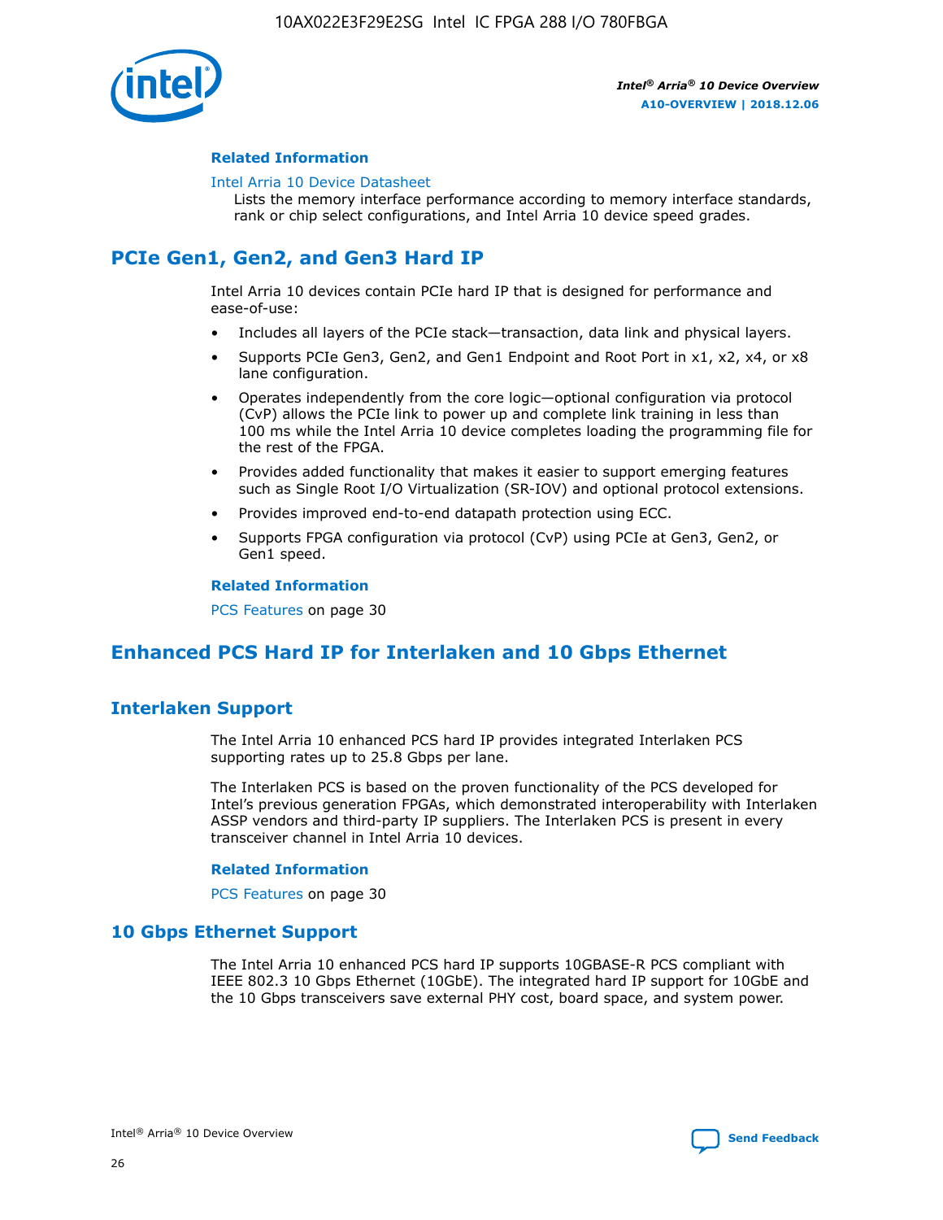#### Related Information

Intel Arria 10 Device Datasheet
Lists the memory interface performance according to memory interface standards, rank or chip select configurations, and Intel Arria 10 device speed grades.

## PCIe Gen1, Gen2, and Gen3 Hard IP

Intel Arria 10 devices contain PCIe hard IP that is designed for performance and ease-of-use:

- Includes all layers of the PCIe stack—transaction, data link and physical layers.
- Supports PCIe Gen3, Gen2, and Gen1 Endpoint and Root Port in x1, x2, x4, or x8 lane configuration.
- Operates independently from the core logic—optional configuration via protocol (CvP) allows the PCIe link to power up and complete link training in less than 100 ms while the Intel Arria 10 device completes loading the programming file for the rest of the FPGA.
- Provides added functionality that makes it easier to support emerging features such as Single Root I/O Virtualization (SR-IOV) and optional protocol extensions.
- Provides improved end-to-end datapath protection using ECC.
- Supports FPGA configuration via protocol (CvP) using PCIe at Gen3, Gen2, or Gen1 speed.

#### Related Information

PCS Features on page 30

## Enhanced PCS Hard IP for Interlaken and 10 Gbps Ethernet

### Interlaken Support

The Intel Arria 10 enhanced PCS hard IP provides integrated Interlaken PCS supporting rates up to 25.8 Gbps per lane.

The Interlaken PCS is based on the proven functionality of the PCS developed for Intel's previous generation FPGAs, which demonstrated interoperability with Interlaken ASSP vendors and third-party IP suppliers. The Interlaken PCS is present in every transceiver channel in Intel Arria 10 devices.

#### Related Information

PCS Features on page 30

### 10 Gbps Ethernet Support

The Intel Arria 10 enhanced PCS hard IP supports 10GBASE-R PCS compliant with IEEE 802.3 10 Gbps Ethernet (10GbE). The integrated hard IP support for 10GbE and the 10 Gbps transceivers save external PHY cost, board space, and system power.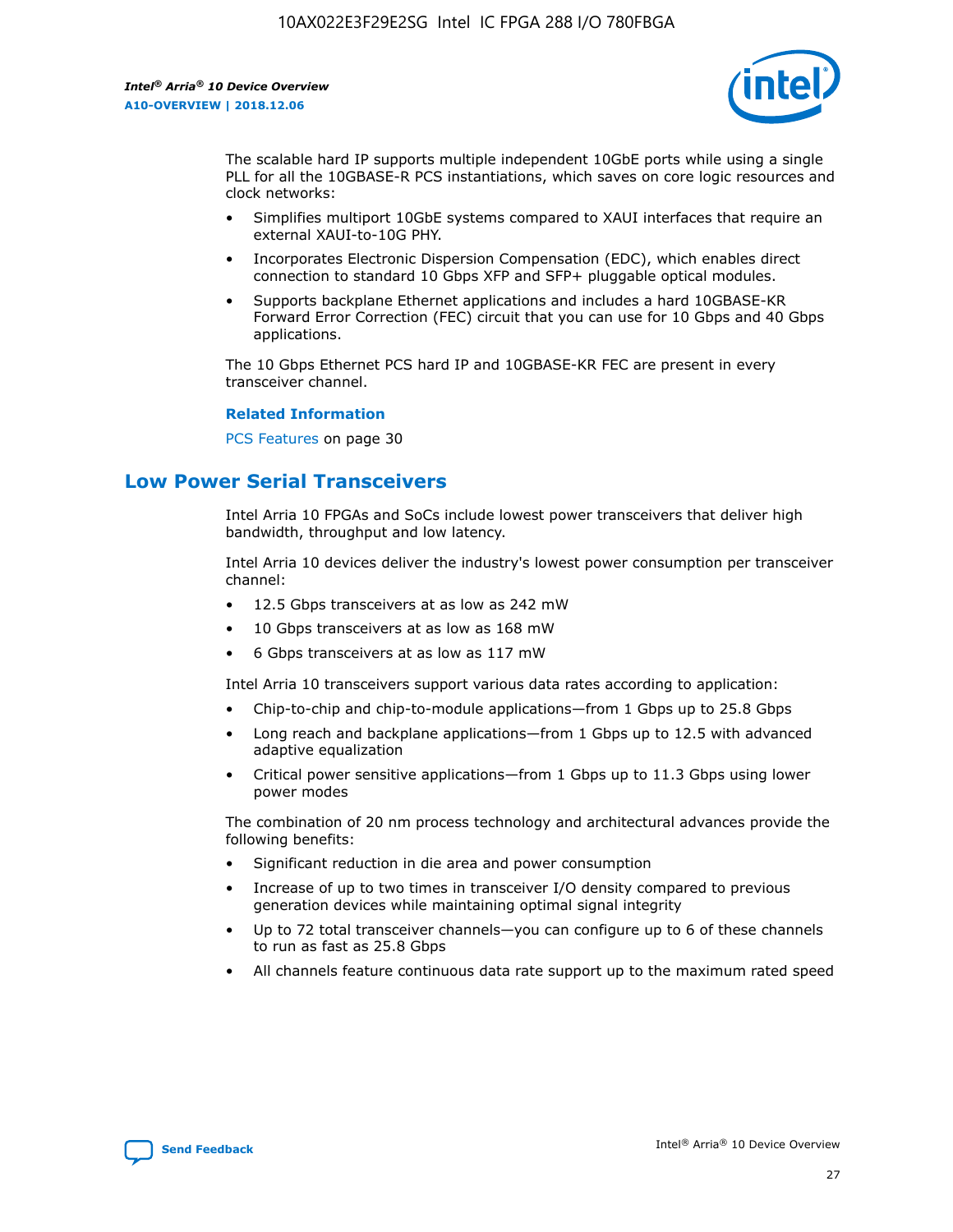The scalable hard IP supports multiple independent 10GbE ports while using a single PLL for all the 10GBASE-R PCS instantiations, which saves on core logic resources and clock networks:

- Simplifies multiport 10GbE systems compared to XAUI interfaces that require an external XAUI-to-10G PHY.
- Incorporates Electronic Dispersion Compensation (EDC), which enables direct connection to standard 10 Gbps XFP and SFP+ pluggable optical modules.
- Supports backplane Ethernet applications and includes a hard 10GBASE-KR Forward Error Correction (FEC) circuit that you can use for 10 Gbps and 40 Gbps applications.

The 10 Gbps Ethernet PCS hard IP and 10GBASE-KR FEC are present in every transceiver channel.

**Related Information**

PCS Features on page 30

## Low Power Serial Transceivers

Intel Arria 10 FPGAs and SoCs include lowest power transceivers that deliver high bandwidth, throughput and low latency.

Intel Arria 10 devices deliver the industry's lowest power consumption per transceiver channel:

- 12.5 Gbps transceivers at as low as 242 mW
- 10 Gbps transceivers at as low as 168 mW
- 6 Gbps transceivers at as low as 117 mW

Intel Arria 10 transceivers support various data rates according to application:

- Chip-to-chip and chip-to-module applications—from 1 Gbps up to 25.8 Gbps
- Long reach and backplane applications—from 1 Gbps up to 12.5 with advanced adaptive equalization
- Critical power sensitive applications—from 1 Gbps up to 11.3 Gbps using lower power modes

The combination of 20 nm process technology and architectural advances provide the following benefits:

- Significant reduction in die area and power consumption
- Increase of up to two times in transceiver I/O density compared to previous generation devices while maintaining optimal signal integrity
- Up to 72 total transceiver channels—you can configure up to 6 of these channels to run as fast as 25.8 Gbps
- All channels feature continuous data rate support up to the maximum rated speed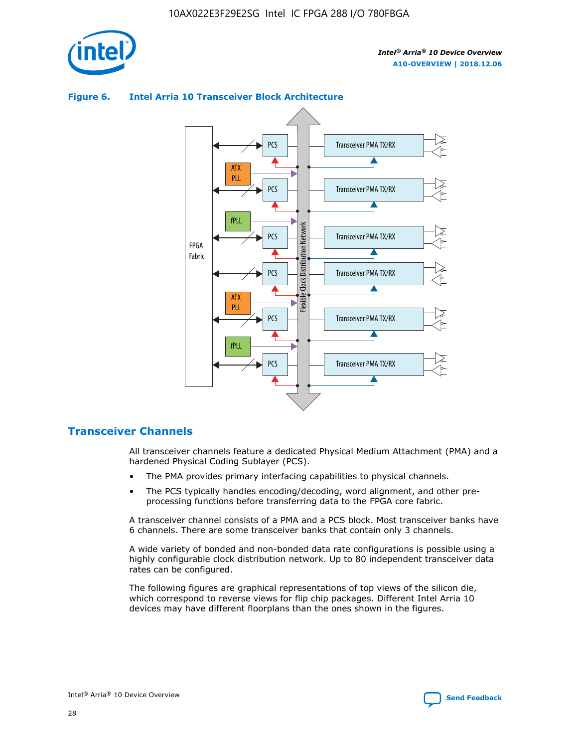**Figure 6. Intel Arria 10 Transceiver Block Architecture**

## Transceiver Channels

All transceiver channels feature a dedicated Physical Medium Attachment (PMA) and a hardened Physical Coding Sublayer (PCS).

- The PMA provides primary interfacing capabilities to physical channels.
- The PCS typically handles encoding/decoding, word alignment, and other pre-processing functions before transferring data to the FPGA core fabric.

A transceiver channel consists of a PMA and a PCS block. Most transceiver banks have 6 channels. There are some transceiver banks that contain only 3 channels.

A wide variety of bonded and non-bonded data rate configurations is possible using a highly configurable clock distribution network. Up to 80 independent transceiver data rates can be configured.

The following figures are graphical representations of top views of the silicon die, which correspond to reverse views for flip chip packages. Different Intel Arria 10 devices may have different floorplans than the ones shown in the figures.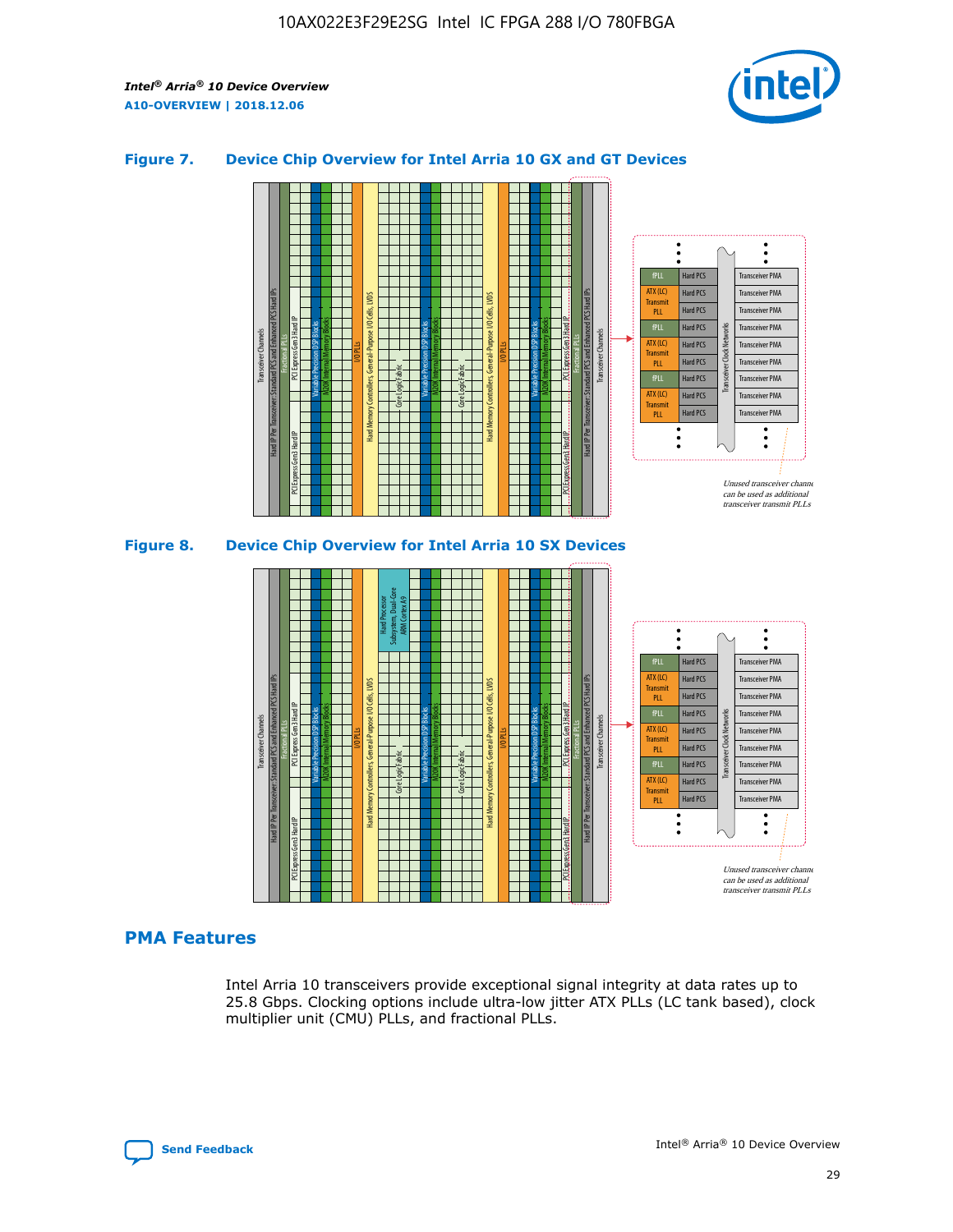### Figure 7. Device Chip Overview for Intel Arria 10 GX and GT Devices

### Figure 8. Device Chip Overview for Intel Arria 10 SX Devices

## PMA Features

Intel Arria 10 transceivers provide exceptional signal integrity at data rates up to 25.8 Gbps. Clocking options include ultra-low jitter ATX PLLs (LC tank based), clock multiplier unit (CMU) PLLs, and fractional PLLs.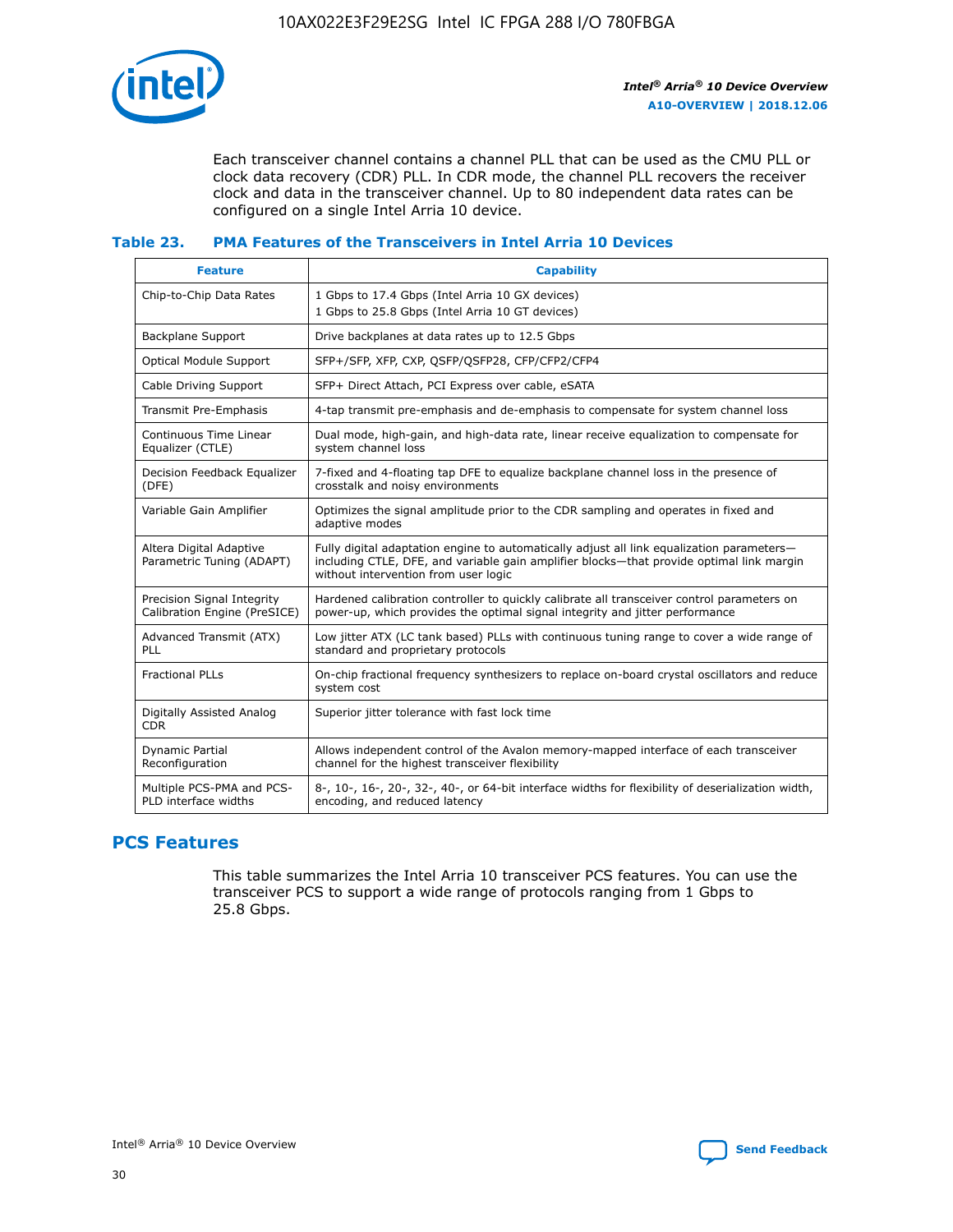Each transceiver channel contains a channel PLL that can be used as the CMU PLL or clock data recovery (CDR) PLL. In CDR mode, the channel PLL recovers the receiver clock and data in the transceiver channel. Up to 80 independent data rates can be configured on a single Intel Arria 10 device.

### Table 23. PMA Features of the Transceivers in Intel Arria 10 Devices

| Feature | Capability |
| --- | --- |
| Chip-to-Chip Data Rates | 1 Gbps to 17.4 Gbps (Intel Arria 10 GX devices)<br>1 Gbps to 25.8 Gbps (Intel Arria 10 GT devices) |
| Backplane Support | Drive backplanes at data rates up to 12.5 Gbps |
| Optical Module Support | SFP+/SFP, XFP, CXP, QSFP/QSFP28, CFP/CFP2/CFP4 |
| Cable Driving Support | SFP+ Direct Attach, PCI Express over cable, eSATA |
| Transmit Pre-Emphasis | 4-tap transmit pre-emphasis and de-emphasis to compensate for system channel loss |
| Continuous Time Linear Equalizer (CTLE) | Dual mode, high-gain, and high-data rate, linear receive equalization to compensate for system channel loss |
| Decision Feedback Equalizer (DFE) | 7-fixed and 4-floating tap DFE to equalize backplane channel loss in the presence of crosstalk and noisy environments |
| Variable Gain Amplifier | Optimizes the signal amplitude prior to the CDR sampling and operates in fixed and adaptive modes |
| Altera Digital Adaptive Parametric Tuning (ADAPT) | Fully digital adaptation engine to automatically adjust all link equalization parameters—including CTLE, DFE, and variable gain amplifier blocks—that provide optimal link margin without intervention from user logic |
| Precision Signal Integrity Calibration Engine (PreSICE) | Hardened calibration controller to quickly calibrate all transceiver control parameters on power-up, which provides the optimal signal integrity and jitter performance |
| Advanced Transmit (ATX) PLL | Low jitter ATX (LC tank based) PLLs with continuous tuning range to cover a wide range of standard and proprietary protocols |
| Fractional PLLs | On-chip fractional frequency synthesizers to replace on-board crystal oscillators and reduce system cost |
| Digitally Assisted Analog CDR | Superior jitter tolerance with fast lock time |
| Dynamic Partial Reconfiguration | Allows independent control of the Avalon memory-mapped interface of each transceiver channel for the highest transceiver flexibility |
| Multiple PCS-PMA and PCS-PLD interface widths | 8-, 10-, 16-, 20-, 32-, 40-, or 64-bit interface widths for flexibility of deserialization width, encoding, and reduced latency |

## PCS Features

This table summarizes the Intel Arria 10 transceiver PCS features. You can use the transceiver PCS to support a wide range of protocols ranging from 1 Gbps to 25.8 Gbps.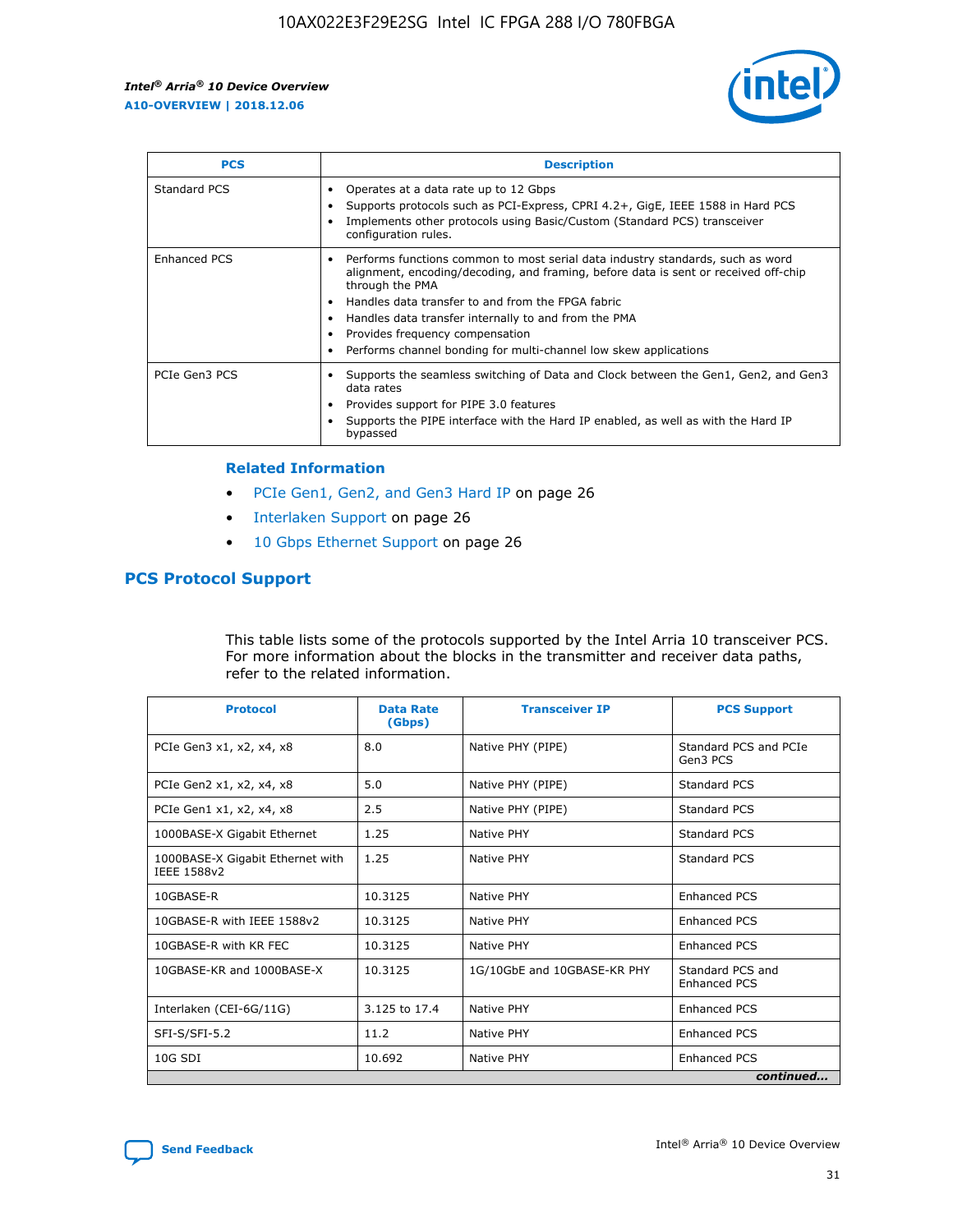| PCS | Description |
| --- | --- |
| Standard PCS | • Operates at a data rate up to 12 Gbps<br>• Supports protocols such as PCI-Express, CPRI 4.2+, GigE, IEEE 1588 in Hard PCS<br>• Implements other protocols using Basic/Custom (Standard PCS) transceiver configuration rules. |
| Enhanced PCS | • Performs functions common to most serial data industry standards, such as word alignment, encoding/decoding, and framing, before data is sent or received off-chip through the PMA<br>• Handles data transfer to and from the FPGA fabric<br>• Handles data transfer internally to and from the PMA<br>• Provides frequency compensation<br>• Performs channel bonding for multi-channel low skew applications |
| PCIe Gen3 PCS | • Supports the seamless switching of Data and Clock between the Gen1, Gen2, and Gen3 data rates<br>• Provides support for PIPE 3.0 features<br>• Supports the PIPE interface with the Hard IP enabled, as well as with the Hard IP bypassed |

### Related Information

- PCIe Gen1, Gen2, and Gen3 Hard IP on page 26
- Interlaken Support on page 26
- 10 Gbps Ethernet Support on page 26

## PCS Protocol Support

This table lists some of the protocols supported by the Intel Arria 10 transceiver PCS. For more information about the blocks in the transmitter and receiver data paths, refer to the related information.

| Protocol | Data Rate (Gbps) | Transceiver IP | PCS Support |
| --- | --- | --- | --- |
| PCIe Gen3 x1, x2, x4, x8 | 8.0 | Native PHY (PIPE) | Standard PCS and PCIe Gen3 PCS |
| PCIe Gen2 x1, x2, x4, x8 | 5.0 | Native PHY (PIPE) | Standard PCS |
| PCIe Gen1 x1, x2, x4, x8 | 2.5 | Native PHY (PIPE) | Standard PCS |
| 1000BASE-X Gigabit Ethernet | 1.25 | Native PHY | Standard PCS |
| 1000BASE-X Gigabit Ethernet with IEEE 1588v2 | 1.25 | Native PHY | Standard PCS |
| 10GBASE-R | 10.3125 | Native PHY | Enhanced PCS |
| 10GBASE-R with IEEE 1588v2 | 10.3125 | Native PHY | Enhanced PCS |
| 10GBASE-R with KR FEC | 10.3125 | Native PHY | Enhanced PCS |
| 10GBASE-KR and 1000BASE-X | 10.3125 | 1G/10GbE and 10GBASE-KR PHY | Standard PCS and Enhanced PCS |
| Interlaken (CEI-6G/11G) | 3.125 to 17.4 | Native PHY | Enhanced PCS |
| SFI-S/SFI-5.2 | 11.2 | Native PHY | Enhanced PCS |
| 10G SDI | 10.692 | Native PHY | Enhanced PCS |

*continued...*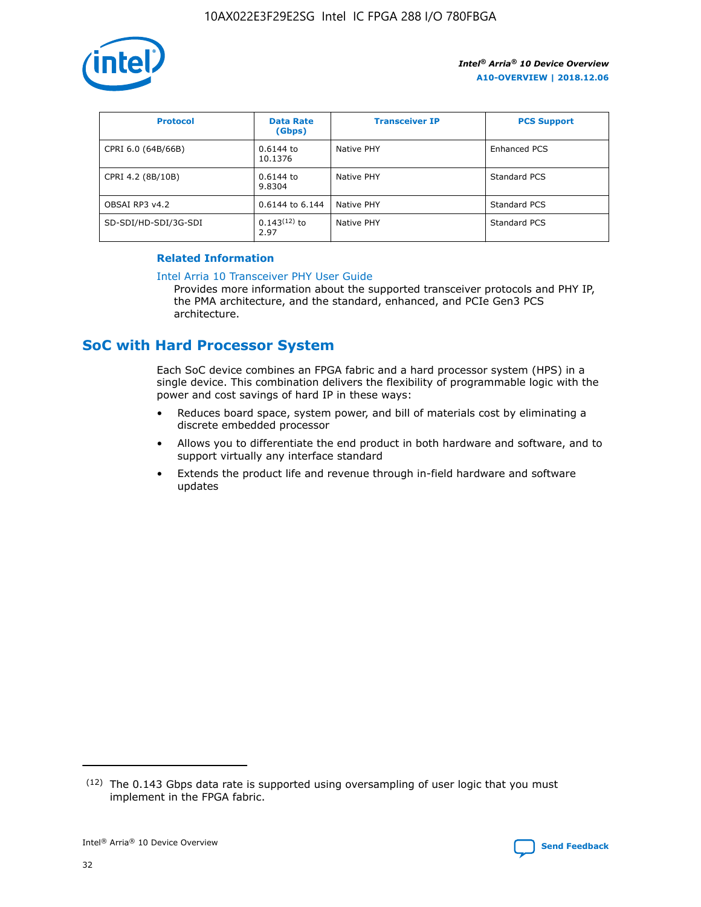| Protocol | Data Rate (Gbps) | Transceiver IP | PCS Support |
| --- | --- | --- | --- |
| CPRI 6.0 (64B/66B) | 0.6144 to 10.1376 | Native PHY | Enhanced PCS |
| CPRI 4.2 (8B/10B) | 0.6144 to 9.8304 | Native PHY | Standard PCS |
| OBSAI RP3 v4.2 | 0.6144 to 6.144 | Native PHY | Standard PCS |
| SD-SDI/HD-SDI/3G-SDI | 0.143[12] to 2.97 | Native PHY | Standard PCS |

**Related Information**

Intel Arria 10 Transceiver PHY User Guide

Provides more information about the supported transceiver protocols and PHY IP, the PMA architecture, and the standard, enhanced, and PCIe Gen3 PCS architecture.

## SoC with Hard Processor System

Each SoC device combines an FPGA fabric and a hard processor system (HPS) in a single device. This combination delivers the flexibility of programmable logic with the power and cost savings of hard IP in these ways:

- Reduces board space, system power, and bill of materials cost by eliminating a discrete embedded processor
- Allows you to differentiate the end product in both hardware and software, and to support virtually any interface standard
- Extends the product life and revenue through in-field hardware and software updates

(12) The 0.143 Gbps data rate is supported using oversampling of user logic that you must implement in the FPGA fabric.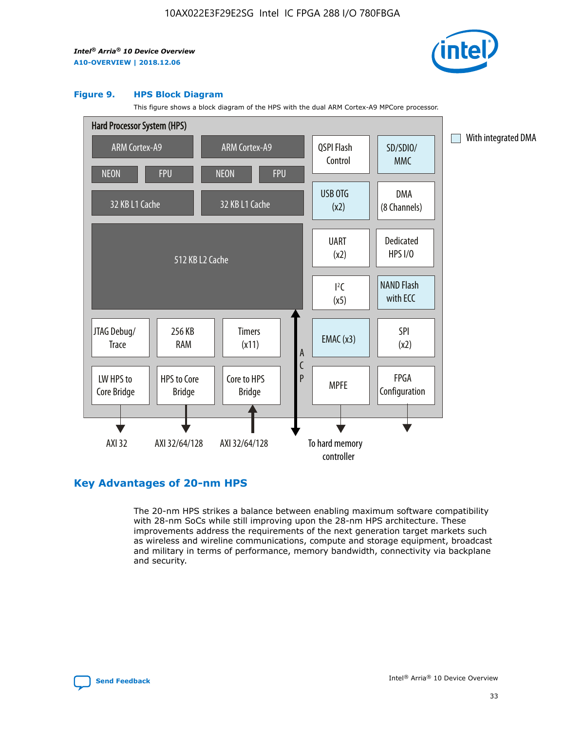### Figure 9. HPS Block Diagram

This figure shows a block diagram of the HPS with the dual ARM Cortex-A9 MPCore processor.

Hard Processor System (HPS)

ARM Cortex-A9 | ARM Cortex-A9 | QSPI Flash Control | SD/SDIO/MMC

NEON | FPU | NEON | FPU

32 KB L1 Cache | 32 KB L1 Cache | USB OTG (x2) | DMA (8 Channels)

512 KB L2 Cache | UART (x2) | Dedicated HPS I/O | I²C (x5) | NAND Flash with ECC

JTAG Debug/Trace | 256 KB RAM | Timers (x11) | ACP | EMAC (x3) | SPI (x2)

LW HPS to Core Bridge | HPS to Core Bridge | Core to HPS Bridge | MPFE | FPGA Configuration

AXI 32 | AXI 32/64/128 | AXI 32/64/128 | To hard memory controller

With integrated DMA

## Key Advantages of 20-nm HPS

The 20-nm HPS strikes a balance between enabling maximum software compatibility with 28-nm SoCs while still improving upon the 28-nm HPS architecture. These improvements address the requirements of the next generation target markets such as wireless and wireline communications, compute and storage equipment, broadcast and military in terms of performance, memory bandwidth, connectivity via backplane and security.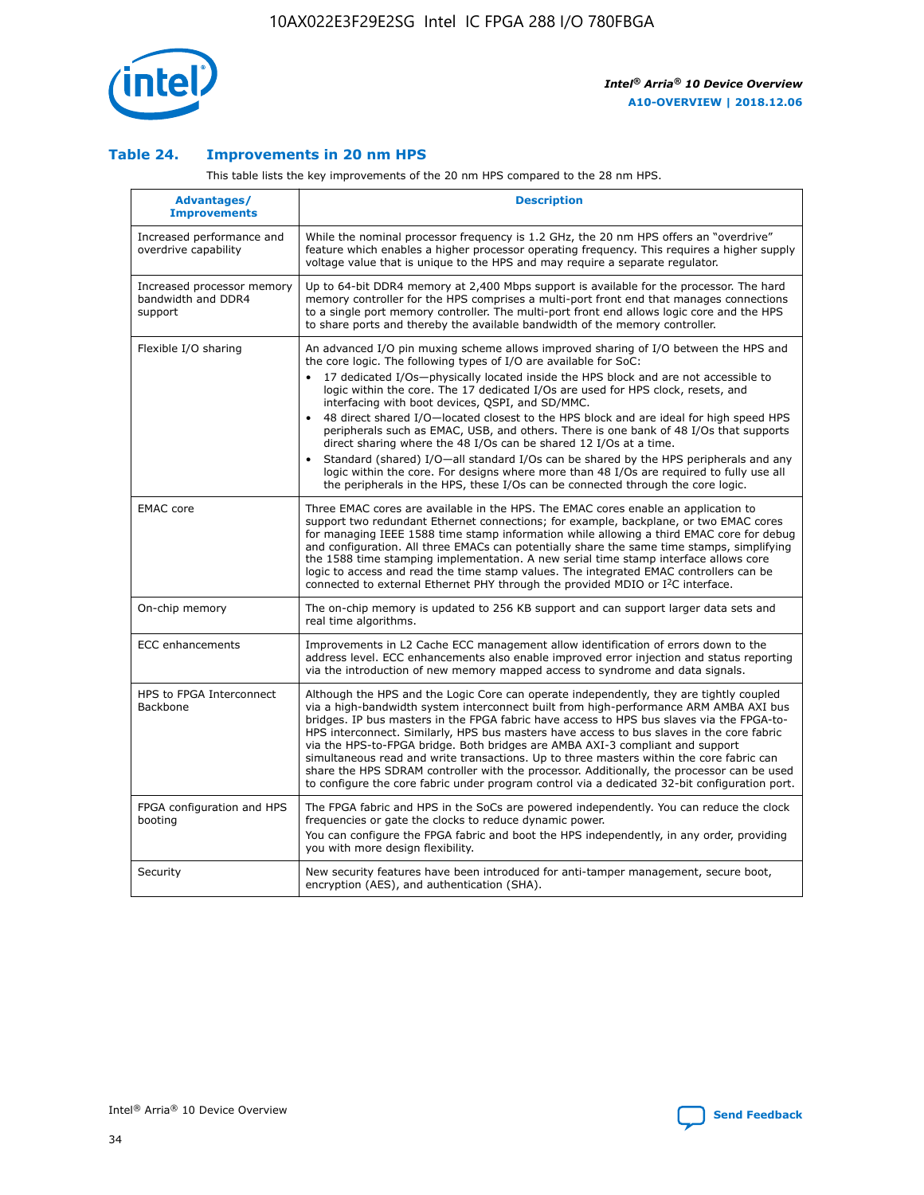### Table 24. Improvements in 20 nm HPS

This table lists the key improvements of the 20 nm HPS compared to the 28 nm HPS.

| Advantages/ Improvements | Description |
| --- | --- |
| Increased performance and overdrive capability | While the nominal processor frequency is 1.2 GHz, the 20 nm HPS offers an "overdrive" feature which enables a higher processor operating frequency. This requires a higher supply voltage value that is unique to the HPS and may require a separate regulator. |
| Increased processor memory bandwidth and DDR4 support | Up to 64-bit DDR4 memory at 2,400 Mbps support is available for the processor. The hard memory controller for the HPS comprises a multi-port front end that manages connections to a single port memory controller. The multi-port front end allows logic core and the HPS to share ports and thereby the available bandwidth of the memory controller. |
| Flexible I/O sharing | An advanced I/O pin muxing scheme allows improved sharing of I/O between the HPS and the core logic. The following types of I/O are available for SoC:<br>• 17 dedicated I/Os—physically located inside the HPS block and are not accessible to logic within the core. The 17 dedicated I/Os are used for HPS clock, resets, and interfacing with boot devices, QSPI, and SD/MMC.<br>• 48 direct shared I/O—located closest to the HPS block and are ideal for high speed HPS peripherals such as EMAC, USB, and others. There is one bank of 48 I/Os that supports direct sharing where the 48 I/Os can be shared 12 I/Os at a time.<br>• Standard (shared) I/O—all standard I/Os can be shared by the HPS peripherals and any logic within the core. For designs where more than 48 I/Os are required to fully use all the peripherals in the HPS, these I/Os can be connected through the core logic. |
| EMAC core | Three EMAC cores are available in the HPS. The EMAC cores enable an application to support two redundant Ethernet connections; for example, backplane, or two EMAC cores for managing IEEE 1588 time stamp information while allowing a third EMAC core for debug and configuration. All three EMACs can potentially share the same time stamps, simplifying the 1588 time stamping implementation. A new serial time stamp interface allows core logic to access and read the time stamp values. The integrated EMAC controllers can be connected to external Ethernet PHY through the provided MDIO or I²C interface. |
| On-chip memory | The on-chip memory is updated to 256 KB support and can support larger data sets and real time algorithms. |
| ECC enhancements | Improvements in L2 Cache ECC management allow identification of errors down to the address level. ECC enhancements also enable improved error injection and status reporting via the introduction of new memory mapped access to syndrome and data signals. |
| HPS to FPGA Interconnect Backbone | Although the HPS and the Logic Core can operate independently, they are tightly coupled via a high-bandwidth system interconnect built from high-performance ARM AMBA AXI bus bridges. IP bus masters in the FPGA fabric have access to HPS bus slaves via the FPGA-to-HPS interconnect. Similarly, HPS bus masters have access to bus slaves in the core fabric via the HPS-to-FPGA bridge. Both bridges are AMBA AXI-3 compliant and support simultaneous read and write transactions. Up to three masters within the core fabric can share the HPS SDRAM controller with the processor. Additionally, the processor can be used to configure the core fabric under program control via a dedicated 32-bit configuration port. |
| FPGA configuration and HPS booting | The FPGA fabric and HPS in the SoCs are powered independently. You can reduce the clock frequencies or gate the clocks to reduce dynamic power.<br>You can configure the FPGA fabric and boot the HPS independently, in any order, providing you with more design flexibility. |
| Security | New security features have been introduced for anti-tamper management, secure boot, encryption (AES), and authentication (SHA). |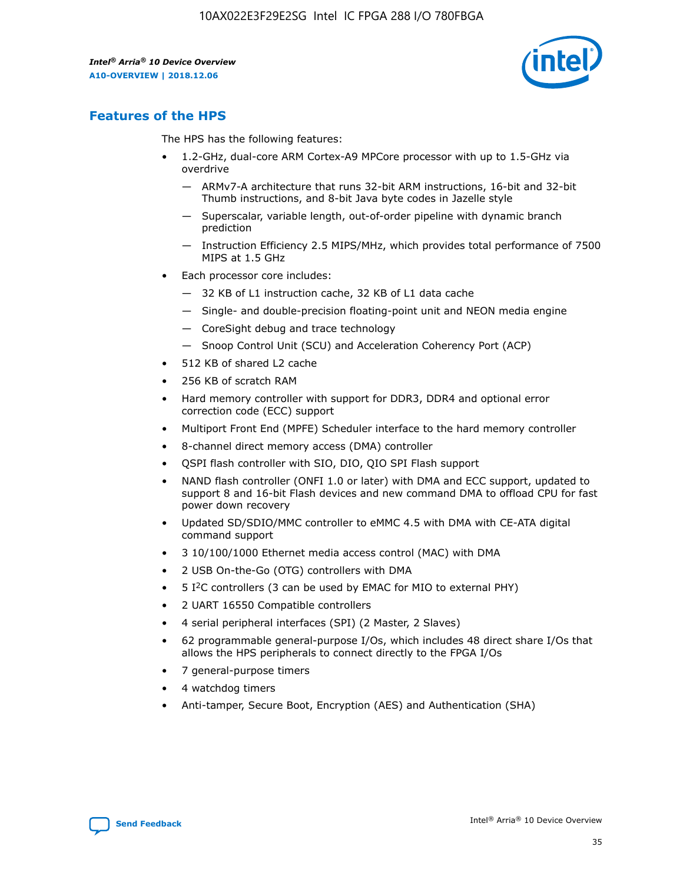## Features of the HPS

The HPS has the following features:

- 1.2-GHz, dual-core ARM Cortex-A9 MPCore processor with up to 1.5-GHz via overdrive
  - — ARMv7-A architecture that runs 32-bit ARM instructions, 16-bit and 32-bit Thumb instructions, and 8-bit Java byte codes in Jazelle style
  - — Superscalar, variable length, out-of-order pipeline with dynamic branch prediction
  - — Instruction Efficiency 2.5 MIPS/MHz, which provides total performance of 7500 MIPS at 1.5 GHz
- Each processor core includes:
  - — 32 KB of L1 instruction cache, 32 KB of L1 data cache
  - — Single- and double-precision floating-point unit and NEON media engine
  - — CoreSight debug and trace technology
  - — Snoop Control Unit (SCU) and Acceleration Coherency Port (ACP)
- 512 KB of shared L2 cache
- 256 KB of scratch RAM
- Hard memory controller with support for DDR3, DDR4 and optional error correction code (ECC) support
- Multiport Front End (MPFE) Scheduler interface to the hard memory controller
- 8-channel direct memory access (DMA) controller
- QSPI flash controller with SIO, DIO, QIO SPI Flash support
- NAND flash controller (ONFI 1.0 or later) with DMA and ECC support, updated to support 8 and 16-bit Flash devices and new command DMA to offload CPU for fast power down recovery
- Updated SD/SDIO/MMC controller to eMMC 4.5 with DMA with CE-ATA digital command support
- 3 10/100/1000 Ethernet media access control (MAC) with DMA
- 2 USB On-the-Go (OTG) controllers with DMA
- 5 I²C controllers (3 can be used by EMAC for MIO to external PHY)
- 2 UART 16550 Compatible controllers
- 4 serial peripheral interfaces (SPI) (2 Master, 2 Slaves)
- 62 programmable general-purpose I/Os, which includes 48 direct share I/Os that allows the HPS peripherals to connect directly to the FPGA I/Os
- 7 general-purpose timers
- 4 watchdog timers
- Anti-tamper, Secure Boot, Encryption (AES) and Authentication (SHA)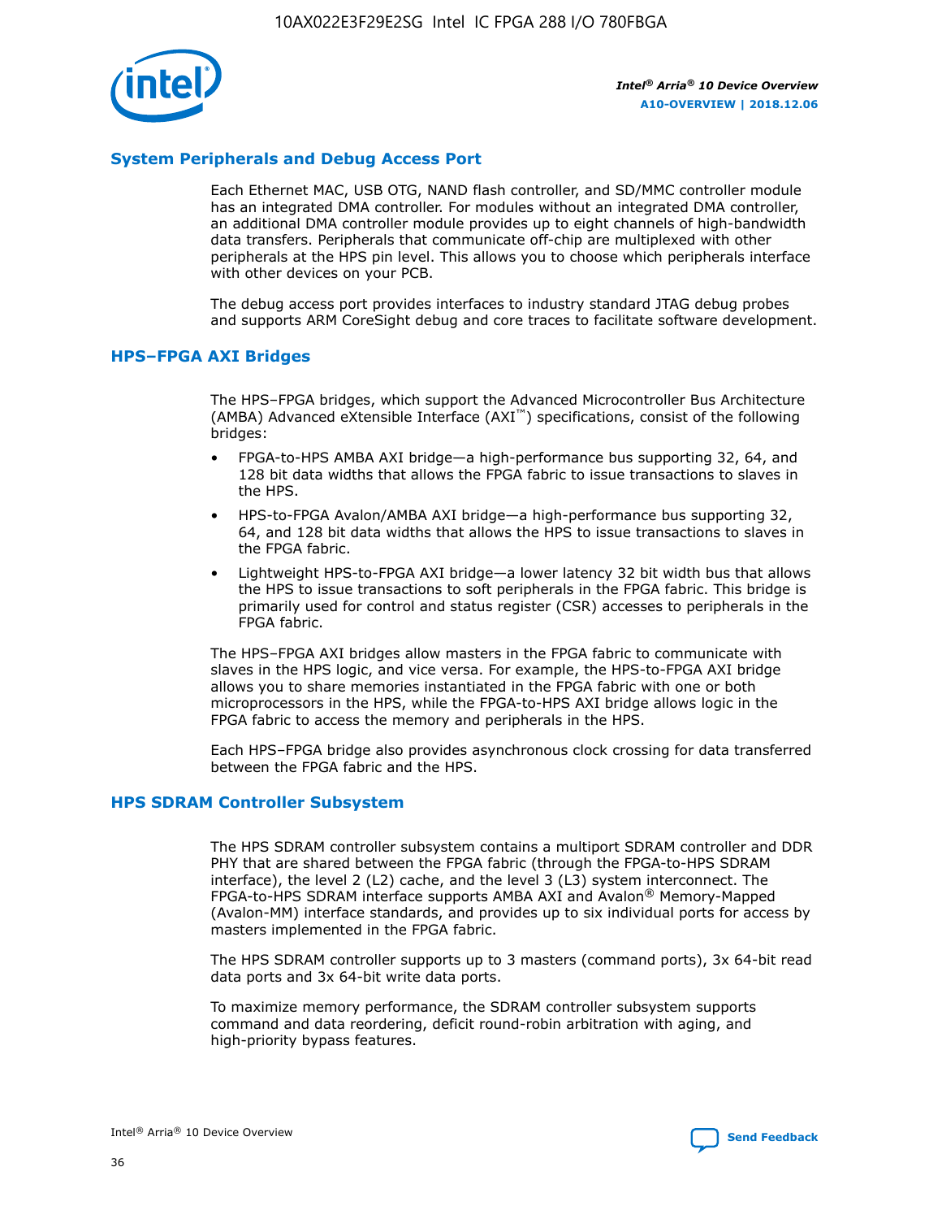## System Peripherals and Debug Access Port

Each Ethernet MAC, USB OTG, NAND flash controller, and SD/MMC controller module has an integrated DMA controller. For modules without an integrated DMA controller, an additional DMA controller module provides up to eight channels of high-bandwidth data transfers. Peripherals that communicate off-chip are multiplexed with other peripherals at the HPS pin level. This allows you to choose which peripherals interface with other devices on your PCB.

The debug access port provides interfaces to industry standard JTAG debug probes and supports ARM CoreSight debug and core traces to facilitate software development.

## HPS–FPGA AXI Bridges

The HPS–FPGA bridges, which support the Advanced Microcontroller Bus Architecture (AMBA) Advanced eXtensible Interface (AXI™) specifications, consist of the following bridges:

- FPGA-to-HPS AMBA AXI bridge—a high-performance bus supporting 32, 64, and 128 bit data widths that allows the FPGA fabric to issue transactions to slaves in the HPS.
- HPS-to-FPGA Avalon/AMBA AXI bridge—a high-performance bus supporting 32, 64, and 128 bit data widths that allows the HPS to issue transactions to slaves in the FPGA fabric.
- Lightweight HPS-to-FPGA AXI bridge—a lower latency 32 bit width bus that allows the HPS to issue transactions to soft peripherals in the FPGA fabric. This bridge is primarily used for control and status register (CSR) accesses to peripherals in the FPGA fabric.

The HPS–FPGA AXI bridges allow masters in the FPGA fabric to communicate with slaves in the HPS logic, and vice versa. For example, the HPS-to-FPGA AXI bridge allows you to share memories instantiated in the FPGA fabric with one or both microprocessors in the HPS, while the FPGA-to-HPS AXI bridge allows logic in the FPGA fabric to access the memory and peripherals in the HPS.

Each HPS–FPGA bridge also provides asynchronous clock crossing for data transferred between the FPGA fabric and the HPS.

## HPS SDRAM Controller Subsystem

The HPS SDRAM controller subsystem contains a multiport SDRAM controller and DDR PHY that are shared between the FPGA fabric (through the FPGA-to-HPS SDRAM interface), the level 2 (L2) cache, and the level 3 (L3) system interconnect. The FPGA-to-HPS SDRAM interface supports AMBA AXI and Avalon® Memory-Mapped (Avalon-MM) interface standards, and provides up to six individual ports for access by masters implemented in the FPGA fabric.

The HPS SDRAM controller supports up to 3 masters (command ports), 3x 64-bit read data ports and 3x 64-bit write data ports.

To maximize memory performance, the SDRAM controller subsystem supports command and data reordering, deficit round-robin arbitration with aging, and high-priority bypass features.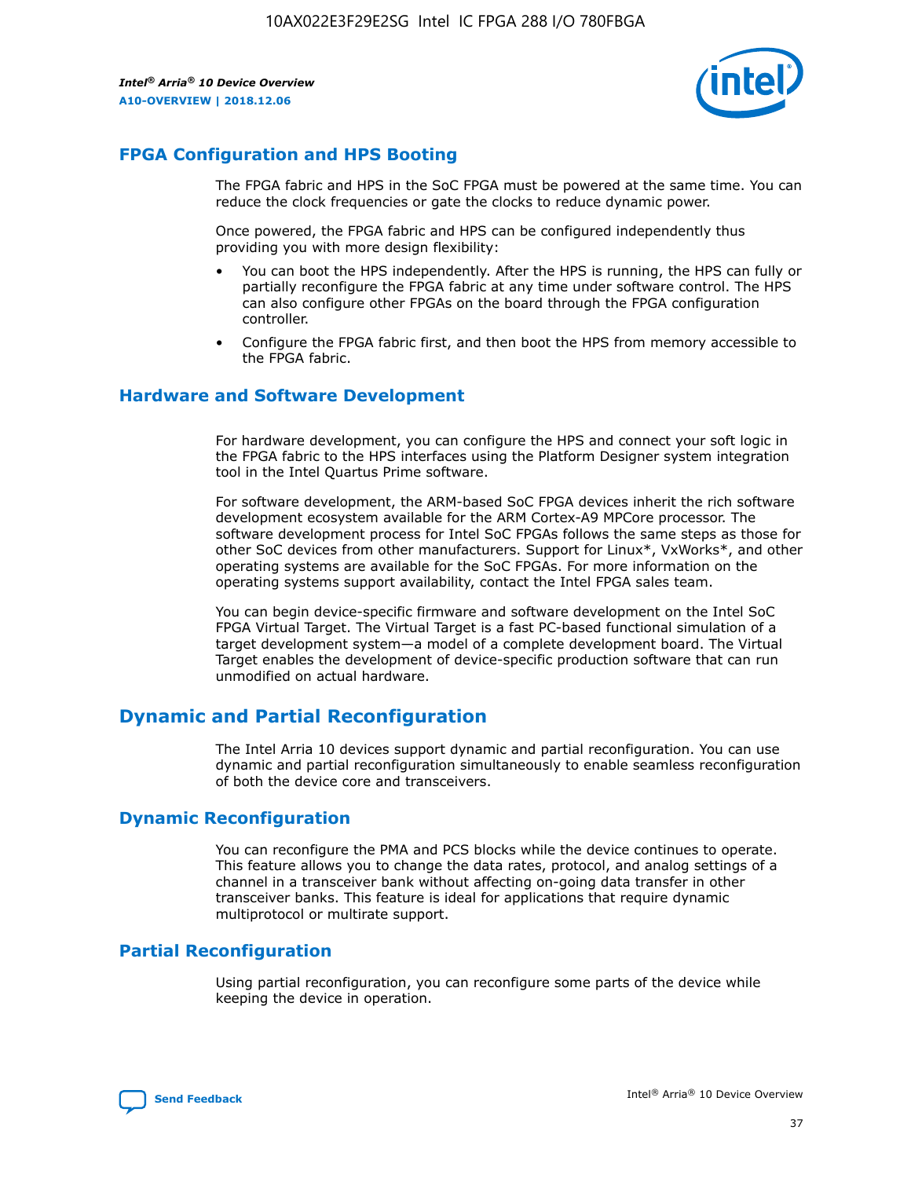## FPGA Configuration and HPS Booting

The FPGA fabric and HPS in the SoC FPGA must be powered at the same time. You can reduce the clock frequencies or gate the clocks to reduce dynamic power.

Once powered, the FPGA fabric and HPS can be configured independently thus providing you with more design flexibility:

- You can boot the HPS independently. After the HPS is running, the HPS can fully or partially reconfigure the FPGA fabric at any time under software control. The HPS can also configure other FPGAs on the board through the FPGA configuration controller.
- Configure the FPGA fabric first, and then boot the HPS from memory accessible to the FPGA fabric.

## Hardware and Software Development

For hardware development, you can configure the HPS and connect your soft logic in the FPGA fabric to the HPS interfaces using the Platform Designer system integration tool in the Intel Quartus Prime software.

For software development, the ARM-based SoC FPGA devices inherit the rich software development ecosystem available for the ARM Cortex-A9 MPCore processor. The software development process for Intel SoC FPGAs follows the same steps as those for other SoC devices from other manufacturers. Support for Linux*, VxWorks*, and other operating systems are available for the SoC FPGAs. For more information on the operating systems support availability, contact the Intel FPGA sales team.

You can begin device-specific firmware and software development on the Intel SoC FPGA Virtual Target. The Virtual Target is a fast PC-based functional simulation of a target development system—a model of a complete development board. The Virtual Target enables the development of device-specific production software that can run unmodified on actual hardware.

# Dynamic and Partial Reconfiguration

The Intel Arria 10 devices support dynamic and partial reconfiguration. You can use dynamic and partial reconfiguration simultaneously to enable seamless reconfiguration of both the device core and transceivers.

## Dynamic Reconfiguration

You can reconfigure the PMA and PCS blocks while the device continues to operate. This feature allows you to change the data rates, protocol, and analog settings of a channel in a transceiver bank without affecting on-going data transfer in other transceiver banks. This feature is ideal for applications that require dynamic multiprotocol or multirate support.

## Partial Reconfiguration

Using partial reconfiguration, you can reconfigure some parts of the device while keeping the device in operation.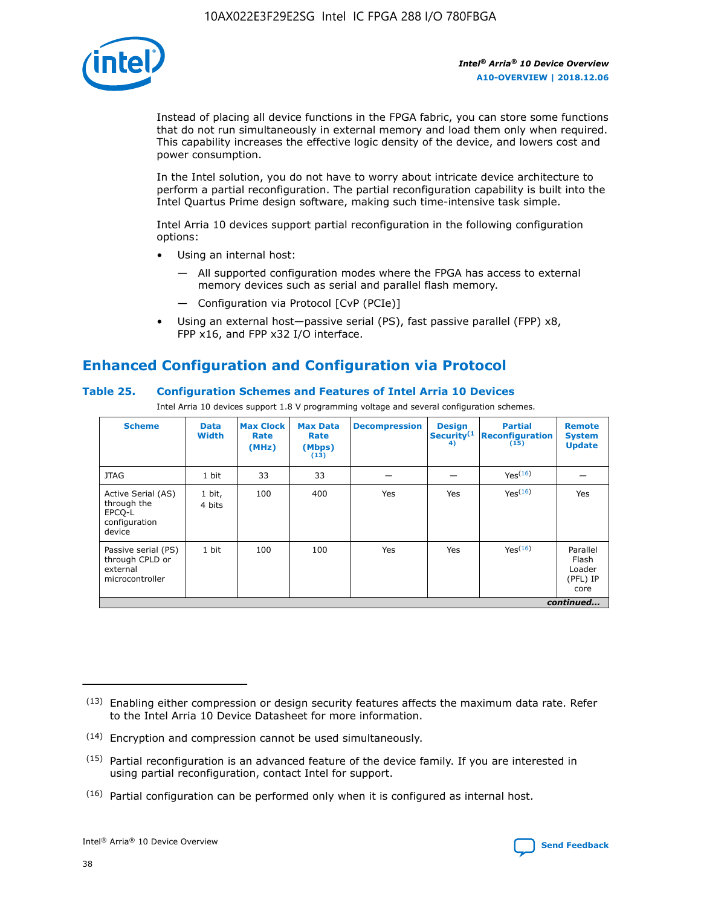Instead of placing all device functions in the FPGA fabric, you can store some functions that do not run simultaneously in external memory and load them only when required. This capability increases the effective logic density of the device, and lowers cost and power consumption.

In the Intel solution, you do not have to worry about intricate device architecture to perform a partial reconfiguration. The partial reconfiguration capability is built into the Intel Quartus Prime design software, making such time-intensive task simple.

Intel Arria 10 devices support partial reconfiguration in the following configuration options:

- Using an internal host:
  - — All supported configuration modes where the FPGA has access to external memory devices such as serial and parallel flash memory.
  - — Configuration via Protocol [CvP (PCIe)]
- Using an external host—passive serial (PS), fast passive parallel (FPP) x8, FPP x16, and FPP x32 I/O interface.

## Enhanced Configuration and Configuration via Protocol

### Table 25. Configuration Schemes and Features of Intel Arria 10 Devices

Intel Arria 10 devices support 1.8 V programming voltage and several configuration schemes.

| Scheme | Data Width | Max Clock Rate (MHz) | Max Data Rate (Mbps) (13) | Decompression | Design Security (14) | Partial Reconfiguration (15) | Remote System Update |
|---|---|---|---|---|---|---|---|
| JTAG | 1 bit | 33 | 33 | — | — | Yes (16) | — |
| Active Serial (AS) through the EPCQ-L configuration device | 1 bit, 4 bits | 100 | 400 | Yes | Yes | Yes (16) | Yes |
| Passive serial (PS) through CPLD or external microcontroller | 1 bit | 100 | 100 | Yes | Yes | Yes (16) | Parallel Flash Loader (PFL) IP core |

*continued...*

(13) Enabling either compression or design security features affects the maximum data rate. Refer to the Intel Arria 10 Device Datasheet for more information.

(14) Encryption and compression cannot be used simultaneously.

(15) Partial reconfiguration is an advanced feature of the device family. If you are interested in using partial reconfiguration, contact Intel for support.

(16) Partial configuration can be performed only when it is configured as internal host.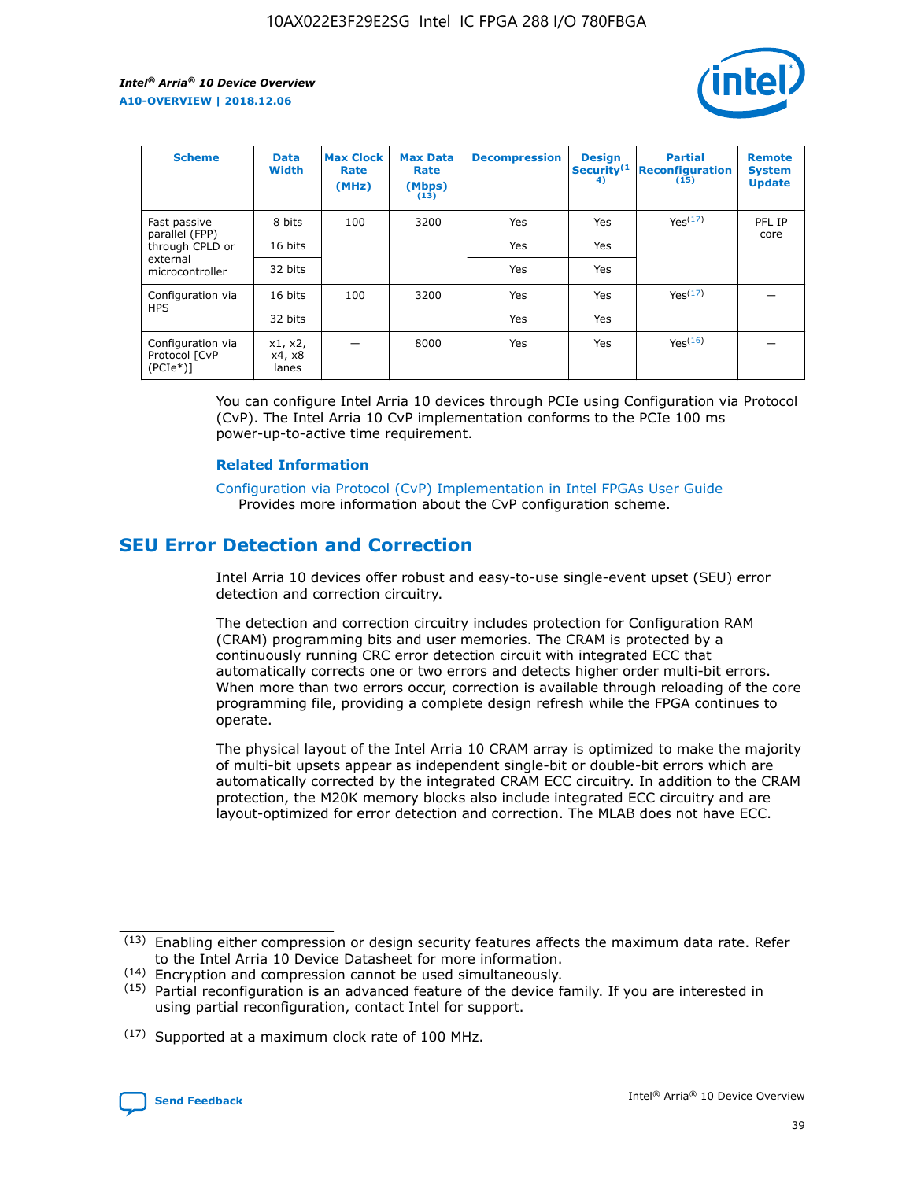| Scheme | Data Width | Max Clock Rate (MHz) | Max Data Rate (Mbps) (13) | Decompression | Design Security(14) | Partial Reconfiguration (15) | Remote System Update |
|---|---|---|---|---|---|---|---|
| Fast passive parallel (FPP) through CPLD or external microcontroller | 8 bits | 100 | 3200 | Yes | Yes | Yes(17) | PFL IP core |
| | 16 bits | | | Yes | Yes | | |
| | 32 bits | | | Yes | Yes | | |
| Configuration via HPS | 16 bits | 100 | 3200 | Yes | Yes | Yes(17) | — |
| | 32 bits | | | Yes | Yes | | |
| Configuration via Protocol [CvP (PCIe*)] | x1, x2, x4, x8 lanes | — | 8000 | Yes | Yes | Yes(16) | — |

You can configure Intel Arria 10 devices through PCIe using Configuration via Protocol (CvP). The Intel Arria 10 CvP implementation conforms to the PCIe 100 ms power-up-to-active time requirement.

### Related Information

Configuration via Protocol (CvP) Implementation in Intel FPGAs User Guide
Provides more information about the CvP configuration scheme.

## SEU Error Detection and Correction

Intel Arria 10 devices offer robust and easy-to-use single-event upset (SEU) error detection and correction circuitry.

The detection and correction circuitry includes protection for Configuration RAM (CRAM) programming bits and user memories. The CRAM is protected by a continuously running CRC error detection circuit with integrated ECC that automatically corrects one or two errors and detects higher order multi-bit errors. When more than two errors occur, correction is available through reloading of the core programming file, providing a complete design refresh while the FPGA continues to operate.

The physical layout of the Intel Arria 10 CRAM array is optimized to make the majority of multi-bit upsets appear as independent single-bit or double-bit errors which are automatically corrected by the integrated CRAM ECC circuitry. In addition to the CRAM protection, the M20K memory blocks also include integrated ECC circuitry and are layout-optimized for error detection and correction. The MLAB does not have ECC.

(13) Enabling either compression or design security features affects the maximum data rate. Refer to the Intel Arria 10 Device Datasheet for more information.

(14) Encryption and compression cannot be used simultaneously.

(15) Partial reconfiguration is an advanced feature of the device family. If you are interested in using partial reconfiguration, contact Intel for support.

(17) Supported at a maximum clock rate of 100 MHz.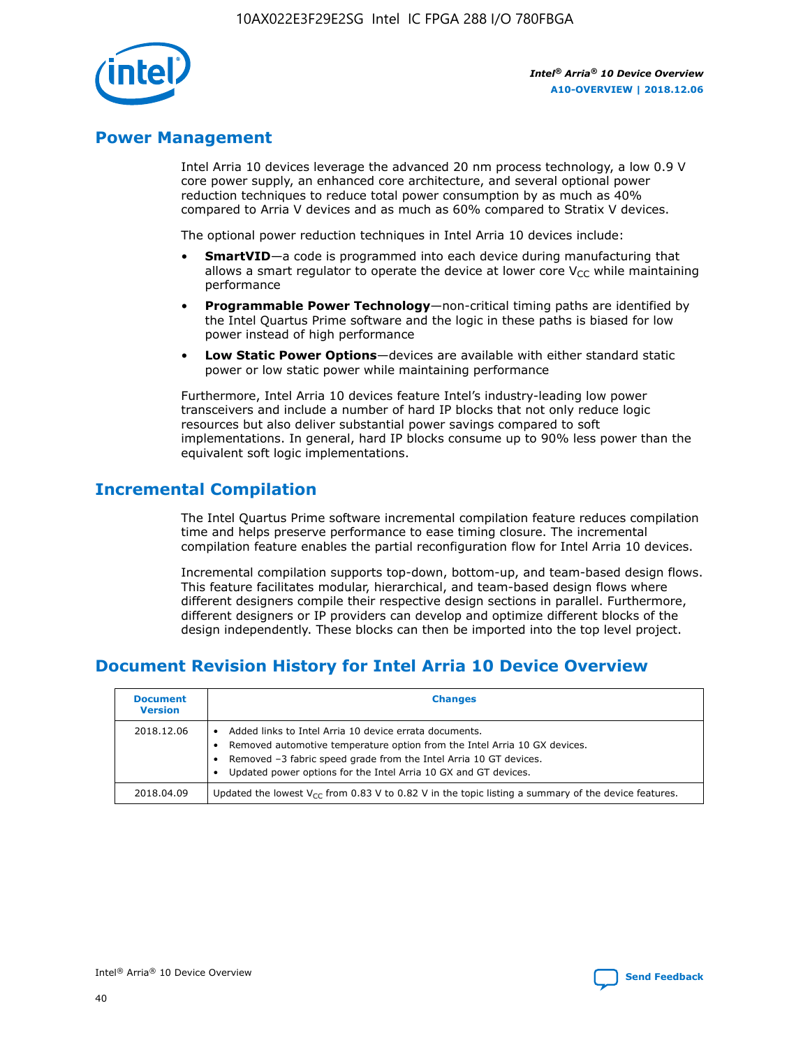## Power Management

Intel Arria 10 devices leverage the advanced 20 nm process technology, a low 0.9 V core power supply, an enhanced core architecture, and several optional power reduction techniques to reduce total power consumption by as much as 40% compared to Arria V devices and as much as 60% compared to Stratix V devices.

The optional power reduction techniques in Intel Arria 10 devices include:

- **SmartVID**—a code is programmed into each device during manufacturing that allows a smart regulator to operate the device at lower core $V_{CC}$ while maintaining performance
- **Programmable Power Technology**—non-critical timing paths are identified by the Intel Quartus Prime software and the logic in these paths is biased for low power instead of high performance
- **Low Static Power Options**—devices are available with either standard static power or low static power while maintaining performance

Furthermore, Intel Arria 10 devices feature Intel's industry-leading low power transceivers and include a number of hard IP blocks that not only reduce logic resources but also deliver substantial power savings compared to soft implementations. In general, hard IP blocks consume up to 90% less power than the equivalent soft logic implementations.

## Incremental Compilation

The Intel Quartus Prime software incremental compilation feature reduces compilation time and helps preserve performance to ease timing closure. The incremental compilation feature enables the partial reconfiguration flow for Intel Arria 10 devices.

Incremental compilation supports top-down, bottom-up, and team-based design flows. This feature facilitates modular, hierarchical, and team-based design flows where different designers compile their respective design sections in parallel. Furthermore, different designers or IP providers can develop and optimize different blocks of the design independently. These blocks can then be imported into the top level project.

## Document Revision History for Intel Arria 10 Device Overview

| Document Version | Changes |
|---|---|
| 2018.12.06 | • Added links to Intel Arria 10 device errata documents.<br>• Removed automotive temperature option from the Intel Arria 10 GX devices.<br>• Removed –3 fabric speed grade from the Intel Arria 10 GT devices.<br>• Updated power options for the Intel Arria 10 GX and GT devices. |
| 2018.04.09 | Updated the lowest $V_{CC}$ from 0.83 V to 0.82 V in the topic listing a summary of the device features. |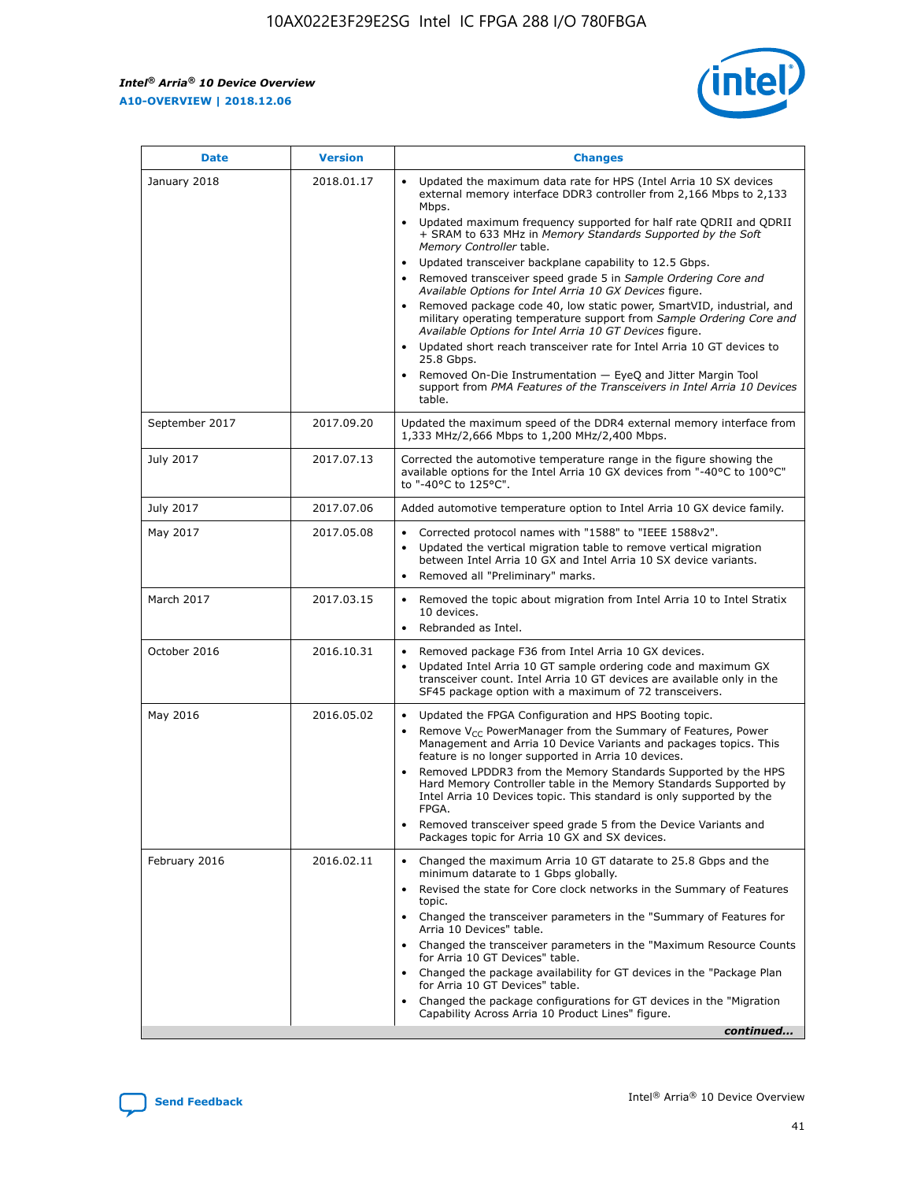| Date | Version | Changes |
| --- | --- | --- |
| January 2018 | 2018.01.17 | • Updated the maximum data rate for HPS (Intel Arria 10 SX devices external memory interface DDR3 controller from 2,166 Mbps to 2,133 Mbps.<br>• Updated maximum frequency supported for half rate QDRII and QDRII + SRAM to 633 MHz in *Memory Standards Supported by the Soft Memory Controller* table.<br>• Updated transceiver backplane capability to 12.5 Gbps.<br>• Removed transceiver speed grade 5 in *Sample Ordering Core and Available Options for Intel Arria 10 GX Devices* figure.<br>• Removed package code 40, low static power, SmartVID, industrial, and military operating temperature support from *Sample Ordering Core and Available Options for Intel Arria 10 GT Devices* figure.<br>• Updated short reach transceiver rate for Intel Arria 10 GT devices to 25.8 Gbps.<br>• Removed On-Die Instrumentation — EyeQ and Jitter Margin Tool support from *PMA Features of the Transceivers in Intel Arria 10 Devices* table. |
| September 2017 | 2017.09.20 | Updated the maximum speed of the DDR4 external memory interface from 1,333 MHz/2,666 Mbps to 1,200 MHz/2,400 Mbps. |
| July 2017 | 2017.07.13 | Corrected the automotive temperature range in the figure showing the available options for the Intel Arria 10 GX devices from "-40°C to 100°C" to "-40°C to 125°C". |
| July 2017 | 2017.07.06 | Added automotive temperature option to Intel Arria 10 GX device family. |
| May 2017 | 2017.05.08 | • Corrected protocol names with "1588" to "IEEE 1588v2".<br>• Updated the vertical migration table to remove vertical migration between Intel Arria 10 GX and Intel Arria 10 SX device variants.<br>• Removed all "Preliminary" marks. |
| March 2017 | 2017.03.15 | • Removed the topic about migration from Intel Arria 10 to Intel Stratix 10 devices.<br>• Rebranded as Intel. |
| October 2016 | 2016.10.31 | • Removed package F36 from Intel Arria 10 GX devices.<br>• Updated Intel Arria 10 GT sample ordering code and maximum GX transceiver count. Intel Arria 10 GT devices are available only in the SF45 package option with a maximum of 72 transceivers. |
| May 2016 | 2016.05.02 | • Updated the FPGA Configuration and HPS Booting topic.<br>• Remove $V_{CC}$ PowerManager from the Summary of Features, Power Management and Arria 10 Device Variants and packages topics. This feature is no longer supported in Arria 10 devices.<br>• Removed LPDDR3 from the Memory Standards Supported by the HPS Hard Memory Controller table in the Memory Standards Supported by Intel Arria 10 Devices topic. This standard is only supported by the FPGA.<br>• Removed transceiver speed grade 5 from the Device Variants and Packages topic for Arria 10 GX and SX devices. |
| February 2016 | 2016.02.11 | • Changed the maximum Arria 10 GT datarate to 25.8 Gbps and the minimum datarate to 1 Gbps globally.<br>• Revised the state for Core clock networks in the Summary of Features topic.<br>• Changed the transceiver parameters in the "Summary of Features for Arria 10 Devices" table.<br>• Changed the transceiver parameters in the "Maximum Resource Counts for Arria 10 GT Devices" table.<br>• Changed the package availability for GT devices in the "Package Plan for Arria 10 GT Devices" table.<br>• Changed the package configurations for GT devices in the "Migration Capability Across Arria 10 Product Lines" figure. |

*continued...*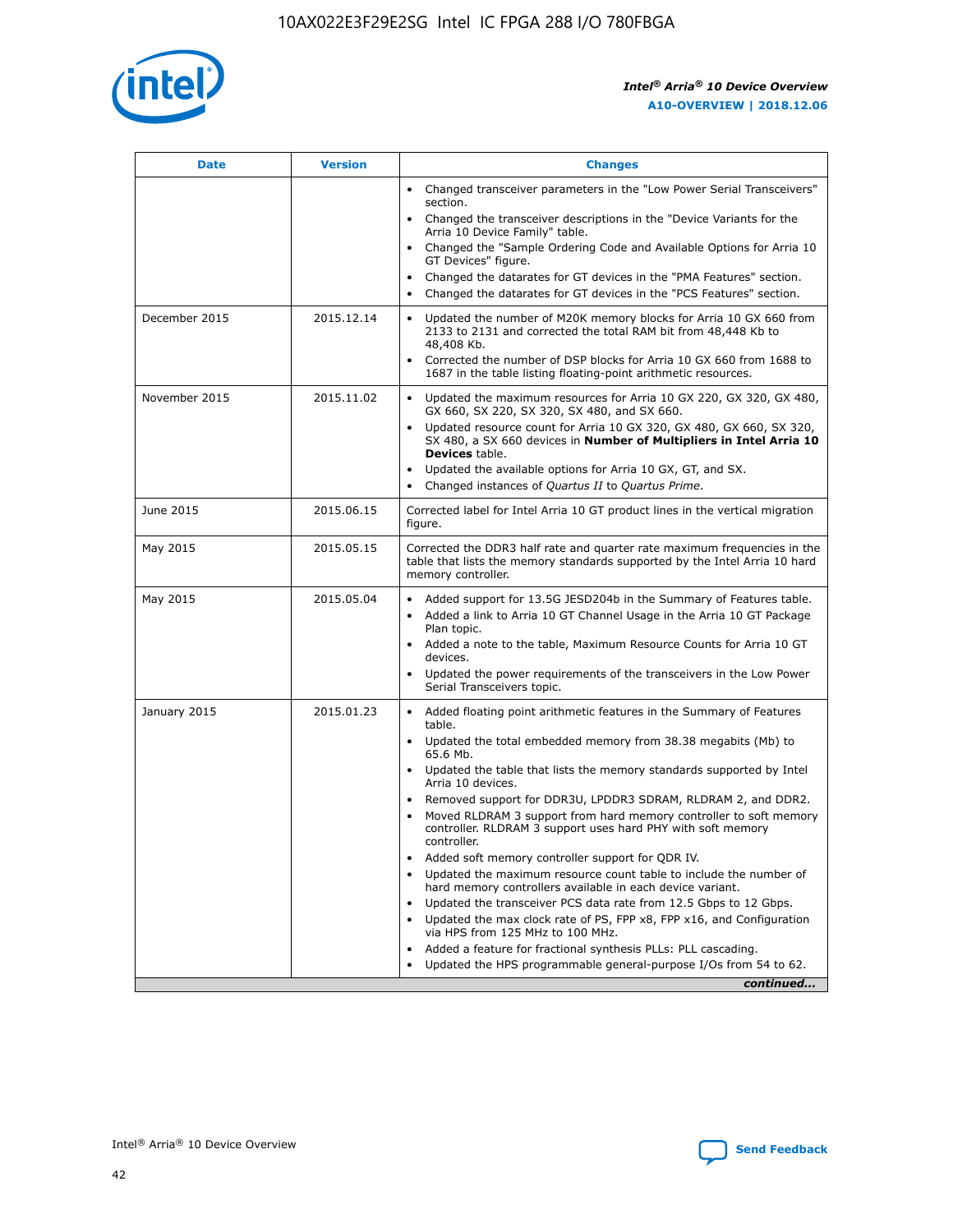| Date | Version | Changes |
|---|---|---|
| | | • Changed transceiver parameters in the "Low Power Serial Transceivers" section.<br>• Changed the transceiver descriptions in the "Device Variants for the Arria 10 Device Family" table.<br>• Changed the "Sample Ordering Code and Available Options for Arria 10 GT Devices" figure.<br>• Changed the datarates for GT devices in the "PMA Features" section.<br>• Changed the datarates for GT devices in the "PCS Features" section. |
| December 2015 | 2015.12.14 | • Updated the number of M20K memory blocks for Arria 10 GX 660 from 2133 to 2131 and corrected the total RAM bit from 48,448 Kb to 48,408 Kb.<br>• Corrected the number of DSP blocks for Arria 10 GX 660 from 1688 to 1687 in the table listing floating-point arithmetic resources. |
| November 2015 | 2015.11.02 | • Updated the maximum resources for Arria 10 GX 220, GX 320, GX 480, GX 660, SX 220, SX 320, SX 480, and SX 660.<br>• Updated resource count for Arria 10 GX 320, GX 480, GX 660, SX 320, SX 480, a SX 660 devices in **Number of Multipliers in Intel Arria 10 Devices** table.<br>• Updated the available options for Arria 10 GX, GT, and SX.<br>• Changed instances of *Quartus II* to *Quartus Prime*. |
| June 2015 | 2015.06.15 | Corrected label for Intel Arria 10 GT product lines in the vertical migration figure. |
| May 2015 | 2015.05.15 | Corrected the DDR3 half rate and quarter rate maximum frequencies in the table that lists the memory standards supported by the Intel Arria 10 hard memory controller. |
| May 2015 | 2015.05.04 | • Added support for 13.5G JESD204b in the Summary of Features table.<br>• Added a link to Arria 10 GT Channel Usage in the Arria 10 GT Package Plan topic.<br>• Added a note to the table, Maximum Resource Counts for Arria 10 GT devices.<br>• Updated the power requirements of the transceivers in the Low Power Serial Transceivers topic. |
| January 2015 | 2015.01.23 | • Added floating point arithmetic features in the Summary of Features table.<br>• Updated the total embedded memory from 38.38 megabits (Mb) to 65.6 Mb.<br>• Updated the table that lists the memory standards supported by Intel Arria 10 devices.<br>• Removed support for DDR3U, LPDDR3 SDRAM, RLDRAM 2, and DDR2.<br>• Moved RLDRAM 3 support from hard memory controller to soft memory controller. RLDRAM 3 support uses hard PHY with soft memory controller.<br>• Added soft memory controller support for QDR IV.<br>• Updated the maximum resource count table to include the number of hard memory controllers available in each device variant.<br>• Updated the transceiver PCS data rate from 12.5 Gbps to 12 Gbps.<br>• Updated the max clock rate of PS, FPP x8, FPP x16, and Configuration via HPS from 125 MHz to 100 MHz.<br>• Added a feature for fractional synthesis PLLs: PLL cascading.<br>• Updated the HPS programmable general-purpose I/Os from 54 to 62. |

*continued...*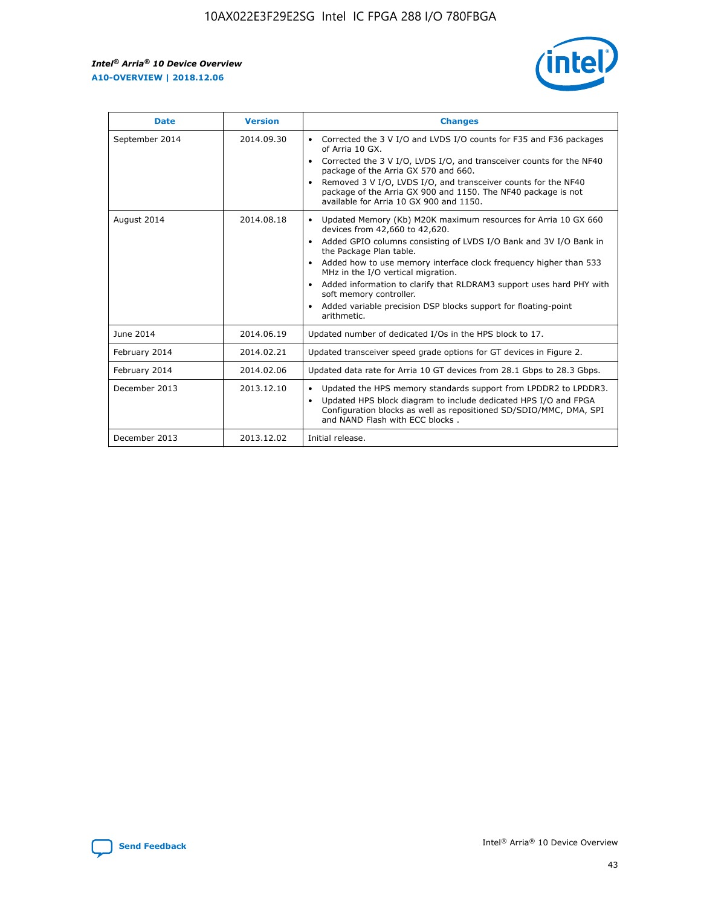| Date | Version | Changes |
| --- | --- | --- |
| September 2014 | 2014.09.30 | • Corrected the 3 V I/O and LVDS I/O counts for F35 and F36 packages of Arria 10 GX.<br>• Corrected the 3 V I/O, LVDS I/O, and transceiver counts for the NF40 package of the Arria GX 570 and 660.<br>• Removed 3 V I/O, LVDS I/O, and transceiver counts for the NF40 package of the Arria GX 900 and 1150. The NF40 package is not available for Arria 10 GX 900 and 1150. |
| August 2014 | 2014.08.18 | • Updated Memory (Kb) M20K maximum resources for Arria 10 GX 660 devices from 42,660 to 42,620.<br>• Added GPIO columns consisting of LVDS I/O Bank and 3V I/O Bank in the Package Plan table.<br>• Added how to use memory interface clock frequency higher than 533 MHz in the I/O vertical migration.<br>• Added information to clarify that RLDRAM3 support uses hard PHY with soft memory controller.<br>• Added variable precision DSP blocks support for floating-point arithmetic. |
| June 2014 | 2014.06.19 | Updated number of dedicated I/Os in the HPS block to 17. |
| February 2014 | 2014.02.21 | Updated transceiver speed grade options for GT devices in Figure 2. |
| February 2014 | 2014.02.06 | Updated data rate for Arria 10 GT devices from 28.1 Gbps to 28.3 Gbps. |
| December 2013 | 2013.12.10 | • Updated the HPS memory standards support from LPDDR2 to LPDDR3.<br>• Updated HPS block diagram to include dedicated HPS I/O and FPGA Configuration blocks as well as repositioned SD/SDIO/MMC, DMA, SPI and NAND Flash with ECC blocks . |
| December 2013 | 2013.12.02 | Initial release. |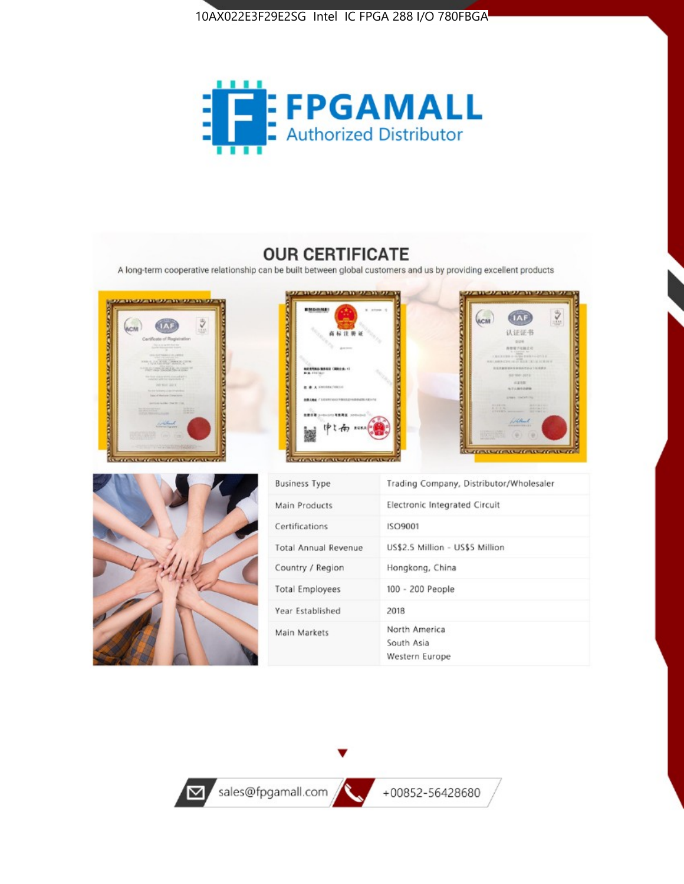FPGAMALL
Authorized Distributor

## OUR CERTIFICATE

A long-term cooperative relationship can be built between global customers and us by providing excellent products

| | |
|---|---|
| Business Type | Trading Company, Distributor/Wholesaler |
| Main Products | Electronic Integrated Circuit |
| Certifications | ISO9001 |
| Total Annual Revenue | US$2.5 Million - US$5 Million |
| Country / Region | Hongkong, China |
| Total Employees | 100 - 200 People |
| Year Established | 2018 |
| Main Markets | North America<br>South Asia<br>Western Europe |

sales@fpgamall.com

+00852-56428680